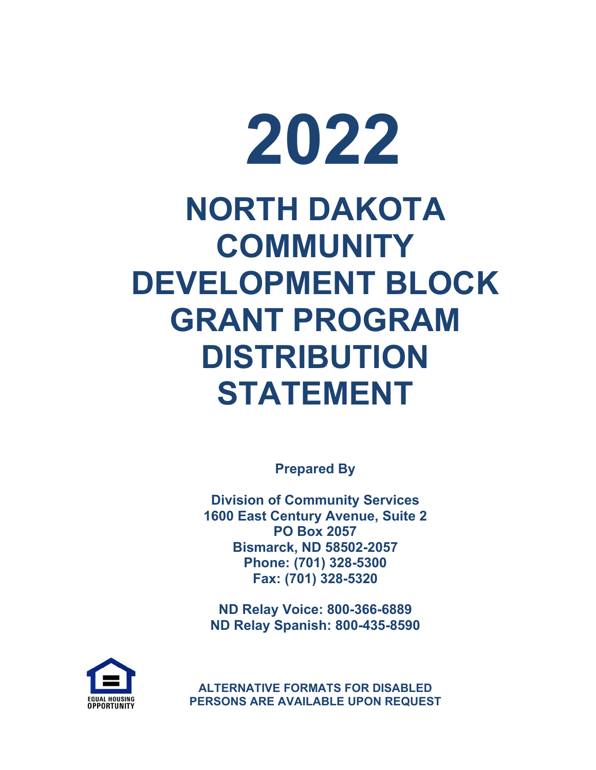# 2022

# NORTH DAKOTA COMMUNITY DEVELOPMENT BLOCK GRANT PROGRAM DISTRIBUTION STATEMENT

**Prepared By**

**Division of Community Services**
**1600 East Century Avenue, Suite 2**
**PO Box 2057**
**Bismarck, ND 58502-2057**
**Phone: (701) 328-5300**
**Fax: (701) 328-5320**

**ND Relay Voice: 800-366-6889**
**ND Relay Spanish: 800-435-8590**

EQUAL HOUSING OPPORTUNITY

**ALTERNATIVE FORMATS FOR DISABLED PERSONS ARE AVAILABLE UPON REQUEST**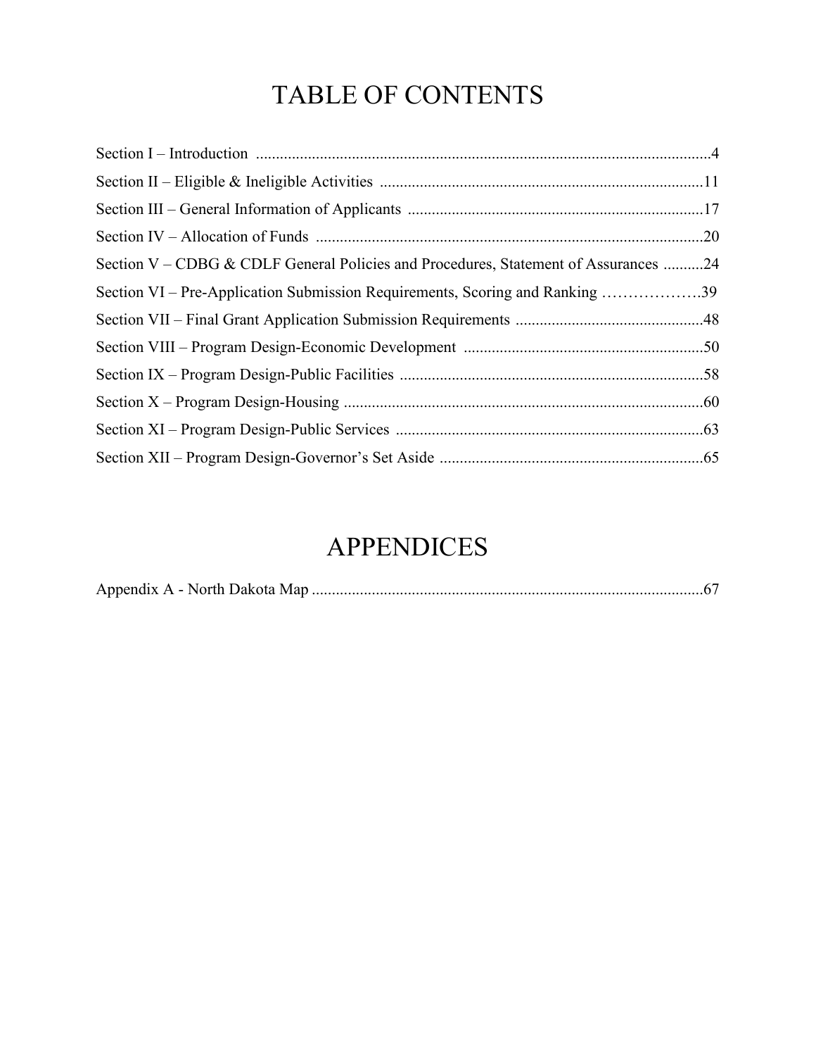# TABLE OF CONTENTS

Section I – Introduction ..................................................................................................................4

Section II – Eligible & Ineligible Activities ...............................................................................11

Section III – General Information of Applicants .........................................................................17

Section IV – Allocation of Funds ................................................................................................20

Section V – CDBG & CDLF General Policies and Procedures, Statement of Assurances ..........24

Section VI – Pre-Application Submission Requirements, Scoring and Ranking ……………….39

Section VII – Final Grant Application Submission Requirements ..............................................48

Section VIII – Program Design-Economic Development ............................................................50

Section IX – Program Design-Public Facilities ............................................................................58

Section X – Program Design-Housing .........................................................................................60

Section XI – Program Design-Public Services .............................................................................63

Section XII – Program Design-Governor's Set Aside ..................................................................65

# APPENDICES

Appendix A - North Dakota Map .................................................................................................67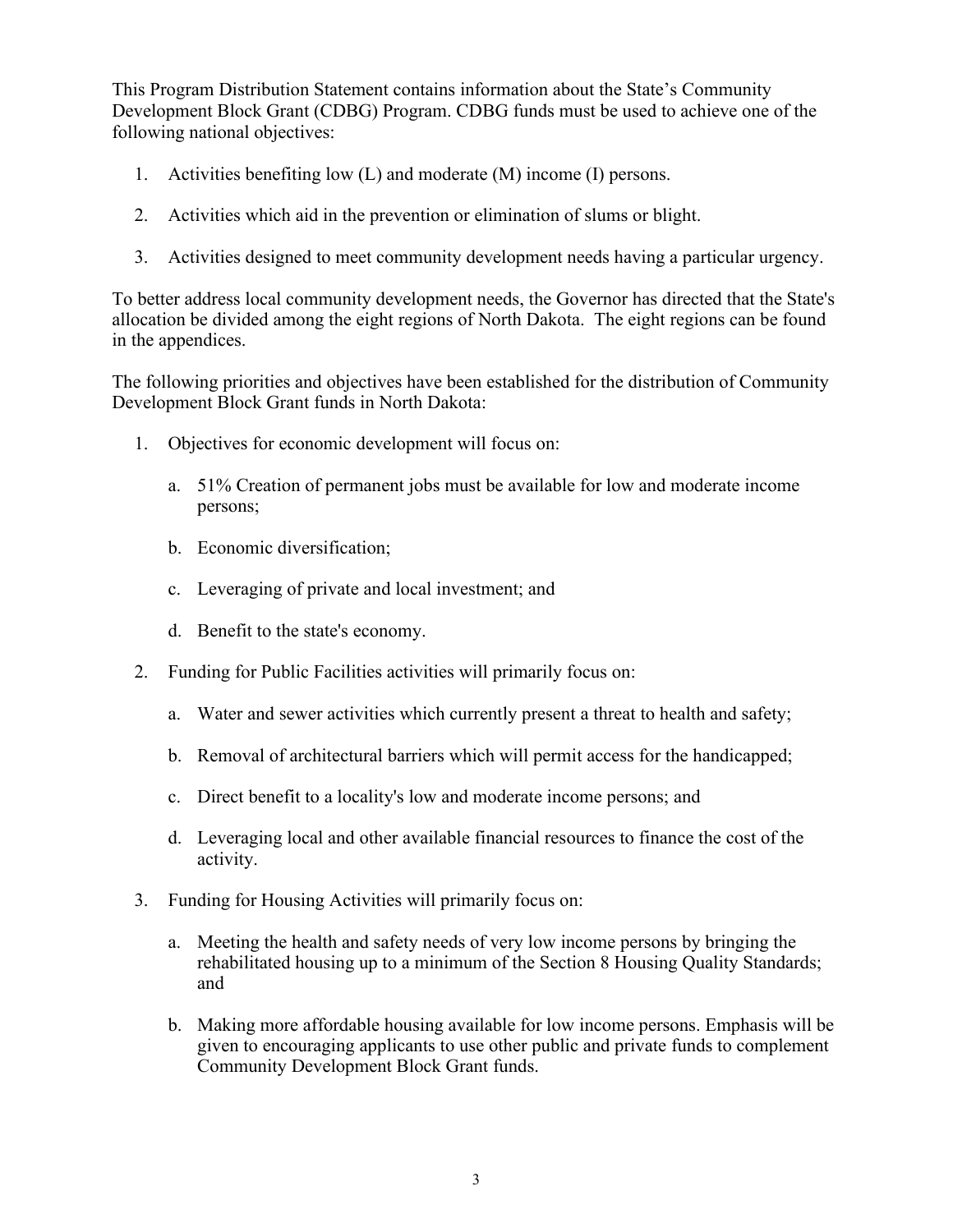This Program Distribution Statement contains information about the State's Community Development Block Grant (CDBG) Program. CDBG funds must be used to achieve one of the following national objectives:

1. Activities benefiting low (L) and moderate (M) income (I) persons.

2. Activities which aid in the prevention or elimination of slums or blight.

3. Activities designed to meet community development needs having a particular urgency.

To better address local community development needs, the Governor has directed that the State's allocation be divided among the eight regions of North Dakota. The eight regions can be found in the appendices.

The following priorities and objectives have been established for the distribution of Community Development Block Grant funds in North Dakota:

1. Objectives for economic development will focus on:

   a. 51% Creation of permanent jobs must be available for low and moderate income persons;

   b. Economic diversification;

   c. Leveraging of private and local investment; and

   d. Benefit to the state's economy.

2. Funding for Public Facilities activities will primarily focus on:

   a. Water and sewer activities which currently present a threat to health and safety;

   b. Removal of architectural barriers which will permit access for the handicapped;

   c. Direct benefit to a locality's low and moderate income persons; and

   d. Leveraging local and other available financial resources to finance the cost of the activity.

3. Funding for Housing Activities will primarily focus on:

   a. Meeting the health and safety needs of very low income persons by bringing the rehabilitated housing up to a minimum of the Section 8 Housing Quality Standards; and

   b. Making more affordable housing available for low income persons. Emphasis will be given to encouraging applicants to use other public and private funds to complement Community Development Block Grant funds.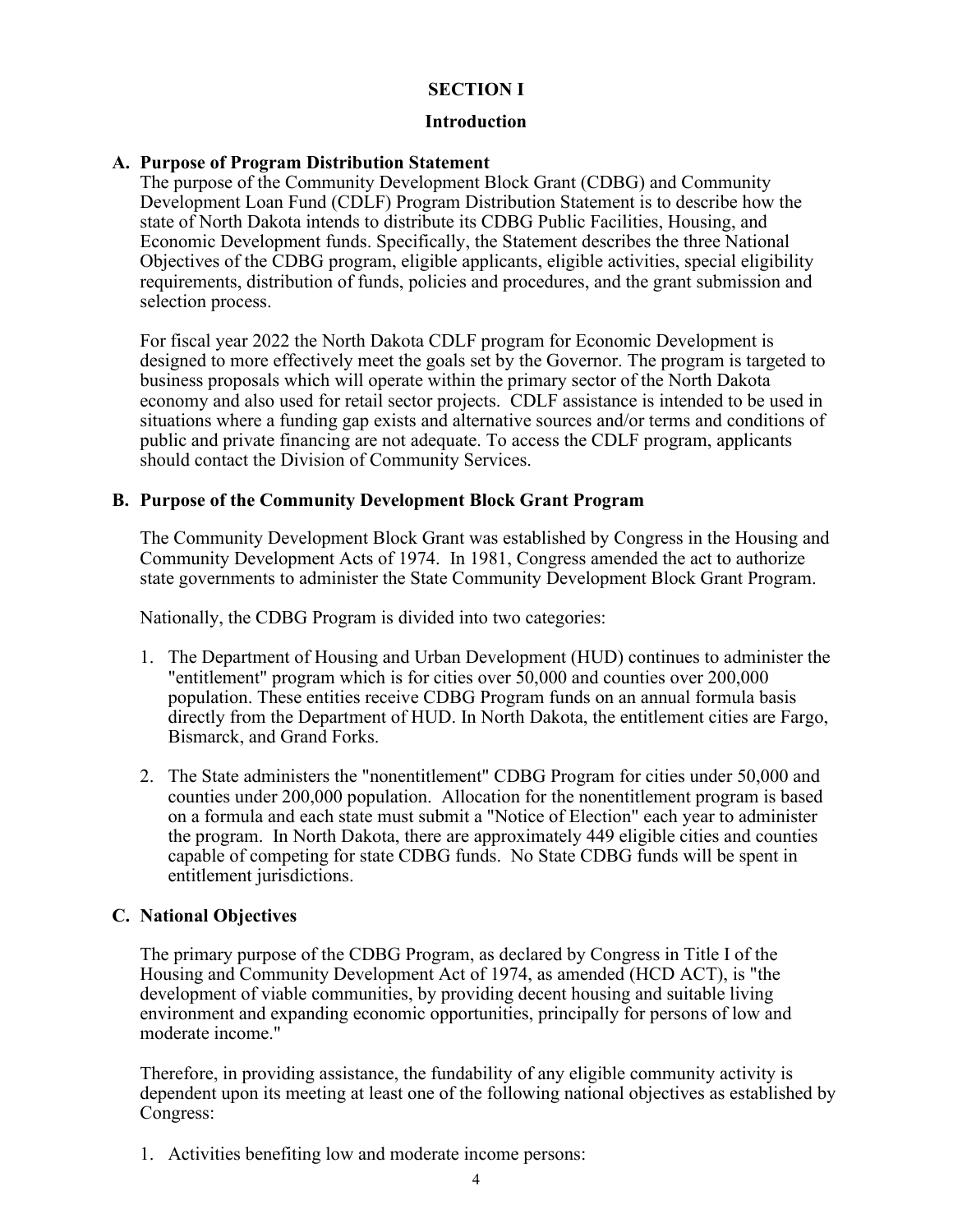# SECTION I

## Introduction

### A. Purpose of Program Distribution Statement

The purpose of the Community Development Block Grant (CDBG) and Community Development Loan Fund (CDLF) Program Distribution Statement is to describe how the state of North Dakota intends to distribute its CDBG Public Facilities, Housing, and Economic Development funds. Specifically, the Statement describes the three National Objectives of the CDBG program, eligible applicants, eligible activities, special eligibility requirements, distribution of funds, policies and procedures, and the grant submission and selection process.

For fiscal year 2022 the North Dakota CDLF program for Economic Development is designed to more effectively meet the goals set by the Governor. The program is targeted to business proposals which will operate within the primary sector of the North Dakota economy and also used for retail sector projects. CDLF assistance is intended to be used in situations where a funding gap exists and alternative sources and/or terms and conditions of public and private financing are not adequate. To access the CDLF program, applicants should contact the Division of Community Services.

### B. Purpose of the Community Development Block Grant Program

The Community Development Block Grant was established by Congress in the Housing and Community Development Acts of 1974. In 1981, Congress amended the act to authorize state governments to administer the State Community Development Block Grant Program.

Nationally, the CDBG Program is divided into two categories:

1. The Department of Housing and Urban Development (HUD) continues to administer the "entitlement" program which is for cities over 50,000 and counties over 200,000 population. These entities receive CDBG Program funds on an annual formula basis directly from the Department of HUD. In North Dakota, the entitlement cities are Fargo, Bismarck, and Grand Forks.

2. The State administers the "nonentitlement" CDBG Program for cities under 50,000 and counties under 200,000 population. Allocation for the nonentitlement program is based on a formula and each state must submit a "Notice of Election" each year to administer the program. In North Dakota, there are approximately 449 eligible cities and counties capable of competing for state CDBG funds. No State CDBG funds will be spent in entitlement jurisdictions.

### C. National Objectives

The primary purpose of the CDBG Program, as declared by Congress in Title I of the Housing and Community Development Act of 1974, as amended (HCD ACT), is "the development of viable communities, by providing decent housing and suitable living environment and expanding economic opportunities, principally for persons of low and moderate income."

Therefore, in providing assistance, the fundability of any eligible community activity is dependent upon its meeting at least one of the following national objectives as established by Congress:

1. Activities benefiting low and moderate income persons: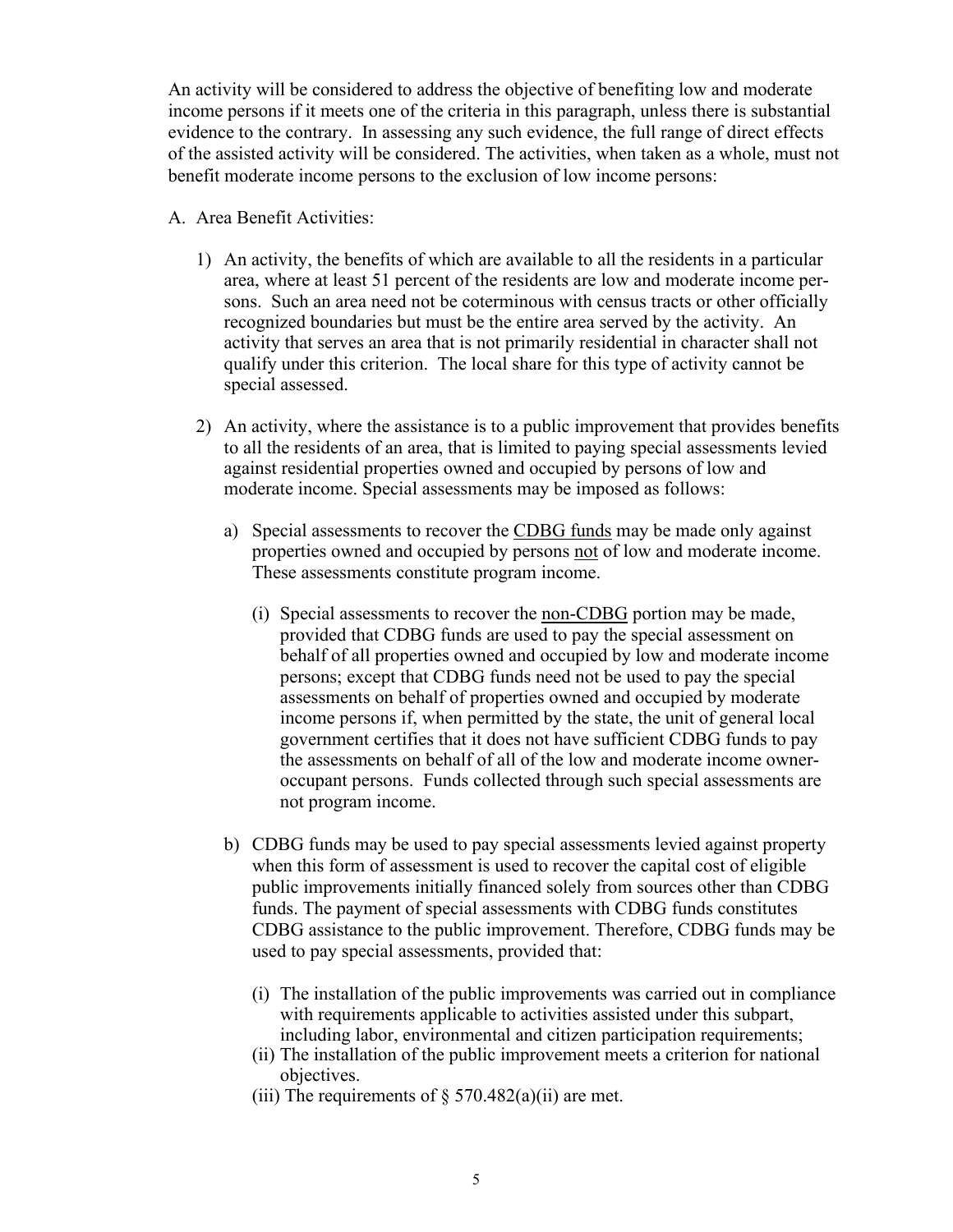An activity will be considered to address the objective of benefiting low and moderate income persons if it meets one of the criteria in this paragraph, unless there is substantial evidence to the contrary. In assessing any such evidence, the full range of direct effects of the assisted activity will be considered. The activities, when taken as a whole, must not benefit moderate income persons to the exclusion of low income persons:

A. Area Benefit Activities:

1) An activity, the benefits of which are available to all the residents in a particular area, where at least 51 percent of the residents are low and moderate income persons. Such an area need not be coterminous with census tracts or other officially recognized boundaries but must be the entire area served by the activity. An activity that serves an area that is not primarily residential in character shall not qualify under this criterion. The local share for this type of activity cannot be special assessed.

2) An activity, where the assistance is to a public improvement that provides benefits to all the residents of an area, that is limited to paying special assessments levied against residential properties owned and occupied by persons of low and moderate income. Special assessments may be imposed as follows:

   a) Special assessments to recover the <u>CDBG funds</u> may be made only against properties owned and occupied by persons <u>not</u> of low and moderate income. These assessments constitute program income.

      (i) Special assessments to recover the <u>non-CDBG</u> portion may be made, provided that CDBG funds are used to pay the special assessment on behalf of all properties owned and occupied by low and moderate income persons; except that CDBG funds need not be used to pay the special assessments on behalf of properties owned and occupied by moderate income persons if, when permitted by the state, the unit of general local government certifies that it does not have sufficient CDBG funds to pay the assessments on behalf of all of the low and moderate income owner-occupant persons. Funds collected through such special assessments are not program income.

   b) CDBG funds may be used to pay special assessments levied against property when this form of assessment is used to recover the capital cost of eligible public improvements initially financed solely from sources other than CDBG funds. The payment of special assessments with CDBG funds constitutes CDBG assistance to the public improvement. Therefore, CDBG funds may be used to pay special assessments, provided that:

      (i) The installation of the public improvements was carried out in compliance with requirements applicable to activities assisted under this subpart, including labor, environmental and citizen participation requirements;
      (ii) The installation of the public improvement meets a criterion for national objectives.
      (iii) The requirements of § 570.482(a)(ii) are met.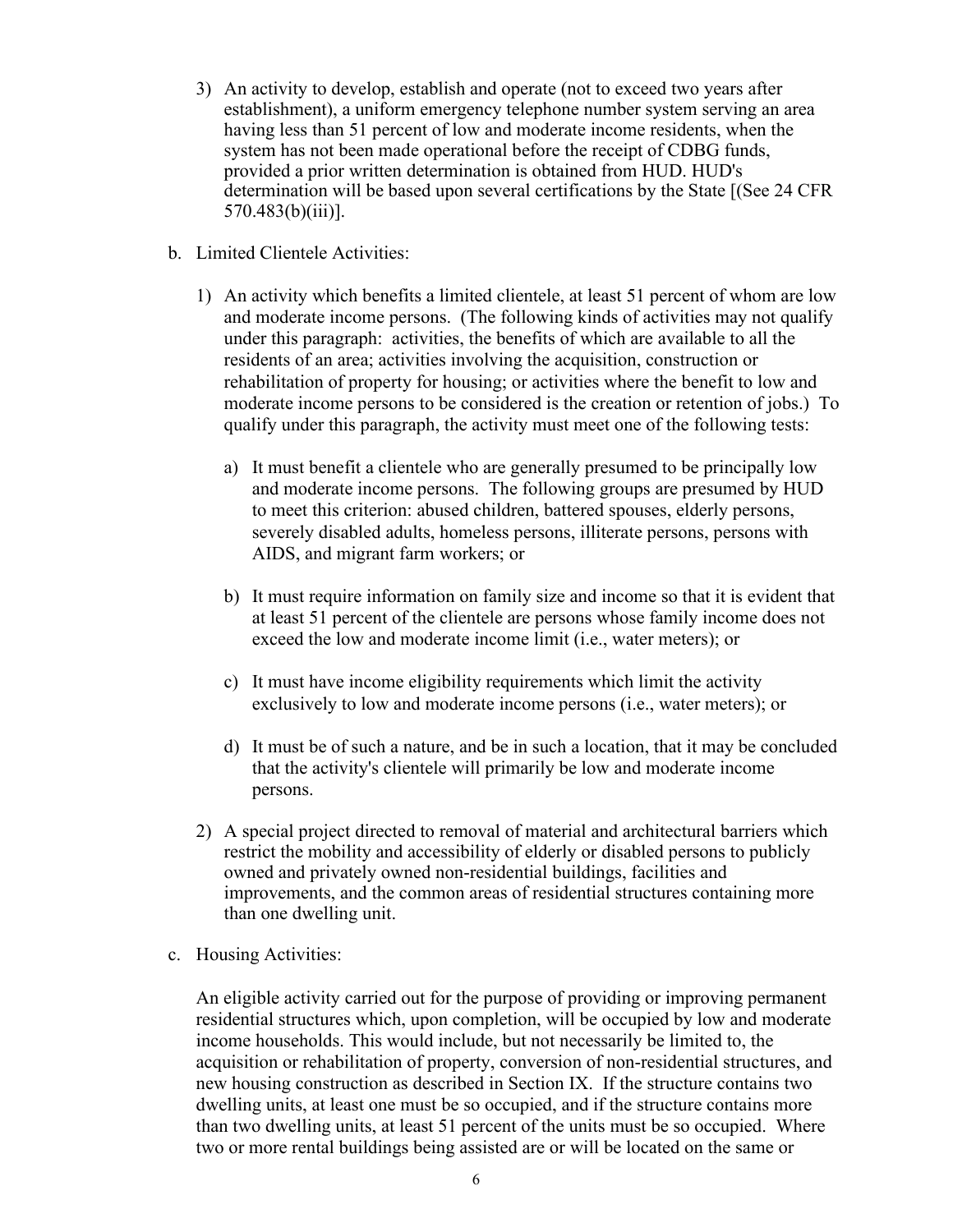3) An activity to develop, establish and operate (not to exceed two years after establishment), a uniform emergency telephone number system serving an area having less than 51 percent of low and moderate income residents, when the system has not been made operational before the receipt of CDBG funds, provided a prior written determination is obtained from HUD. HUD's determination will be based upon several certifications by the State [(See 24 CFR 570.483(b)(iii)].

b. Limited Clientele Activities:

   1) An activity which benefits a limited clientele, at least 51 percent of whom are low and moderate income persons. (The following kinds of activities may not qualify under this paragraph: activities, the benefits of which are available to all the residents of an area; activities involving the acquisition, construction or rehabilitation of property for housing; or activities where the benefit to low and moderate income persons to be considered is the creation or retention of jobs.) To qualify under this paragraph, the activity must meet one of the following tests:

      a) It must benefit a clientele who are generally presumed to be principally low and moderate income persons. The following groups are presumed by HUD to meet this criterion: abused children, battered spouses, elderly persons, severely disabled adults, homeless persons, illiterate persons, persons with AIDS, and migrant farm workers; or

      b) It must require information on family size and income so that it is evident that at least 51 percent of the clientele are persons whose family income does not exceed the low and moderate income limit (i.e., water meters); or

      c) It must have income eligibility requirements which limit the activity exclusively to low and moderate income persons (i.e., water meters); or

      d) It must be of such a nature, and be in such a location, that it may be concluded that the activity's clientele will primarily be low and moderate income persons.

   2) A special project directed to removal of material and architectural barriers which restrict the mobility and accessibility of elderly or disabled persons to publicly owned and privately owned non-residential buildings, facilities and improvements, and the common areas of residential structures containing more than one dwelling unit.

c. Housing Activities:

   An eligible activity carried out for the purpose of providing or improving permanent residential structures which, upon completion, will be occupied by low and moderate income households. This would include, but not necessarily be limited to, the acquisition or rehabilitation of property, conversion of non-residential structures, and new housing construction as described in Section IX. If the structure contains two dwelling units, at least one must be so occupied, and if the structure contains more than two dwelling units, at least 51 percent of the units must be so occupied. Where two or more rental buildings being assisted are or will be located on the same or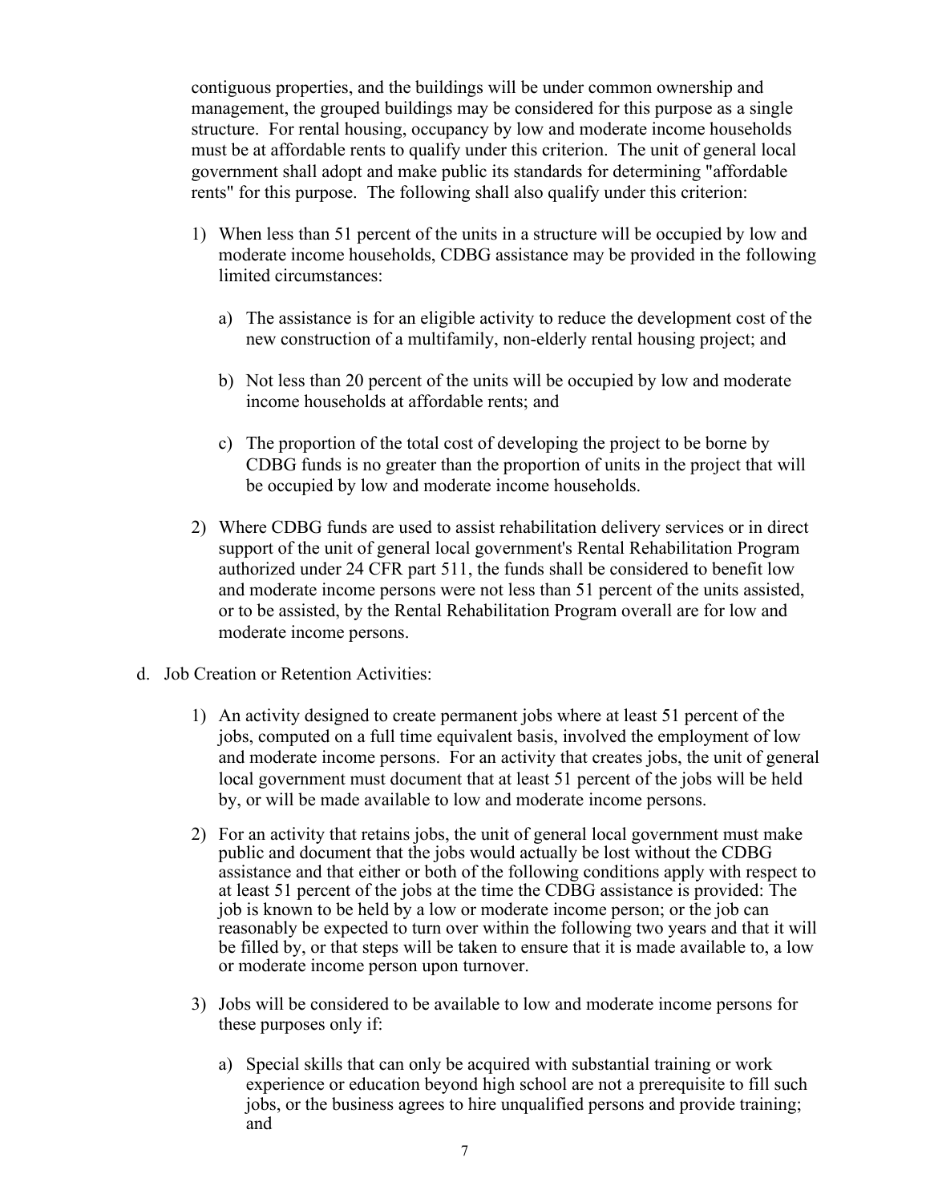contiguous properties, and the buildings will be under common ownership and management, the grouped buildings may be considered for this purpose as a single structure. For rental housing, occupancy by low and moderate income households must be at affordable rents to qualify under this criterion. The unit of general local government shall adopt and make public its standards for determining "affordable rents" for this purpose. The following shall also qualify under this criterion:

1) When less than 51 percent of the units in a structure will be occupied by low and moderate income households, CDBG assistance may be provided in the following limited circumstances:

   a) The assistance is for an eligible activity to reduce the development cost of the new construction of a multifamily, non-elderly rental housing project; and

   b) Not less than 20 percent of the units will be occupied by low and moderate income households at affordable rents; and

   c) The proportion of the total cost of developing the project to be borne by CDBG funds is no greater than the proportion of units in the project that will be occupied by low and moderate income households.

2) Where CDBG funds are used to assist rehabilitation delivery services or in direct support of the unit of general local government's Rental Rehabilitation Program authorized under 24 CFR part 511, the funds shall be considered to benefit low and moderate income persons were not less than 51 percent of the units assisted, or to be assisted, by the Rental Rehabilitation Program overall are for low and moderate income persons.

d. Job Creation or Retention Activities:

1) An activity designed to create permanent jobs where at least 51 percent of the jobs, computed on a full time equivalent basis, involved the employment of low and moderate income persons. For an activity that creates jobs, the unit of general local government must document that at least 51 percent of the jobs will be held by, or will be made available to low and moderate income persons.

2) For an activity that retains jobs, the unit of general local government must make public and document that the jobs would actually be lost without the CDBG assistance and that either or both of the following conditions apply with respect to at least 51 percent of the jobs at the time the CDBG assistance is provided: The job is known to be held by a low or moderate income person; or the job can reasonably be expected to turn over within the following two years and that it will be filled by, or that steps will be taken to ensure that it is made available to, a low or moderate income person upon turnover.

3) Jobs will be considered to be available to low and moderate income persons for these purposes only if:

   a) Special skills that can only be acquired with substantial training or work experience or education beyond high school are not a prerequisite to fill such jobs, or the business agrees to hire unqualified persons and provide training; and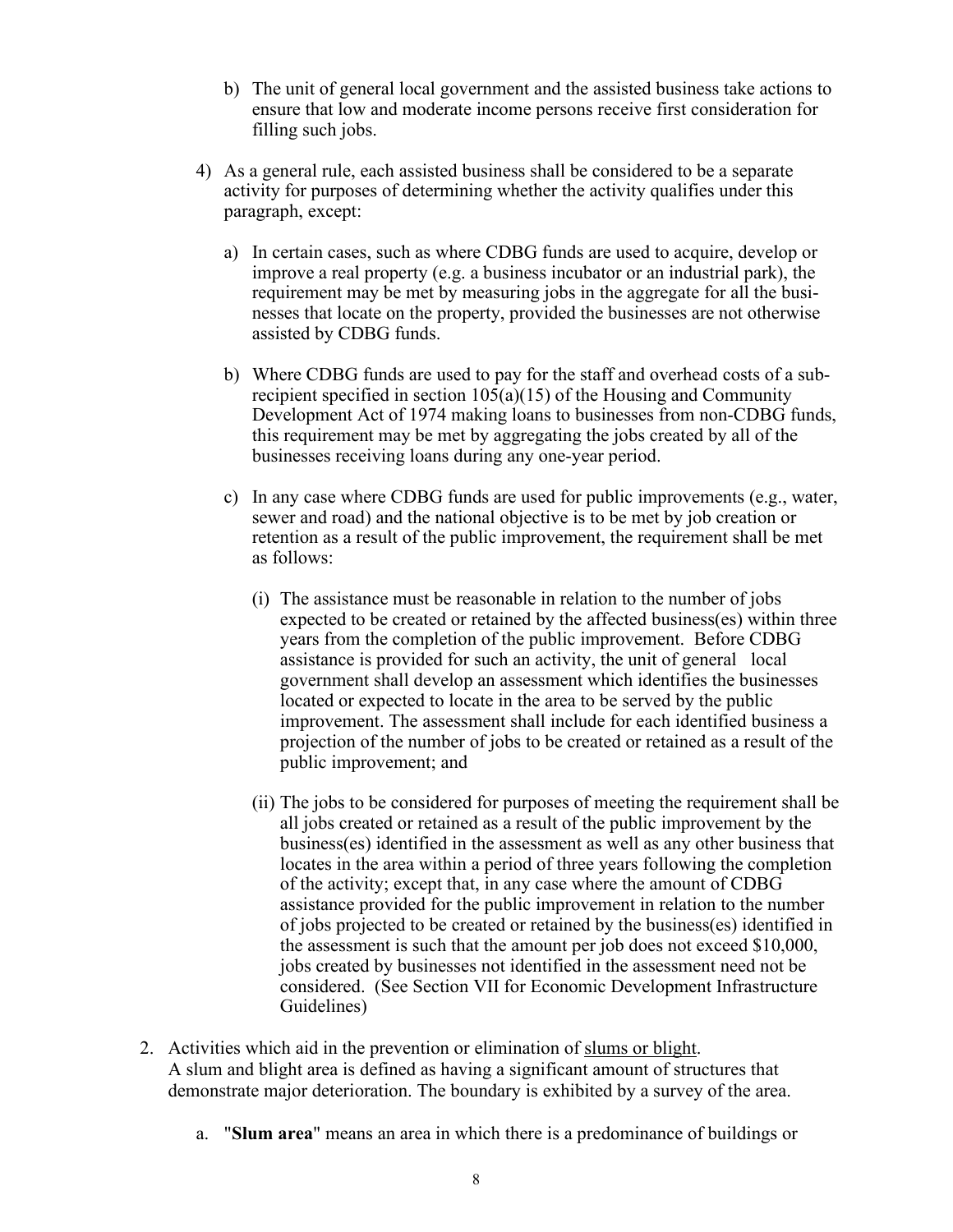b) The unit of general local government and the assisted business take actions to ensure that low and moderate income persons receive first consideration for filling such jobs.

4) As a general rule, each assisted business shall be considered to be a separate activity for purposes of determining whether the activity qualifies under this paragraph, except:

   a) In certain cases, such as where CDBG funds are used to acquire, develop or improve a real property (e.g. a business incubator or an industrial park), the requirement may be met by measuring jobs in the aggregate for all the businesses that locate on the property, provided the businesses are not otherwise assisted by CDBG funds.

   b) Where CDBG funds are used to pay for the staff and overhead costs of a sub-recipient specified in section 105(a)(15) of the Housing and Community Development Act of 1974 making loans to businesses from non-CDBG funds, this requirement may be met by aggregating the jobs created by all of the businesses receiving loans during any one-year period.

   c) In any case where CDBG funds are used for public improvements (e.g., water, sewer and road) and the national objective is to be met by job creation or retention as a result of the public improvement, the requirement shall be met as follows:

      (i) The assistance must be reasonable in relation to the number of jobs expected to be created or retained by the affected business(es) within three years from the completion of the public improvement. Before CDBG assistance is provided for such an activity, the unit of general local government shall develop an assessment which identifies the businesses located or expected to locate in the area to be served by the public improvement. The assessment shall include for each identified business a projection of the number of jobs to be created or retained as a result of the public improvement; and

      (ii) The jobs to be considered for purposes of meeting the requirement shall be all jobs created or retained as a result of the public improvement by the business(es) identified in the assessment as well as any other business that locates in the area within a period of three years following the completion of the activity; except that, in any case where the amount of CDBG assistance provided for the public improvement in relation to the number of jobs projected to be created or retained by the business(es) identified in the assessment is such that the amount per job does not exceed $10,000, jobs created by businesses not identified in the assessment need not be considered. (See Section VII for Economic Development Infrastructure Guidelines)

2. Activities which aid in the prevention or elimination of slums or blight.
   A slum and blight area is defined as having a significant amount of structures that demonstrate major deterioration. The boundary is exhibited by a survey of the area.

   a. "**Slum area**" means an area in which there is a predominance of buildings or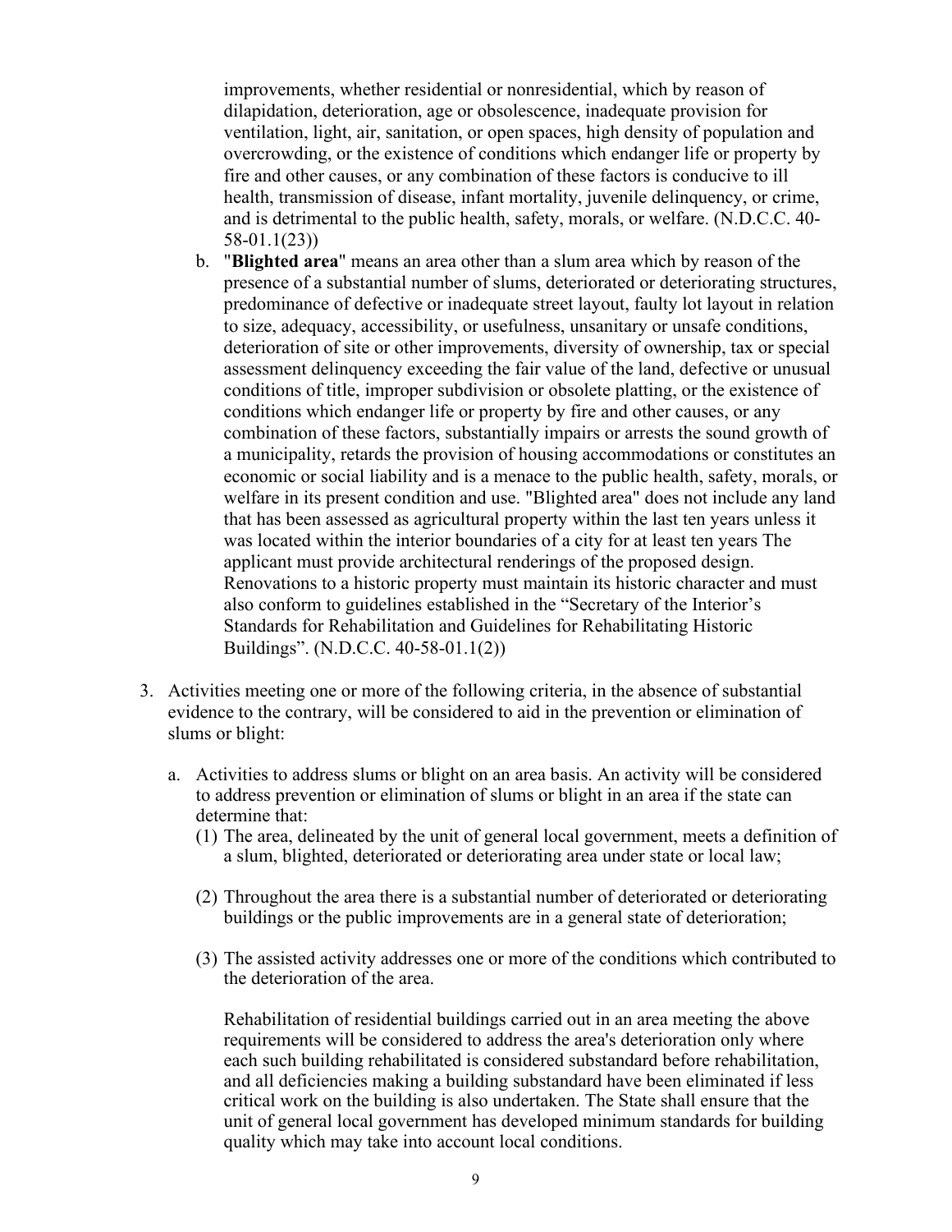improvements, whether residential or nonresidential, which by reason of dilapidation, deterioration, age or obsolescence, inadequate provision for ventilation, light, air, sanitation, or open spaces, high density of population and overcrowding, or the existence of conditions which endanger life or property by fire and other causes, or any combination of these factors is conducive to ill health, transmission of disease, infant mortality, juvenile delinquency, or crime, and is detrimental to the public health, safety, morals, or welfare. (N.D.C.C. 40-58-01.1(23))

b. "**Blighted area**" means an area other than a slum area which by reason of the presence of a substantial number of slums, deteriorated or deteriorating structures, predominance of defective or inadequate street layout, faulty lot layout in relation to size, adequacy, accessibility, or usefulness, unsanitary or unsafe conditions, deterioration of site or other improvements, diversity of ownership, tax or special assessment delinquency exceeding the fair value of the land, defective or unusual conditions of title, improper subdivision or obsolete platting, or the existence of conditions which endanger life or property by fire and other causes, or any combination of these factors, substantially impairs or arrests the sound growth of a municipality, retards the provision of housing accommodations or constitutes an economic or social liability and is a menace to the public health, safety, morals, or welfare in its present condition and use. "Blighted area" does not include any land that has been assessed as agricultural property within the last ten years unless it was located within the interior boundaries of a city for at least ten years The applicant must provide architectural renderings of the proposed design. Renovations to a historic property must maintain its historic character and must also conform to guidelines established in the "Secretary of the Interior's Standards for Rehabilitation and Guidelines for Rehabilitating Historic Buildings". (N.D.C.C. 40-58-01.1(2))

3. Activities meeting one or more of the following criteria, in the absence of substantial evidence to the contrary, will be considered to aid in the prevention or elimination of slums or blight:

   a. Activities to address slums or blight on an area basis. An activity will be considered to address prevention or elimination of slums or blight in an area if the state can determine that:

      (1) The area, delineated by the unit of general local government, meets a definition of a slum, blighted, deteriorated or deteriorating area under state or local law;

      (2) Throughout the area there is a substantial number of deteriorated or deteriorating buildings or the public improvements are in a general state of deterioration;

      (3) The assisted activity addresses one or more of the conditions which contributed to the deterioration of the area.

      Rehabilitation of residential buildings carried out in an area meeting the above requirements will be considered to address the area's deterioration only where each such building rehabilitated is considered substandard before rehabilitation, and all deficiencies making a building substandard have been eliminated if less critical work on the building is also undertaken. The State shall ensure that the unit of general local government has developed minimum standards for building quality which may take into account local conditions.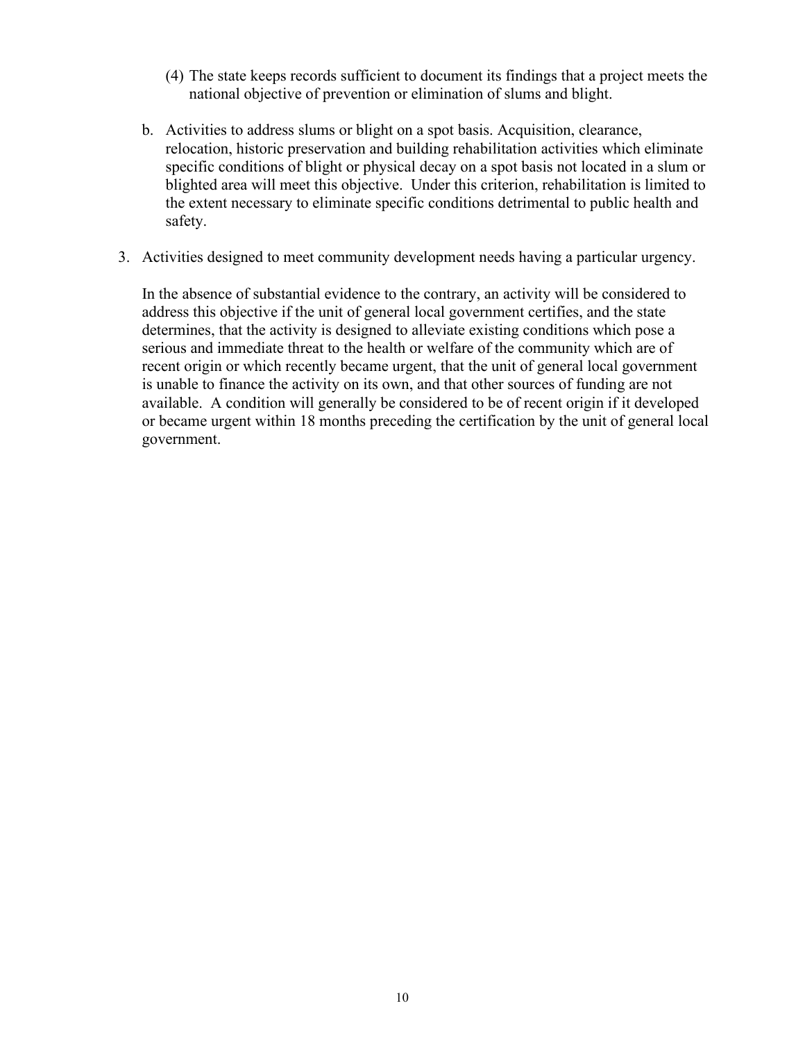(4) The state keeps records sufficient to document its findings that a project meets the national objective of prevention or elimination of slums and blight.

b. Activities to address slums or blight on a spot basis. Acquisition, clearance, relocation, historic preservation and building rehabilitation activities which eliminate specific conditions of blight or physical decay on a spot basis not located in a slum or blighted area will meet this objective. Under this criterion, rehabilitation is limited to the extent necessary to eliminate specific conditions detrimental to public health and safety.

3. Activities designed to meet community development needs having a particular urgency.

   In the absence of substantial evidence to the contrary, an activity will be considered to address this objective if the unit of general local government certifies, and the state determines, that the activity is designed to alleviate existing conditions which pose a serious and immediate threat to the health or welfare of the community which are of recent origin or which recently became urgent, that the unit of general local government is unable to finance the activity on its own, and that other sources of funding are not available. A condition will generally be considered to be of recent origin if it developed or became urgent within 18 months preceding the certification by the unit of general local government.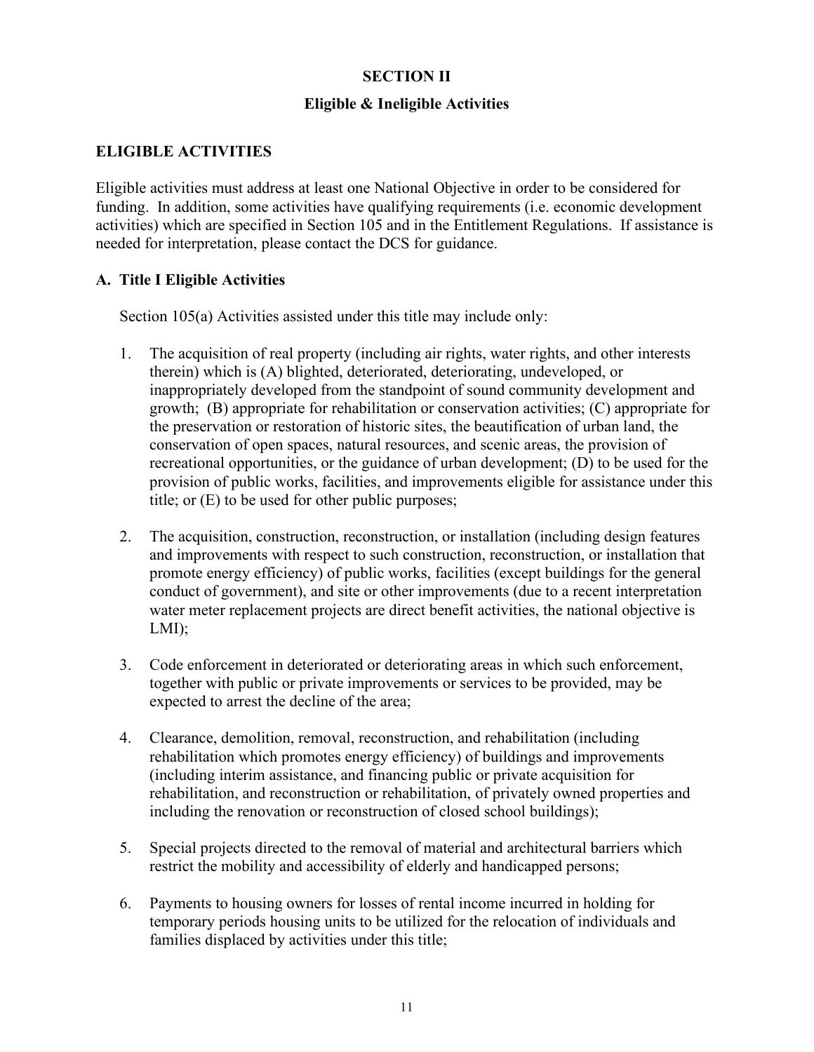# SECTION II

## Eligible & Ineligible Activities

### ELIGIBLE ACTIVITIES

Eligible activities must address at least one National Objective in order to be considered for funding. In addition, some activities have qualifying requirements (i.e. economic development activities) which are specified in Section 105 and in the Entitlement Regulations. If assistance is needed for interpretation, please contact the DCS for guidance.

### A. Title I Eligible Activities

Section 105(a) Activities assisted under this title may include only:

1. The acquisition of real property (including air rights, water rights, and other interests therein) which is (A) blighted, deteriorated, deteriorating, undeveloped, or inappropriately developed from the standpoint of sound community development and growth; (B) appropriate for rehabilitation or conservation activities; (C) appropriate for the preservation or restoration of historic sites, the beautification of urban land, the conservation of open spaces, natural resources, and scenic areas, the provision of recreational opportunities, or the guidance of urban development; (D) to be used for the provision of public works, facilities, and improvements eligible for assistance under this title; or (E) to be used for other public purposes;

2. The acquisition, construction, reconstruction, or installation (including design features and improvements with respect to such construction, reconstruction, or installation that promote energy efficiency) of public works, facilities (except buildings for the general conduct of government), and site or other improvements (due to a recent interpretation water meter replacement projects are direct benefit activities, the national objective is LMI);

3. Code enforcement in deteriorated or deteriorating areas in which such enforcement, together with public or private improvements or services to be provided, may be expected to arrest the decline of the area;

4. Clearance, demolition, removal, reconstruction, and rehabilitation (including rehabilitation which promotes energy efficiency) of buildings and improvements (including interim assistance, and financing public or private acquisition for rehabilitation, and reconstruction or rehabilitation, of privately owned properties and including the renovation or reconstruction of closed school buildings);

5. Special projects directed to the removal of material and architectural barriers which restrict the mobility and accessibility of elderly and handicapped persons;

6. Payments to housing owners for losses of rental income incurred in holding for temporary periods housing units to be utilized for the relocation of individuals and families displaced by activities under this title;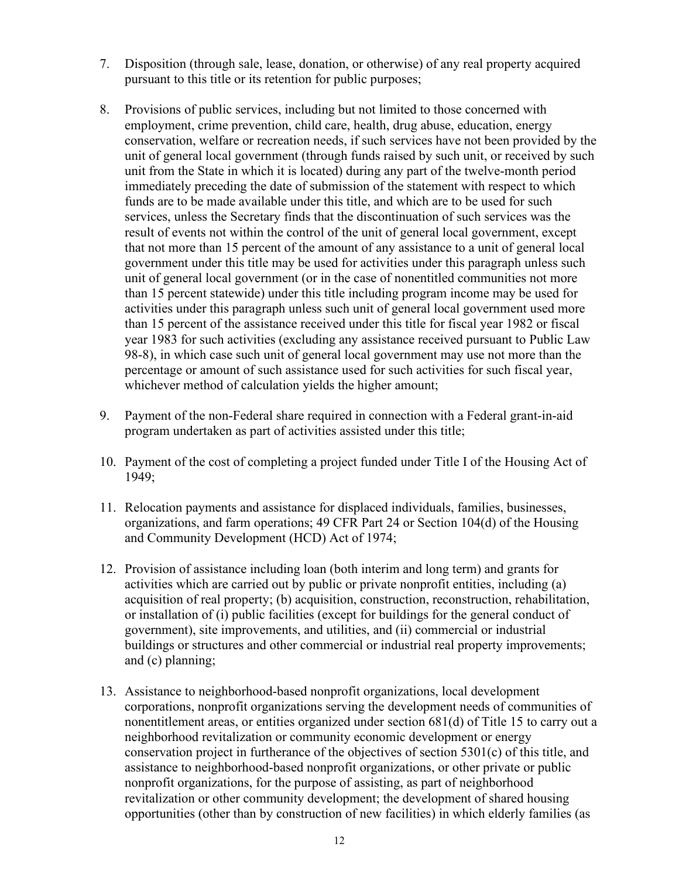7. Disposition (through sale, lease, donation, or otherwise) of any real property acquired pursuant to this title or its retention for public purposes;

8. Provisions of public services, including but not limited to those concerned with employment, crime prevention, child care, health, drug abuse, education, energy conservation, welfare or recreation needs, if such services have not been provided by the unit of general local government (through funds raised by such unit, or received by such unit from the State in which it is located) during any part of the twelve-month period immediately preceding the date of submission of the statement with respect to which funds are to be made available under this title, and which are to be used for such services, unless the Secretary finds that the discontinuation of such services was the result of events not within the control of the unit of general local government, except that not more than 15 percent of the amount of any assistance to a unit of general local government under this title may be used for activities under this paragraph unless such unit of general local government (or in the case of nonentitled communities not more than 15 percent statewide) under this title including program income may be used for activities under this paragraph unless such unit of general local government used more than 15 percent of the assistance received under this title for fiscal year 1982 or fiscal year 1983 for such activities (excluding any assistance received pursuant to Public Law 98-8), in which case such unit of general local government may use not more than the percentage or amount of such assistance used for such activities for such fiscal year, whichever method of calculation yields the higher amount;

9. Payment of the non-Federal share required in connection with a Federal grant-in-aid program undertaken as part of activities assisted under this title;

10. Payment of the cost of completing a project funded under Title I of the Housing Act of 1949;

11. Relocation payments and assistance for displaced individuals, families, businesses, organizations, and farm operations; 49 CFR Part 24 or Section 104(d) of the Housing and Community Development (HCD) Act of 1974;

12. Provision of assistance including loan (both interim and long term) and grants for activities which are carried out by public or private nonprofit entities, including (a) acquisition of real property; (b) acquisition, construction, reconstruction, rehabilitation, or installation of (i) public facilities (except for buildings for the general conduct of government), site improvements, and utilities, and (ii) commercial or industrial buildings or structures and other commercial or industrial real property improvements; and (c) planning;

13. Assistance to neighborhood-based nonprofit organizations, local development corporations, nonprofit organizations serving the development needs of communities of nonentitlement areas, or entities organized under section 681(d) of Title 15 to carry out a neighborhood revitalization or community economic development or energy conservation project in furtherance of the objectives of section 5301(c) of this title, and assistance to neighborhood-based nonprofit organizations, or other private or public nonprofit organizations, for the purpose of assisting, as part of neighborhood revitalization or other community development; the development of shared housing opportunities (other than by construction of new facilities) in which elderly families (as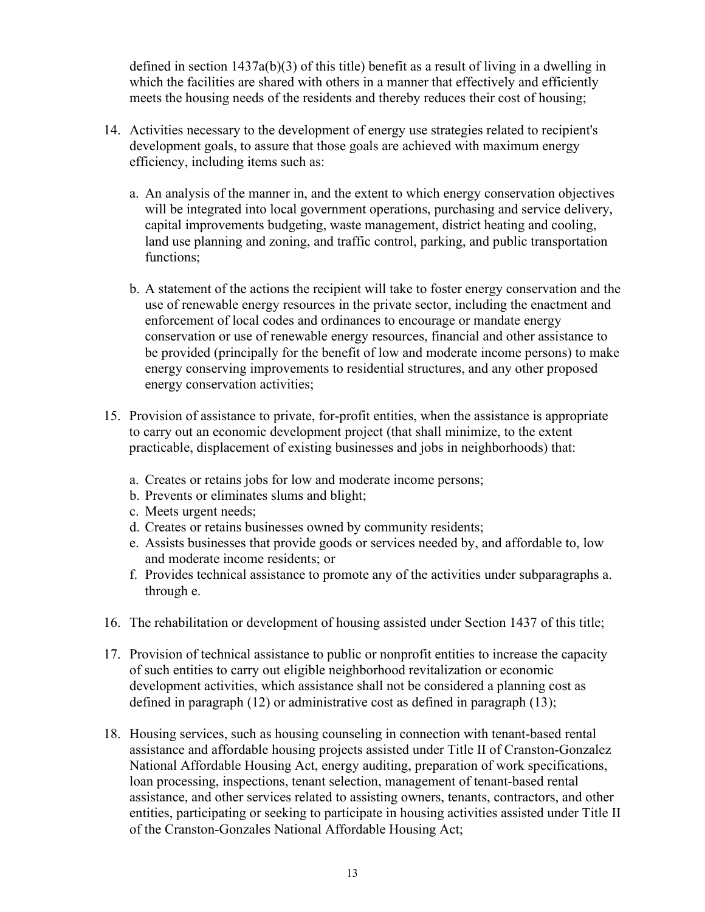defined in section 1437a(b)(3) of this title) benefit as a result of living in a dwelling in which the facilities are shared with others in a manner that effectively and efficiently meets the housing needs of the residents and thereby reduces their cost of housing;

14. Activities necessary to the development of energy use strategies related to recipient's development goals, to assure that those goals are achieved with maximum energy efficiency, including items such as:

    a. An analysis of the manner in, and the extent to which energy conservation objectives will be integrated into local government operations, purchasing and service delivery, capital improvements budgeting, waste management, district heating and cooling, land use planning and zoning, and traffic control, parking, and public transportation functions;

    b. A statement of the actions the recipient will take to foster energy conservation and the use of renewable energy resources in the private sector, including the enactment and enforcement of local codes and ordinances to encourage or mandate energy conservation or use of renewable energy resources, financial and other assistance to be provided (principally for the benefit of low and moderate income persons) to make energy conserving improvements to residential structures, and any other proposed energy conservation activities;

15. Provision of assistance to private, for-profit entities, when the assistance is appropriate to carry out an economic development project (that shall minimize, to the extent practicable, displacement of existing businesses and jobs in neighborhoods) that:

    a. Creates or retains jobs for low and moderate income persons;
    b. Prevents or eliminates slums and blight;
    c. Meets urgent needs;
    d. Creates or retains businesses owned by community residents;
    e. Assists businesses that provide goods or services needed by, and affordable to, low and moderate income residents; or
    f. Provides technical assistance to promote any of the activities under subparagraphs a. through e.

16. The rehabilitation or development of housing assisted under Section 1437 of this title;

17. Provision of technical assistance to public or nonprofit entities to increase the capacity of such entities to carry out eligible neighborhood revitalization or economic development activities, which assistance shall not be considered a planning cost as defined in paragraph (12) or administrative cost as defined in paragraph (13);

18. Housing services, such as housing counseling in connection with tenant-based rental assistance and affordable housing projects assisted under Title II of Cranston-Gonzalez National Affordable Housing Act, energy auditing, preparation of work specifications, loan processing, inspections, tenant selection, management of tenant-based rental assistance, and other services related to assisting owners, tenants, contractors, and other entities, participating or seeking to participate in housing activities assisted under Title II of the Cranston-Gonzales National Affordable Housing Act;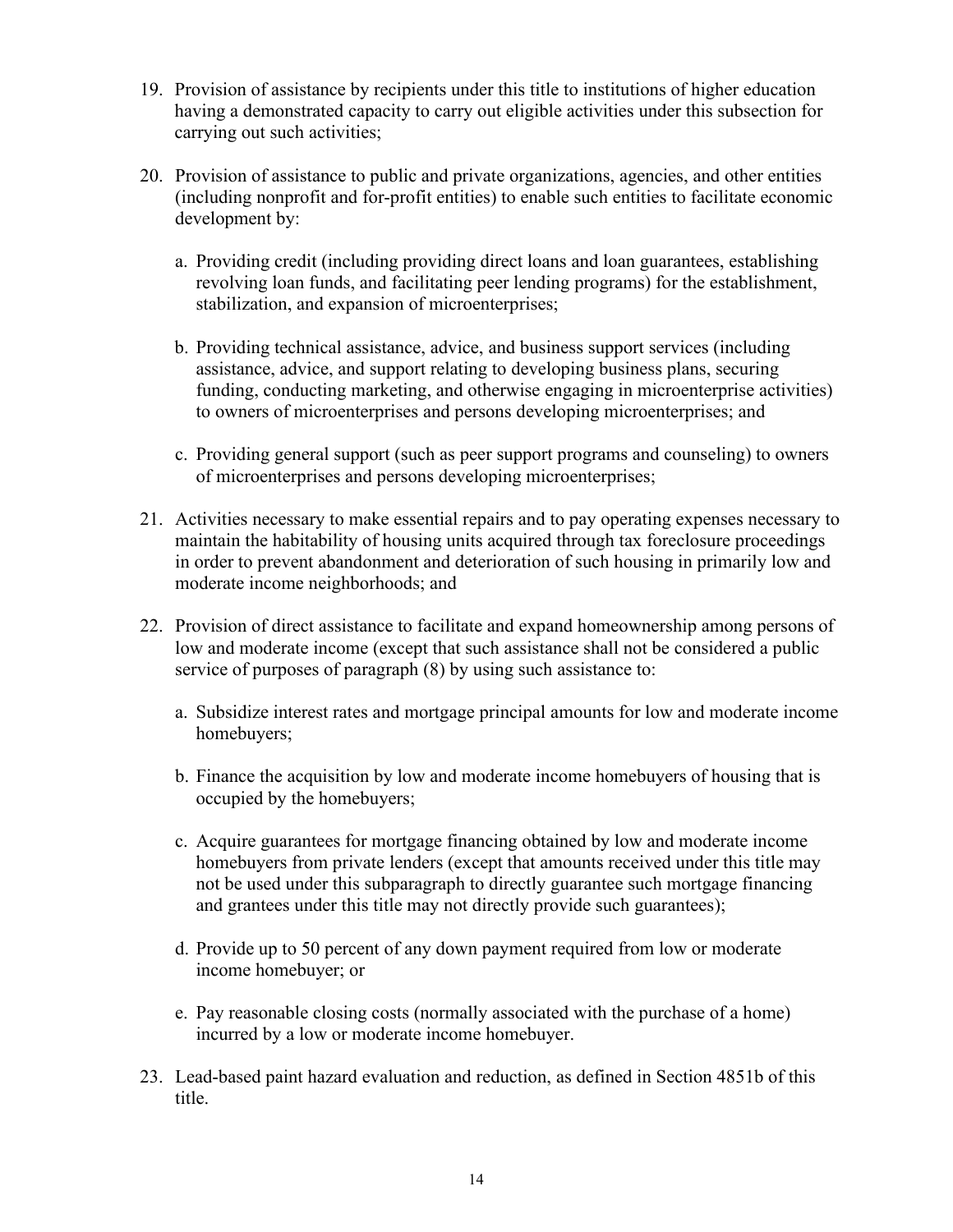19. Provision of assistance by recipients under this title to institutions of higher education having a demonstrated capacity to carry out eligible activities under this subsection for carrying out such activities;

20. Provision of assistance to public and private organizations, agencies, and other entities (including nonprofit and for-profit entities) to enable such entities to facilitate economic development by:

    a. Providing credit (including providing direct loans and loan guarantees, establishing revolving loan funds, and facilitating peer lending programs) for the establishment, stabilization, and expansion of microenterprises;

    b. Providing technical assistance, advice, and business support services (including assistance, advice, and support relating to developing business plans, securing funding, conducting marketing, and otherwise engaging in microenterprise activities) to owners of microenterprises and persons developing microenterprises; and

    c. Providing general support (such as peer support programs and counseling) to owners of microenterprises and persons developing microenterprises;

21. Activities necessary to make essential repairs and to pay operating expenses necessary to maintain the habitability of housing units acquired through tax foreclosure proceedings in order to prevent abandonment and deterioration of such housing in primarily low and moderate income neighborhoods; and

22. Provision of direct assistance to facilitate and expand homeownership among persons of low and moderate income (except that such assistance shall not be considered a public service of purposes of paragraph (8) by using such assistance to:

    a. Subsidize interest rates and mortgage principal amounts for low and moderate income homebuyers;

    b. Finance the acquisition by low and moderate income homebuyers of housing that is occupied by the homebuyers;

    c. Acquire guarantees for mortgage financing obtained by low and moderate income homebuyers from private lenders (except that amounts received under this title may not be used under this subparagraph to directly guarantee such mortgage financing and grantees under this title may not directly provide such guarantees);

    d. Provide up to 50 percent of any down payment required from low or moderate income homebuyer; or

    e. Pay reasonable closing costs (normally associated with the purchase of a home) incurred by a low or moderate income homebuyer.

23. Lead-based paint hazard evaluation and reduction, as defined in Section 4851b of this title.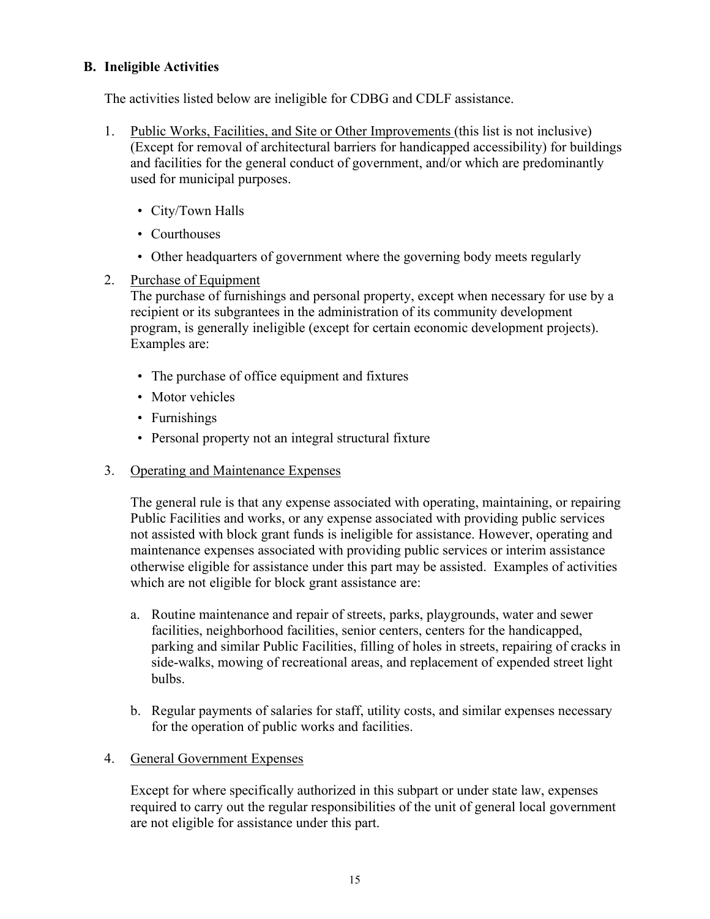## B. Ineligible Activities

The activities listed below are ineligible for CDBG and CDLF assistance.

1. Public Works, Facilities, and Site or Other Improvements (this list is not inclusive) (Except for removal of architectural barriers for handicapped accessibility) for buildings and facilities for the general conduct of government, and/or which are predominantly used for municipal purposes.

    - City/Town Halls
    - Courthouses
    - Other headquarters of government where the governing body meets regularly

2. Purchase of Equipment

    The purchase of furnishings and personal property, except when necessary for use by a recipient or its subgrantees in the administration of its community development program, is generally ineligible (except for certain economic development projects). Examples are:

    - The purchase of office equipment and fixtures
    - Motor vehicles
    - Furnishings
    - Personal property not an integral structural fixture

3. Operating and Maintenance Expenses

    The general rule is that any expense associated with operating, maintaining, or repairing Public Facilities and works, or any expense associated with providing public services not assisted with block grant funds is ineligible for assistance. However, operating and maintenance expenses associated with providing public services or interim assistance otherwise eligible for assistance under this part may be assisted. Examples of activities which are not eligible for block grant assistance are:

    a. Routine maintenance and repair of streets, parks, playgrounds, water and sewer facilities, neighborhood facilities, senior centers, centers for the handicapped, parking and similar Public Facilities, filling of holes in streets, repairing of cracks in side-walks, mowing of recreational areas, and replacement of expended street light bulbs.

    b. Regular payments of salaries for staff, utility costs, and similar expenses necessary for the operation of public works and facilities.

4. General Government Expenses

    Except for where specifically authorized in this subpart or under state law, expenses required to carry out the regular responsibilities of the unit of general local government are not eligible for assistance under this part.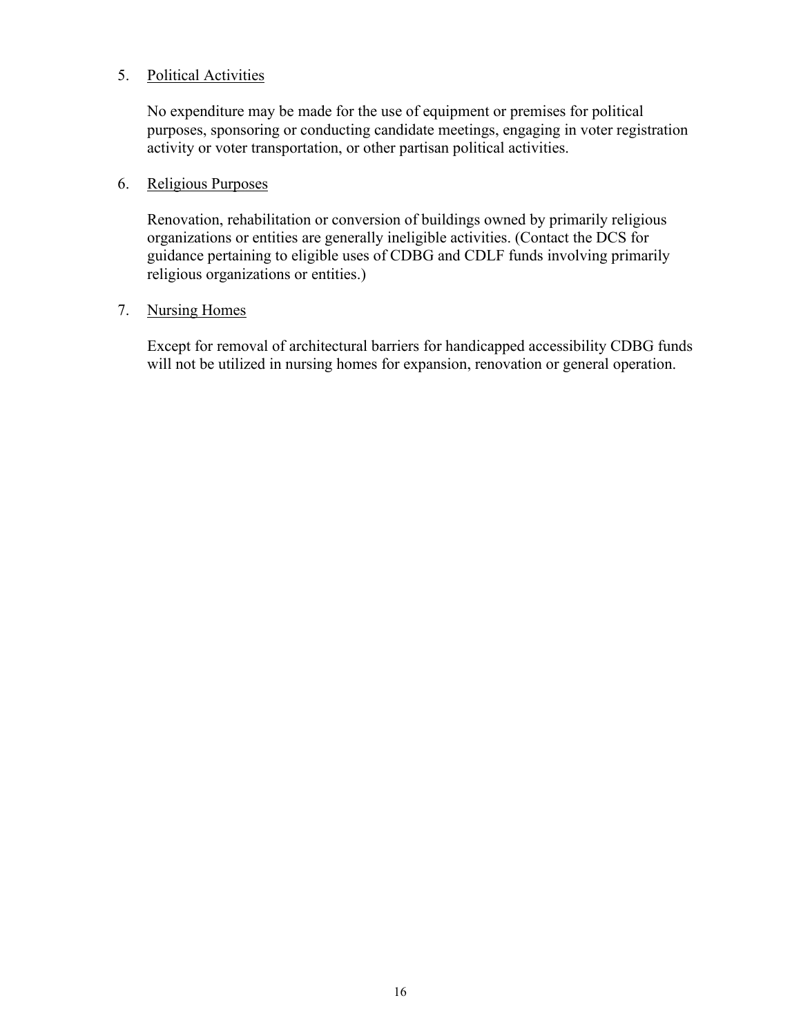5. Political Activities

   No expenditure may be made for the use of equipment or premises for political purposes, sponsoring or conducting candidate meetings, engaging in voter registration activity or voter transportation, or other partisan political activities.

6. Religious Purposes

   Renovation, rehabilitation or conversion of buildings owned by primarily religious organizations or entities are generally ineligible activities. (Contact the DCS for guidance pertaining to eligible uses of CDBG and CDLF funds involving primarily religious organizations or entities.)

7. Nursing Homes

   Except for removal of architectural barriers for handicapped accessibility CDBG funds will not be utilized in nursing homes for expansion, renovation or general operation.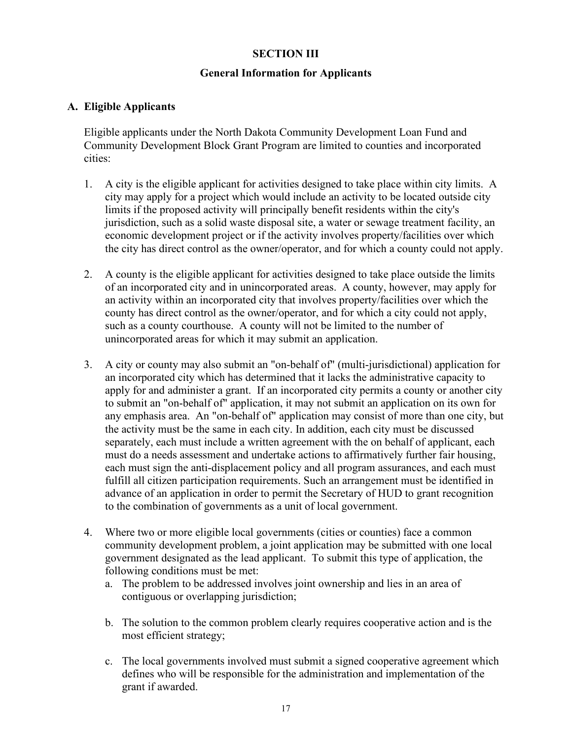# SECTION III

## General Information for Applicants

### A. Eligible Applicants

Eligible applicants under the North Dakota Community Development Loan Fund and Community Development Block Grant Program are limited to counties and incorporated cities:

1. A city is the eligible applicant for activities designed to take place within city limits. A city may apply for a project which would include an activity to be located outside city limits if the proposed activity will principally benefit residents within the city's jurisdiction, such as a solid waste disposal site, a water or sewage treatment facility, an economic development project or if the activity involves property/facilities over which the city has direct control as the owner/operator, and for which a county could not apply.

2. A county is the eligible applicant for activities designed to take place outside the limits of an incorporated city and in unincorporated areas. A county, however, may apply for an activity within an incorporated city that involves property/facilities over which the county has direct control as the owner/operator, and for which a city could not apply, such as a county courthouse. A county will not be limited to the number of unincorporated areas for which it may submit an application.

3. A city or county may also submit an "on-behalf of" (multi-jurisdictional) application for an incorporated city which has determined that it lacks the administrative capacity to apply for and administer a grant. If an incorporated city permits a county or another city to submit an "on-behalf of" application, it may not submit an application on its own for any emphasis area. An "on-behalf of" application may consist of more than one city, but the activity must be the same in each city. In addition, each city must be discussed separately, each must include a written agreement with the on behalf of applicant, each must do a needs assessment and undertake actions to affirmatively further fair housing, each must sign the anti-displacement policy and all program assurances, and each must fulfill all citizen participation requirements. Such an arrangement must be identified in advance of an application in order to permit the Secretary of HUD to grant recognition to the combination of governments as a unit of local government.

4. Where two or more eligible local governments (cities or counties) face a common community development problem, a joint application may be submitted with one local government designated as the lead applicant. To submit this type of application, the following conditions must be met:
   a. The problem to be addressed involves joint ownership and lies in an area of contiguous or overlapping jurisdiction;

   b. The solution to the common problem clearly requires cooperative action and is the most efficient strategy;

   c. The local governments involved must submit a signed cooperative agreement which defines who will be responsible for the administration and implementation of the grant if awarded.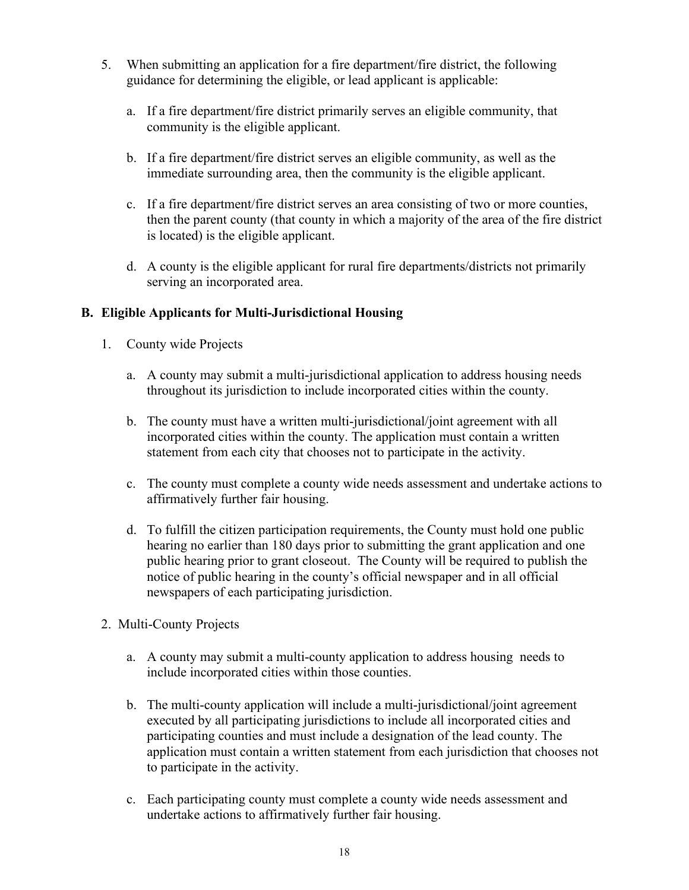5. When submitting an application for a fire department/fire district, the following guidance for determining the eligible, or lead applicant is applicable:

   a. If a fire department/fire district primarily serves an eligible community, that community is the eligible applicant.

   b. If a fire department/fire district serves an eligible community, as well as the immediate surrounding area, then the community is the eligible applicant.

   c. If a fire department/fire district serves an area consisting of two or more counties, then the parent county (that county in which a majority of the area of the fire district is located) is the eligible applicant.

   d. A county is the eligible applicant for rural fire departments/districts not primarily serving an incorporated area.

### B. Eligible Applicants for Multi-Jurisdictional Housing

1. County wide Projects

   a. A county may submit a multi-jurisdictional application to address housing needs throughout its jurisdiction to include incorporated cities within the county.

   b. The county must have a written multi-jurisdictional/joint agreement with all incorporated cities within the county. The application must contain a written statement from each city that chooses not to participate in the activity.

   c. The county must complete a county wide needs assessment and undertake actions to affirmatively further fair housing.

   d. To fulfill the citizen participation requirements, the County must hold one public hearing no earlier than 180 days prior to submitting the grant application and one public hearing prior to grant closeout. The County will be required to publish the notice of public hearing in the county's official newspaper and in all official newspapers of each participating jurisdiction.

2. Multi-County Projects

   a. A county may submit a multi-county application to address housing needs to include incorporated cities within those counties.

   b. The multi-county application will include a multi-jurisdictional/joint agreement executed by all participating jurisdictions to include all incorporated cities and participating counties and must include a designation of the lead county. The application must contain a written statement from each jurisdiction that chooses not to participate in the activity.

   c. Each participating county must complete a county wide needs assessment and undertake actions to affirmatively further fair housing.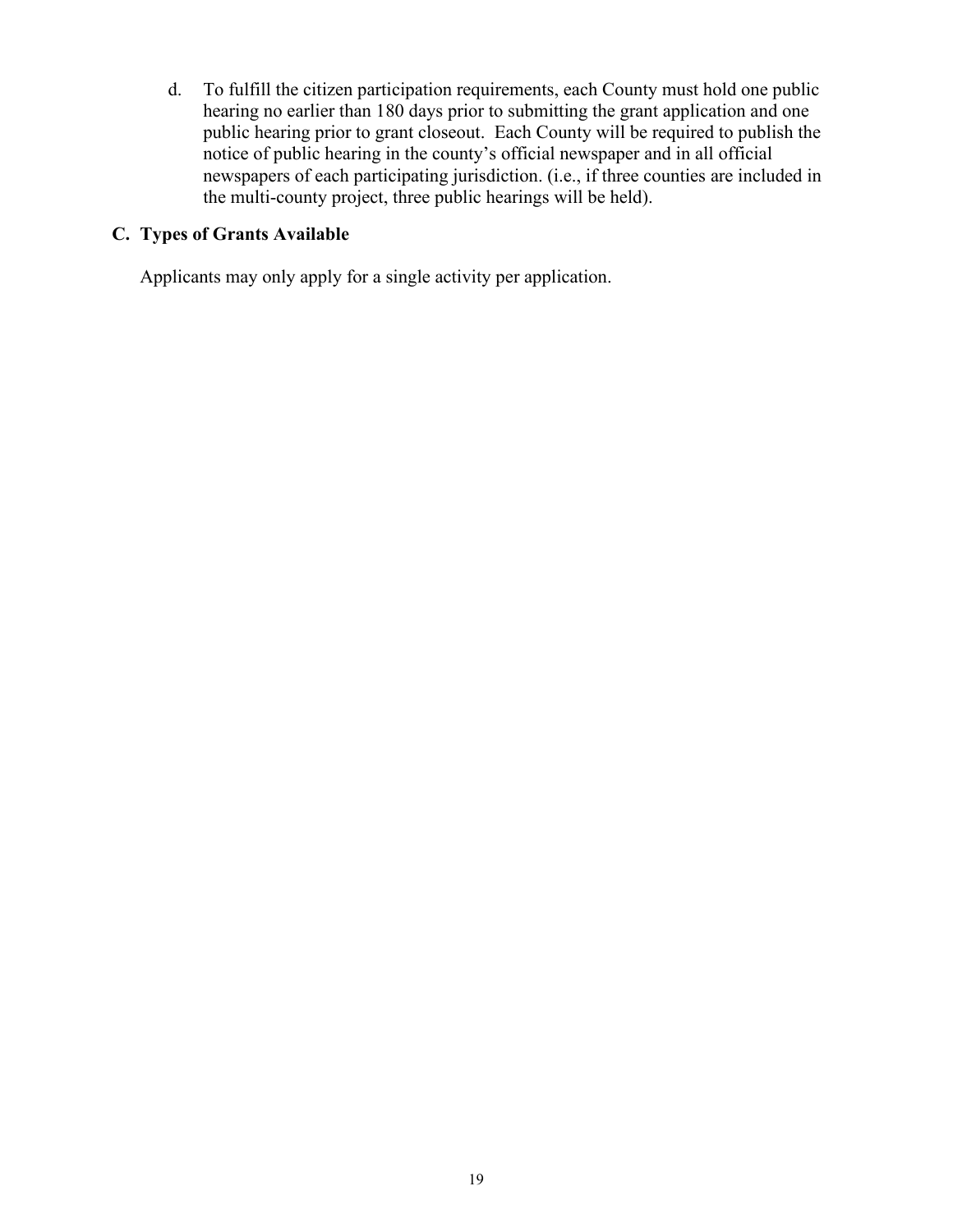d. To fulfill the citizen participation requirements, each County must hold one public hearing no earlier than 180 days prior to submitting the grant application and one public hearing prior to grant closeout. Each County will be required to publish the notice of public hearing in the county's official newspaper and in all official newspapers of each participating jurisdiction. (i.e., if three counties are included in the multi-county project, three public hearings will be held).

## C. Types of Grants Available

Applicants may only apply for a single activity per application.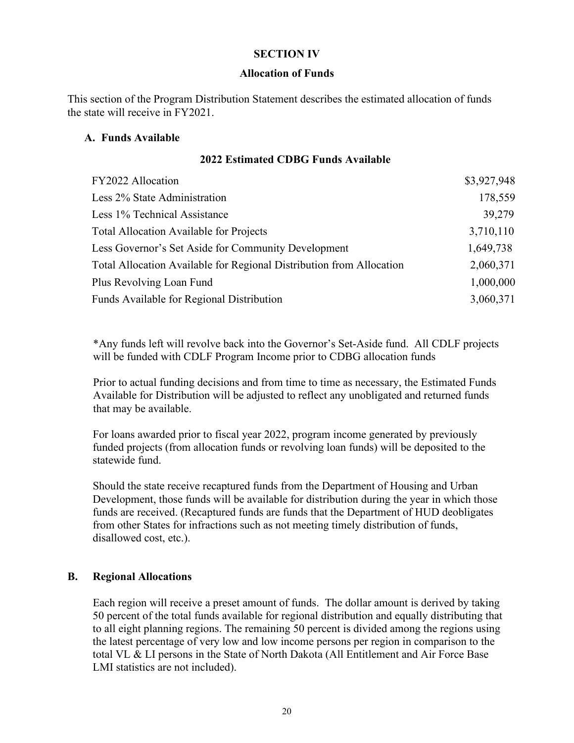## SECTION IV

### Allocation of Funds

This section of the Program Distribution Statement describes the estimated allocation of funds the state will receive in FY2021.

**A. Funds Available**

**2022 Estimated CDBG Funds Available**

| | |
|---|---:|
| FY2022 Allocation | $3,927,948 |
| Less 2% State Administration | 178,559 |
| Less 1% Technical Assistance | 39,279 |
| Total Allocation Available for Projects | 3,710,110 |
| Less Governor's Set Aside for Community Development | 1,649,738 |
| Total Allocation Available for Regional Distribution from Allocation | 2,060,371 |
| Plus Revolving Loan Fund | 1,000,000 |
| Funds Available for Regional Distribution | 3,060,371 |

*Any funds left will revolve back into the Governor's Set-Aside fund. All CDLF projects will be funded with CDLF Program Income prior to CDBG allocation funds

Prior to actual funding decisions and from time to time as necessary, the Estimated Funds Available for Distribution will be adjusted to reflect any unobligated and returned funds that may be available.

For loans awarded prior to fiscal year 2022, program income generated by previously funded projects (from allocation funds or revolving loan funds) will be deposited to the statewide fund.

Should the state receive recaptured funds from the Department of Housing and Urban Development, those funds will be available for distribution during the year in which those funds are received. (Recaptured funds are funds that the Department of HUD deobligates from other States for infractions such as not meeting timely distribution of funds, disallowed cost, etc.).

**B. Regional Allocations**

Each region will receive a preset amount of funds. The dollar amount is derived by taking 50 percent of the total funds available for regional distribution and equally distributing that to all eight planning regions. The remaining 50 percent is divided among the regions using the latest percentage of very low and low income persons per region in comparison to the total VL & LI persons in the State of North Dakota (All Entitlement and Air Force Base LMI statistics are not included).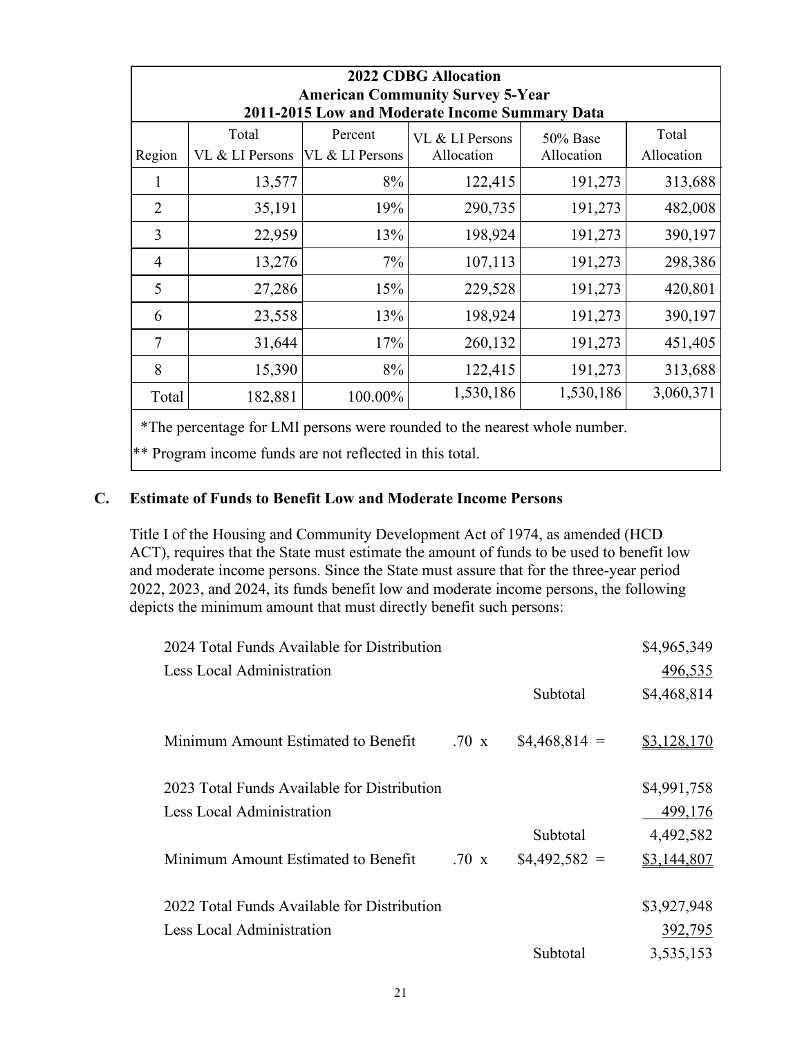| 2022 CDBG Allocation<br>American Community Survey 5-Year<br>2011-2015 Low and Moderate Income Summary Data | | | | | |
|---|---|---|---|---|---|
| Region | Total VL & LI Persons | Percent VL & LI Persons | VL & LI Persons Allocation | 50% Base Allocation | Total Allocation |
| 1 | 13,577 | 8% | 122,415 | 191,273 | 313,688 |
| 2 | 35,191 | 19% | 290,735 | 191,273 | 482,008 |
| 3 | 22,959 | 13% | 198,924 | 191,273 | 390,197 |
| 4 | 13,276 | 7% | 107,113 | 191,273 | 298,386 |
| 5 | 27,286 | 15% | 229,528 | 191,273 | 420,801 |
| 6 | 23,558 | 13% | 198,924 | 191,273 | 390,197 |
| 7 | 31,644 | 17% | 260,132 | 191,273 | 451,405 |
| 8 | 15,390 | 8% | 122,415 | 191,273 | 313,688 |
| Total | 182,881 | 100.00% | 1,530,186 | 1,530,186 | 3,060,371 |

*The percentage for LMI persons were rounded to the nearest whole number.

** Program income funds are not reflected in this total.

## C. Estimate of Funds to Benefit Low and Moderate Income Persons

Title I of the Housing and Community Development Act of 1974, as amended (HCD ACT), requires that the State must estimate the amount of funds to be used to benefit low and moderate income persons. Since the State must assure that for the three-year period 2022, 2023, and 2024, its funds benefit low and moderate income persons, the following depicts the minimum amount that must directly benefit such persons:

| | | | |
|---|---|---|---|
| 2024 Total Funds Available for Distribution | | | $4,965,349 |
| Less Local Administration | | | 496,535 |
| | | Subtotal | $4,468,814 |
| Minimum Amount Estimated to Benefit | .70 x | $4,468,814 = | $3,128,170 |
| 2023 Total Funds Available for Distribution | | | $4,991,758 |
| Less Local Administration | | | 499,176 |
| | | Subtotal | 4,492,582 |
| Minimum Amount Estimated to Benefit | .70 x | $4,492,582 = | $3,144,807 |
| 2022 Total Funds Available for Distribution | | | $3,927,948 |
| Less Local Administration | | | 392,795 |
| | | Subtotal | 3,535,153 |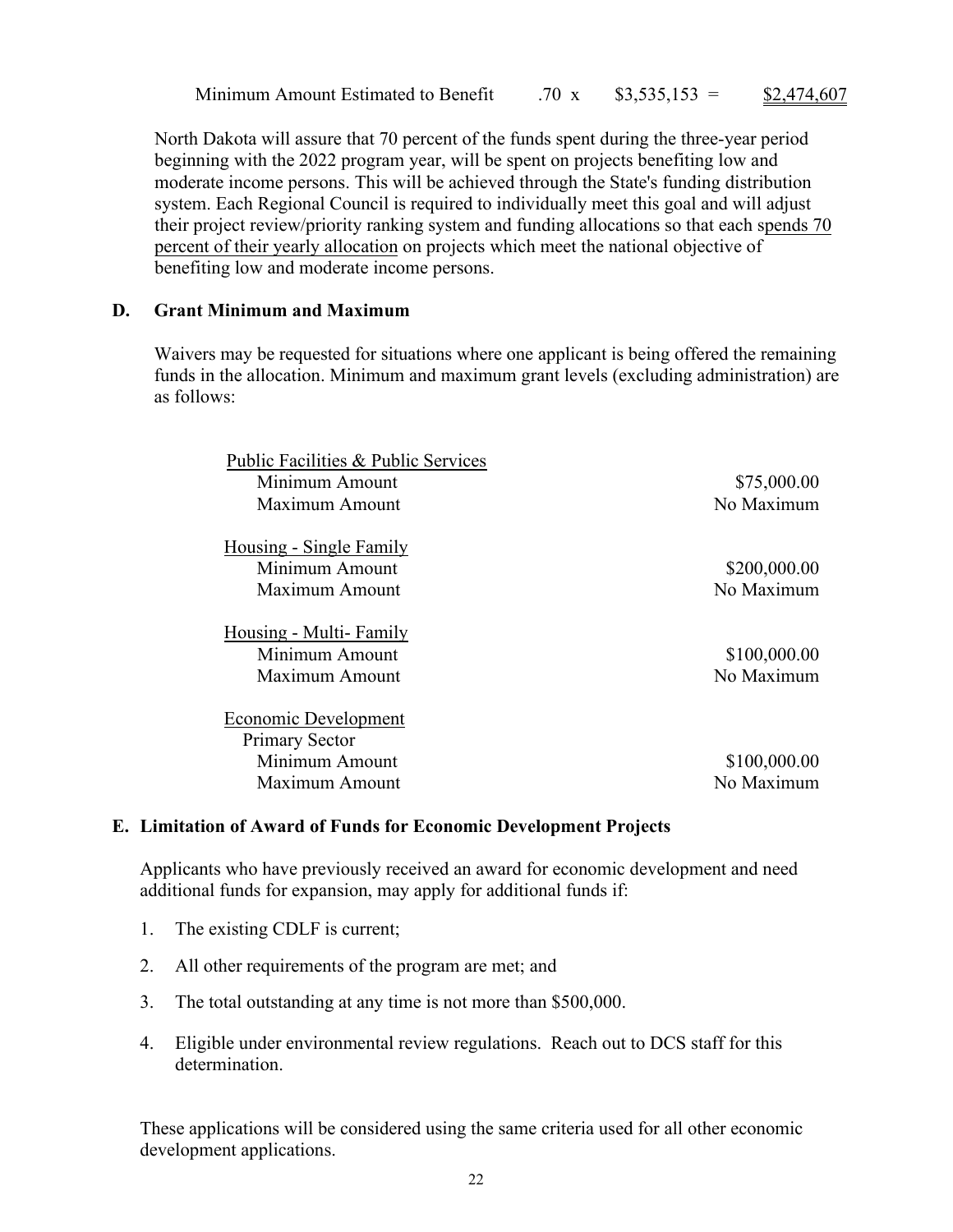Minimum Amount Estimated to Benefit .70 x $3,535,153 = <u>$2,474,607</u>

North Dakota will assure that 70 percent of the funds spent during the three-year period beginning with the 2022 program year, will be spent on projects benefiting low and moderate income persons. This will be achieved through the State's funding distribution system. Each Regional Council is required to individually meet this goal and will adjust their project review/priority ranking system and funding allocations so that each <u>spends 70 percent of their yearly allocation</u> on projects which meet the national objective of benefiting low and moderate income persons.

**D. Grant Minimum and Maximum**

Waivers may be requested for situations where one applicant is being offered the remaining funds in the allocation. Minimum and maximum grant levels (excluding administration) are as follows:

| | |
|---|---|
| <u>Public Facilities & Public Services</u> | |
| Minimum Amount | $75,000.00 |
| Maximum Amount | No Maximum |
| <u>Housing - Single Family</u> | |
| Minimum Amount | $200,000.00 |
| Maximum Amount | No Maximum |
| <u>Housing - Multi- Family</u> | |
| Minimum Amount | $100,000.00 |
| Maximum Amount | No Maximum |
| <u>Economic Development</u> | |
| Primary Sector | |
| Minimum Amount | $100,000.00 |
| Maximum Amount | No Maximum |

**E. Limitation of Award of Funds for Economic Development Projects**

Applicants who have previously received an award for economic development and need additional funds for expansion, may apply for additional funds if:

1. The existing CDLF is current;
2. All other requirements of the program are met; and
3. The total outstanding at any time is not more than $500,000.
4. Eligible under environmental review regulations. Reach out to DCS staff for this determination.

These applications will be considered using the same criteria used for all other economic development applications.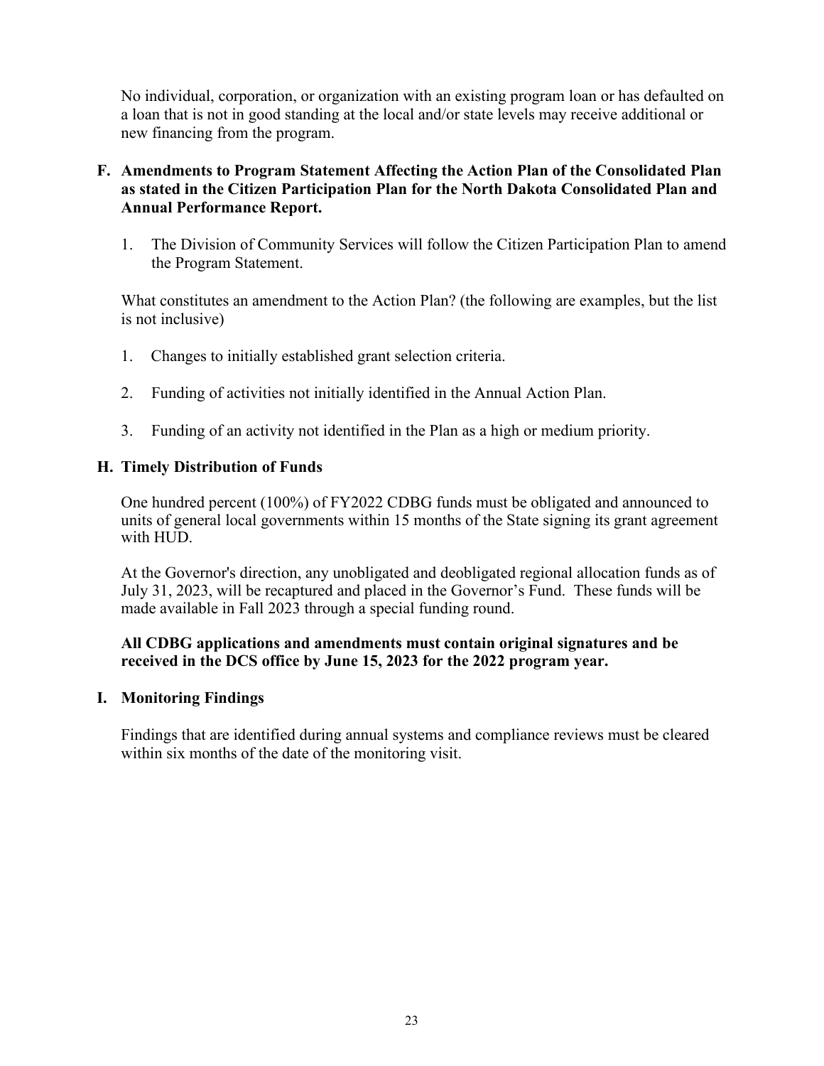No individual, corporation, or organization with an existing program loan or has defaulted on a loan that is not in good standing at the local and/or state levels may receive additional or new financing from the program.

### F. Amendments to Program Statement Affecting the Action Plan of the Consolidated Plan as stated in the Citizen Participation Plan for the North Dakota Consolidated Plan and Annual Performance Report.

1. The Division of Community Services will follow the Citizen Participation Plan to amend the Program Statement.

What constitutes an amendment to the Action Plan? (the following are examples, but the list is not inclusive)

1. Changes to initially established grant selection criteria.
2. Funding of activities not initially identified in the Annual Action Plan.
3. Funding of an activity not identified in the Plan as a high or medium priority.

### H. Timely Distribution of Funds

One hundred percent (100%) of FY2022 CDBG funds must be obligated and announced to units of general local governments within 15 months of the State signing its grant agreement with HUD.

At the Governor's direction, any unobligated and deobligated regional allocation funds as of July 31, 2023, will be recaptured and placed in the Governor's Fund. These funds will be made available in Fall 2023 through a special funding round.

**All CDBG applications and amendments must contain original signatures and be received in the DCS office by June 15, 2023 for the 2022 program year.**

### I. Monitoring Findings

Findings that are identified during annual systems and compliance reviews must be cleared within six months of the date of the monitoring visit.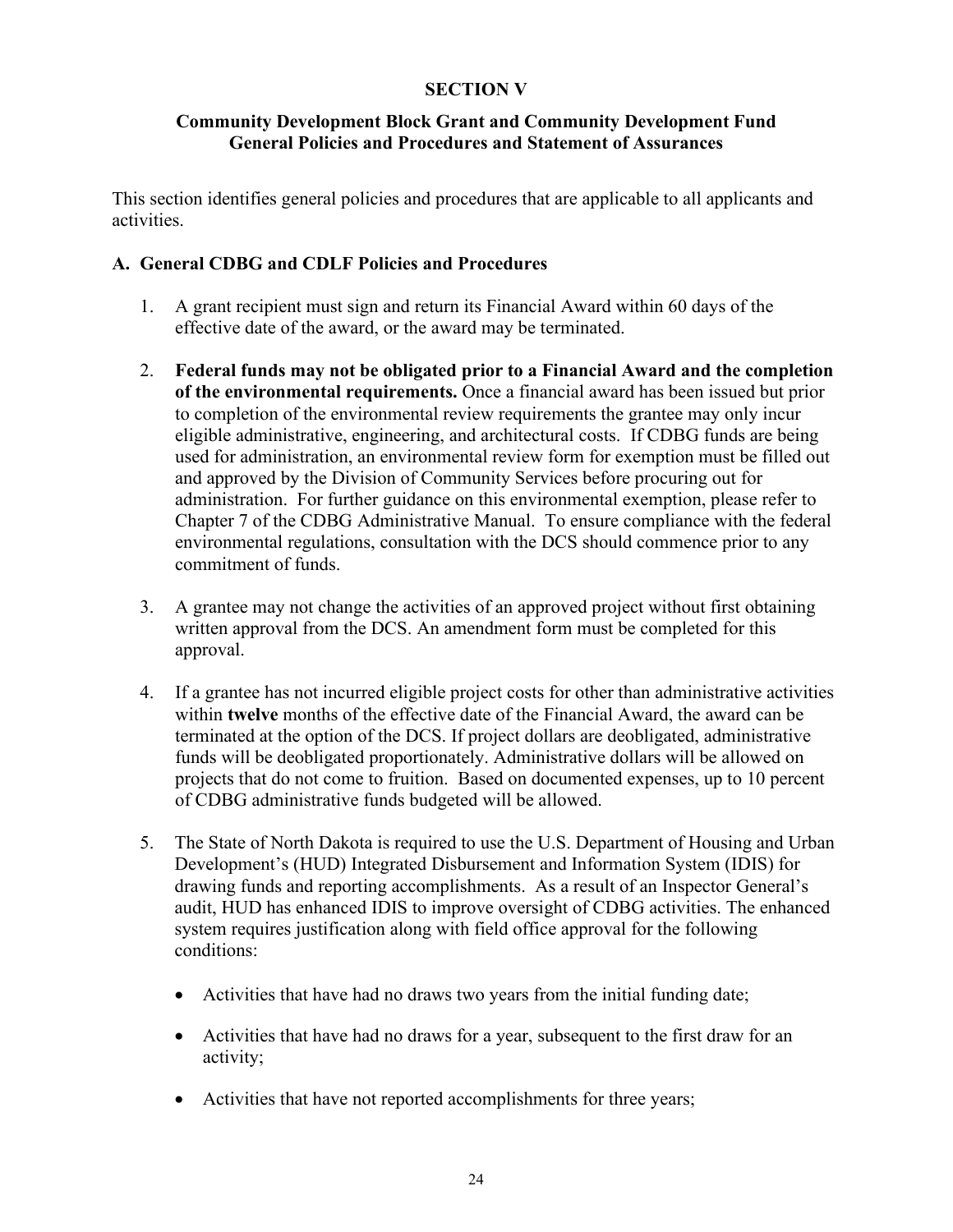# SECTION V

## Community Development Block Grant and Community Development Fund General Policies and Procedures and Statement of Assurances

This section identifies general policies and procedures that are applicable to all applicants and activities.

### A. General CDBG and CDLF Policies and Procedures

1. A grant recipient must sign and return its Financial Award within 60 days of the effective date of the award, or the award may be terminated.

2. **Federal funds may not be obligated prior to a Financial Award and the completion of the environmental requirements.** Once a financial award has been issued but prior to completion of the environmental review requirements the grantee may only incur eligible administrative, engineering, and architectural costs. If CDBG funds are being used for administration, an environmental review form for exemption must be filled out and approved by the Division of Community Services before procuring out for administration. For further guidance on this environmental exemption, please refer to Chapter 7 of the CDBG Administrative Manual. To ensure compliance with the federal environmental regulations, consultation with the DCS should commence prior to any commitment of funds.

3. A grantee may not change the activities of an approved project without first obtaining written approval from the DCS. An amendment form must be completed for this approval.

4. If a grantee has not incurred eligible project costs for other than administrative activities within **twelve** months of the effective date of the Financial Award, the award can be terminated at the option of the DCS. If project dollars are deobligated, administrative funds will be deobligated proportionately. Administrative dollars will be allowed on projects that do not come to fruition. Based on documented expenses, up to 10 percent of CDBG administrative funds budgeted will be allowed.

5. The State of North Dakota is required to use the U.S. Department of Housing and Urban Development's (HUD) Integrated Disbursement and Information System (IDIS) for drawing funds and reporting accomplishments. As a result of an Inspector General's audit, HUD has enhanced IDIS to improve oversight of CDBG activities. The enhanced system requires justification along with field office approval for the following conditions:

   - Activities that have had no draws two years from the initial funding date;
   - Activities that have had no draws for a year, subsequent to the first draw for an activity;
   - Activities that have not reported accomplishments for three years;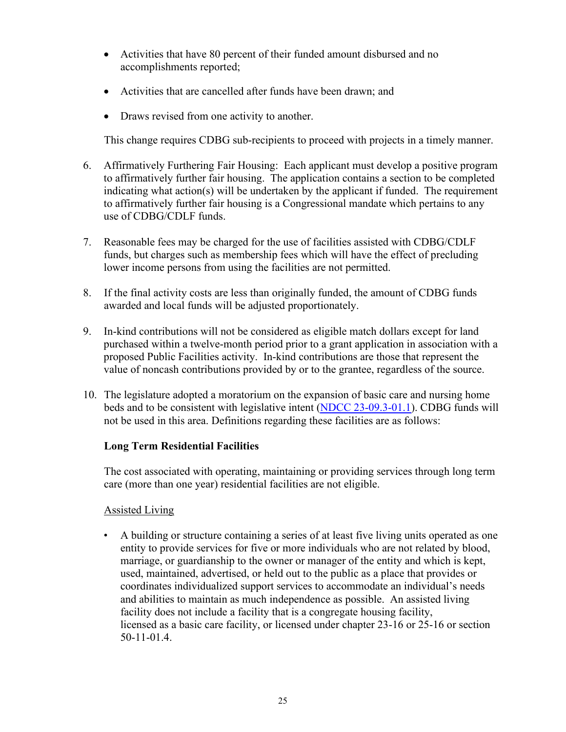- Activities that have 80 percent of their funded amount disbursed and no accomplishments reported;
- Activities that are cancelled after funds have been drawn; and
- Draws revised from one activity to another.

This change requires CDBG sub-recipients to proceed with projects in a timely manner.

6. Affirmatively Furthering Fair Housing: Each applicant must develop a positive program to affirmatively further fair housing. The application contains a section to be completed indicating what action(s) will be undertaken by the applicant if funded. The requirement to affirmatively further fair housing is a Congressional mandate which pertains to any use of CDBG/CDLF funds.

7. Reasonable fees may be charged for the use of facilities assisted with CDBG/CDLF funds, but charges such as membership fees which will have the effect of precluding lower income persons from using the facilities are not permitted.

8. If the final activity costs are less than originally funded, the amount of CDBG funds awarded and local funds will be adjusted proportionately.

9. In-kind contributions will not be considered as eligible match dollars except for land purchased within a twelve-month period prior to a grant application in association with a proposed Public Facilities activity. In-kind contributions are those that represent the value of noncash contributions provided by or to the grantee, regardless of the source.

10. The legislature adopted a moratorium on the expansion of basic care and nursing home beds and to be consistent with legislative intent (NDCC 23-09.3-01.1). CDBG funds will not be used in this area. Definitions regarding these facilities are as follows:

    **Long Term Residential Facilities**

    The cost associated with operating, maintaining or providing services through long term care (more than one year) residential facilities are not eligible.

    Assisted Living

    - A building or structure containing a series of at least five living units operated as one entity to provide services for five or more individuals who are not related by blood, marriage, or guardianship to the owner or manager of the entity and which is kept, used, maintained, advertised, or held out to the public as a place that provides or coordinates individualized support services to accommodate an individual's needs and abilities to maintain as much independence as possible. An assisted living facility does not include a facility that is a congregate housing facility, licensed as a basic care facility, or licensed under chapter 23-16 or 25-16 or section 50-11-01.4.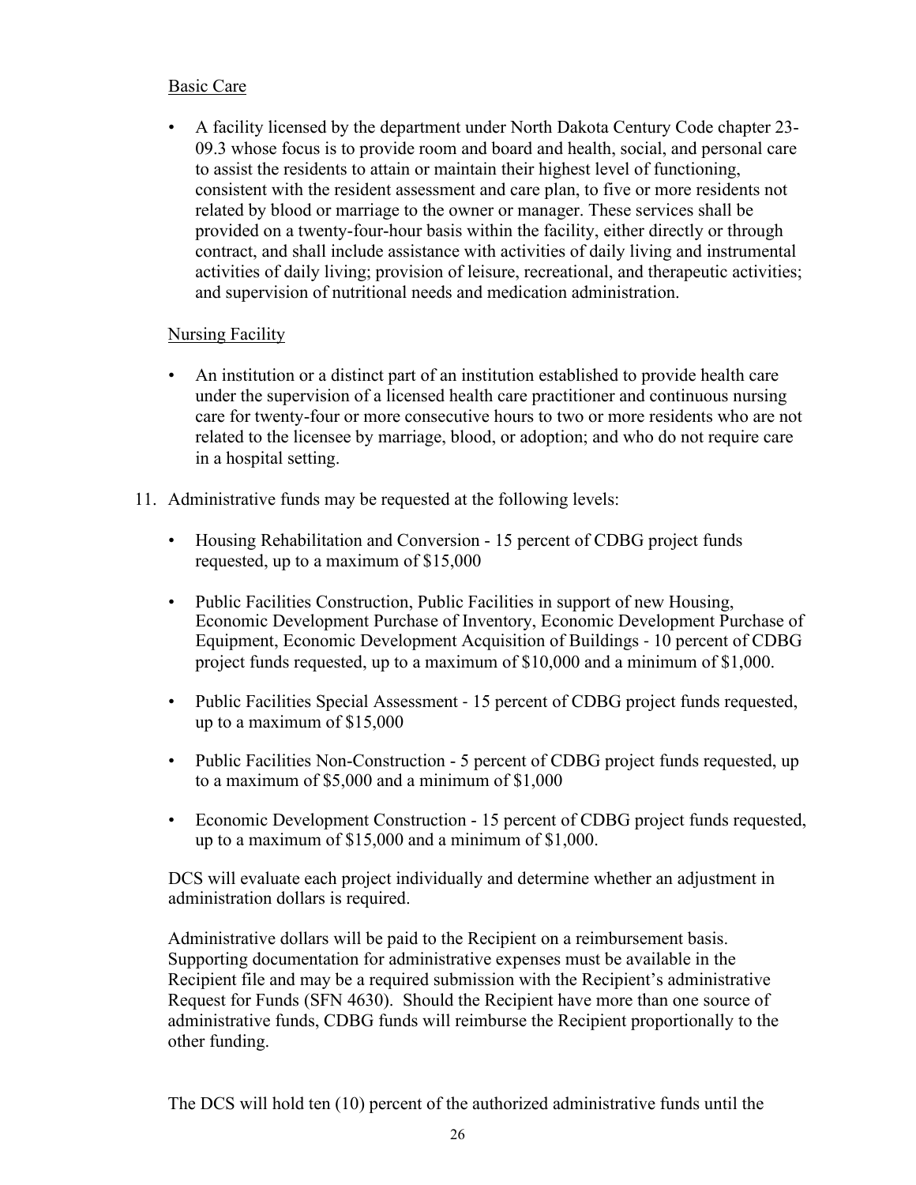Basic Care

- A facility licensed by the department under North Dakota Century Code chapter 23-09.3 whose focus is to provide room and board and health, social, and personal care to assist the residents to attain or maintain their highest level of functioning, consistent with the resident assessment and care plan, to five or more residents not related by blood or marriage to the owner or manager. These services shall be provided on a twenty-four-hour basis within the facility, either directly or through contract, and shall include assistance with activities of daily living and instrumental activities of daily living; provision of leisure, recreational, and therapeutic activities; and supervision of nutritional needs and medication administration.

Nursing Facility

- An institution or a distinct part of an institution established to provide health care under the supervision of a licensed health care practitioner and continuous nursing care for twenty-four or more consecutive hours to two or more residents who are not related to the licensee by marriage, blood, or adoption; and who do not require care in a hospital setting.

11. Administrative funds may be requested at the following levels:

    - Housing Rehabilitation and Conversion - 15 percent of CDBG project funds requested, up to a maximum of $15,000
    - Public Facilities Construction, Public Facilities in support of new Housing, Economic Development Purchase of Inventory, Economic Development Purchase of Equipment, Economic Development Acquisition of Buildings - 10 percent of CDBG project funds requested, up to a maximum of $10,000 and a minimum of $1,000.
    - Public Facilities Special Assessment - 15 percent of CDBG project funds requested, up to a maximum of $15,000
    - Public Facilities Non-Construction - 5 percent of CDBG project funds requested, up to a maximum of $5,000 and a minimum of $1,000
    - Economic Development Construction - 15 percent of CDBG project funds requested, up to a maximum of $15,000 and a minimum of $1,000.

    DCS will evaluate each project individually and determine whether an adjustment in administration dollars is required.

    Administrative dollars will be paid to the Recipient on a reimbursement basis. Supporting documentation for administrative expenses must be available in the Recipient file and may be a required submission with the Recipient's administrative Request for Funds (SFN 4630). Should the Recipient have more than one source of administrative funds, CDBG funds will reimburse the Recipient proportionally to the other funding.

    The DCS will hold ten (10) percent of the authorized administrative funds until the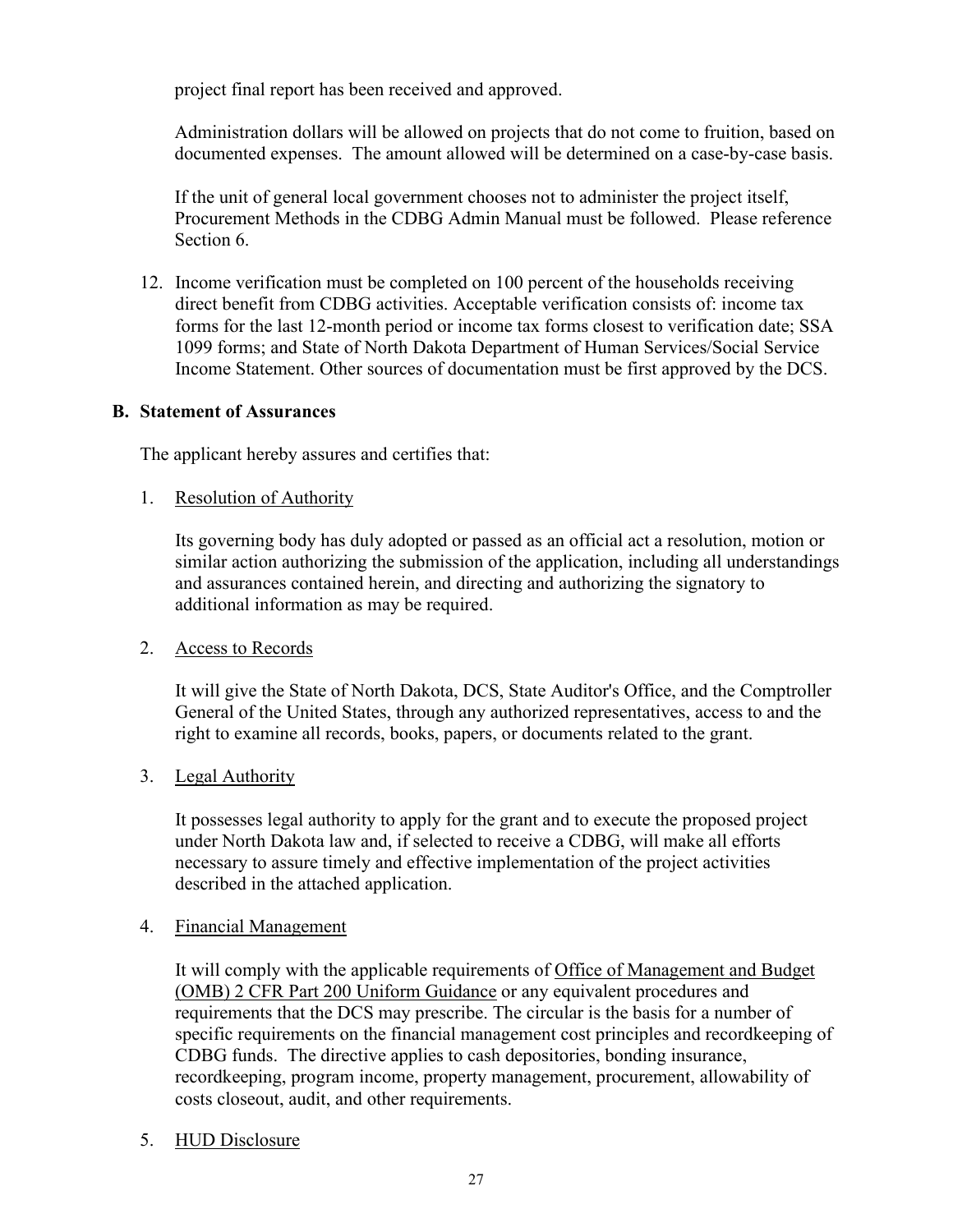project final report has been received and approved.

Administration dollars will be allowed on projects that do not come to fruition, based on documented expenses. The amount allowed will be determined on a case-by-case basis.

If the unit of general local government chooses not to administer the project itself, Procurement Methods in the CDBG Admin Manual must be followed. Please reference Section 6.

12. Income verification must be completed on 100 percent of the households receiving direct benefit from CDBG activities. Acceptable verification consists of: income tax forms for the last 12-month period or income tax forms closest to verification date; SSA 1099 forms; and State of North Dakota Department of Human Services/Social Service Income Statement. Other sources of documentation must be first approved by the DCS.

## B. Statement of Assurances

The applicant hereby assures and certifies that:

1. Resolution of Authority

   Its governing body has duly adopted or passed as an official act a resolution, motion or similar action authorizing the submission of the application, including all understandings and assurances contained herein, and directing and authorizing the signatory to additional information as may be required.

2. Access to Records

   It will give the State of North Dakota, DCS, State Auditor's Office, and the Comptroller General of the United States, through any authorized representatives, access to and the right to examine all records, books, papers, or documents related to the grant.

3. Legal Authority

   It possesses legal authority to apply for the grant and to execute the proposed project under North Dakota law and, if selected to receive a CDBG, will make all efforts necessary to assure timely and effective implementation of the project activities described in the attached application.

4. Financial Management

   It will comply with the applicable requirements of Office of Management and Budget (OMB) 2 CFR Part 200 Uniform Guidance or any equivalent procedures and requirements that the DCS may prescribe. The circular is the basis for a number of specific requirements on the financial management cost principles and recordkeeping of CDBG funds. The directive applies to cash depositories, bonding insurance, recordkeeping, program income, property management, procurement, allowability of costs closeout, audit, and other requirements.

5. HUD Disclosure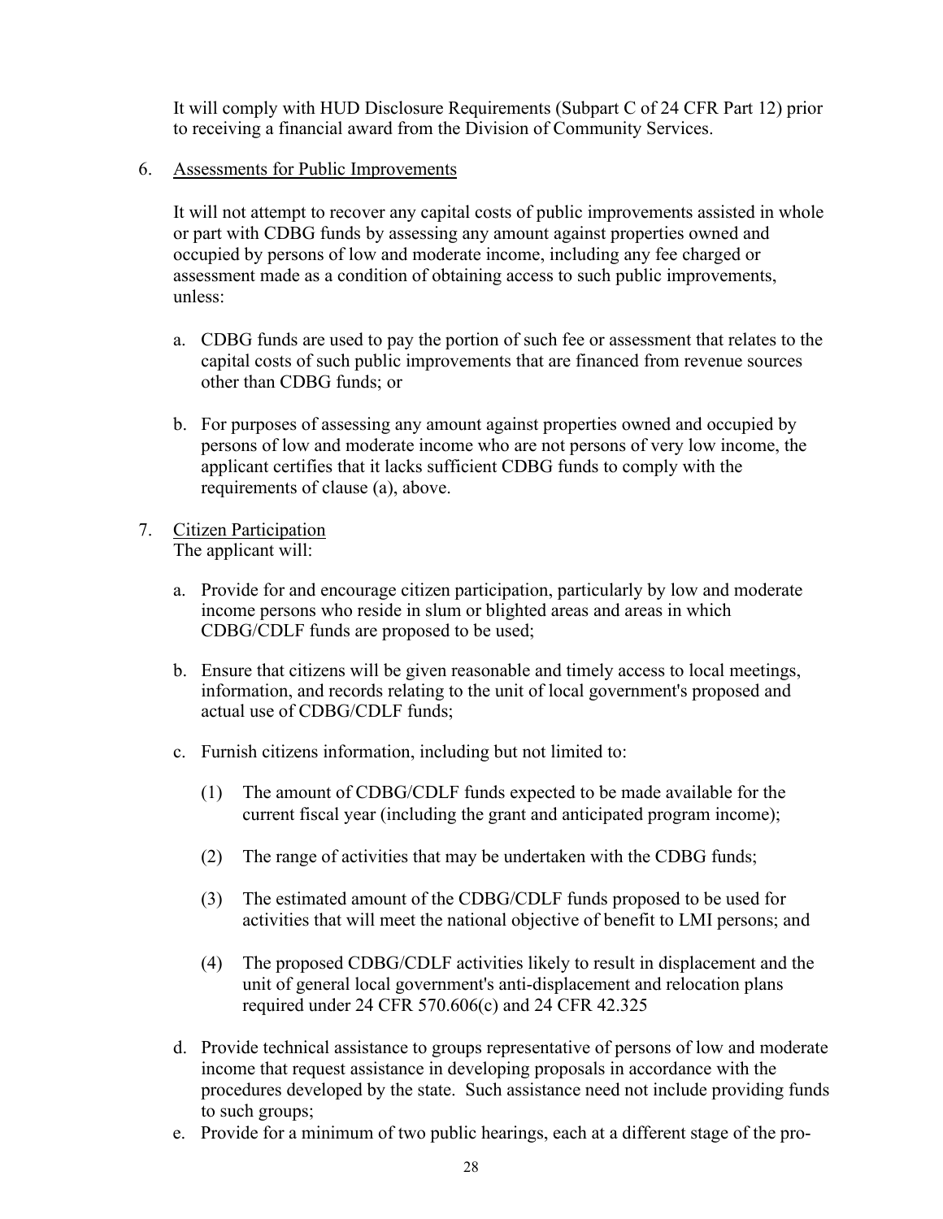It will comply with HUD Disclosure Requirements (Subpart C of 24 CFR Part 12) prior to receiving a financial award from the Division of Community Services.

6. Assessments for Public Improvements

   It will not attempt to recover any capital costs of public improvements assisted in whole or part with CDBG funds by assessing any amount against properties owned and occupied by persons of low and moderate income, including any fee charged or assessment made as a condition of obtaining access to such public improvements, unless:

   a. CDBG funds are used to pay the portion of such fee or assessment that relates to the capital costs of such public improvements that are financed from revenue sources other than CDBG funds; or

   b. For purposes of assessing any amount against properties owned and occupied by persons of low and moderate income who are not persons of very low income, the applicant certifies that it lacks sufficient CDBG funds to comply with the requirements of clause (a), above.

7. Citizen Participation

   The applicant will:

   a. Provide for and encourage citizen participation, particularly by low and moderate income persons who reside in slum or blighted areas and areas in which CDBG/CDLF funds are proposed to be used;

   b. Ensure that citizens will be given reasonable and timely access to local meetings, information, and records relating to the unit of local government's proposed and actual use of CDBG/CDLF funds;

   c. Furnish citizens information, including but not limited to:

      (1) The amount of CDBG/CDLF funds expected to be made available for the current fiscal year (including the grant and anticipated program income);

      (2) The range of activities that may be undertaken with the CDBG funds;

      (3) The estimated amount of the CDBG/CDLF funds proposed to be used for activities that will meet the national objective of benefit to LMI persons; and

      (4) The proposed CDBG/CDLF activities likely to result in displacement and the unit of general local government's anti-displacement and relocation plans required under 24 CFR 570.606(c) and 24 CFR 42.325

   d. Provide technical assistance to groups representative of persons of low and moderate income that request assistance in developing proposals in accordance with the procedures developed by the state. Such assistance need not include providing funds to such groups;

   e. Provide for a minimum of two public hearings, each at a different stage of the pro-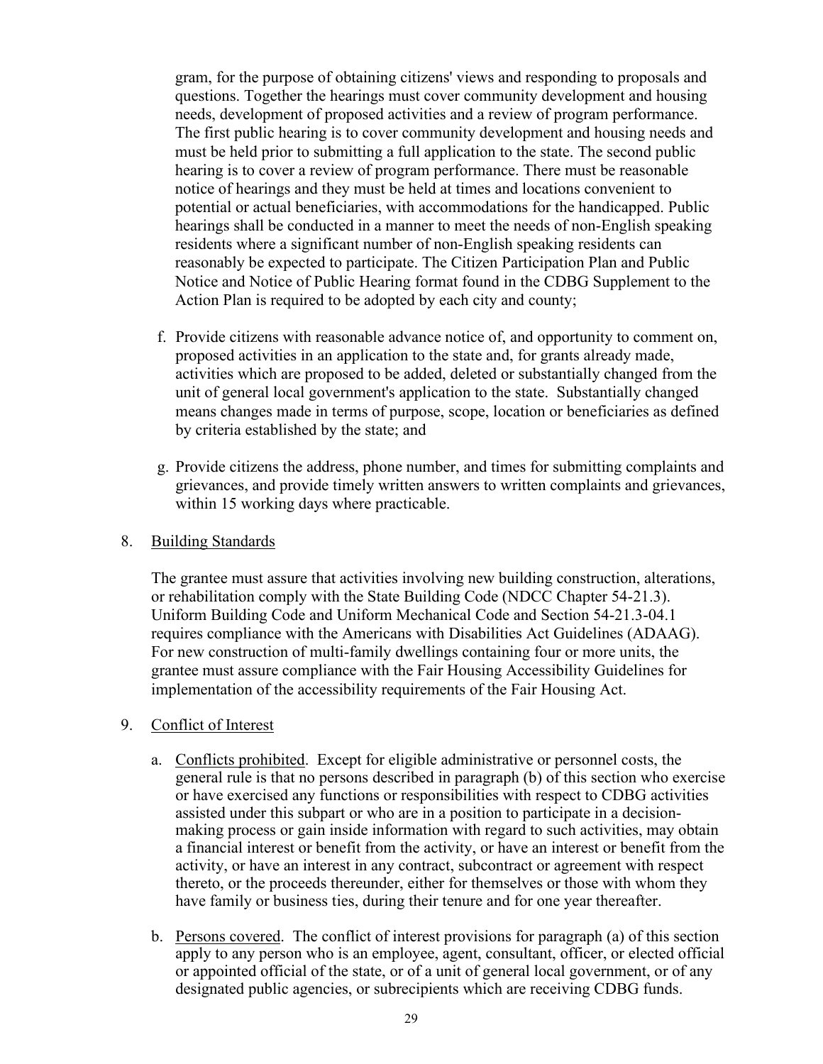gram, for the purpose of obtaining citizens' views and responding to proposals and questions. Together the hearings must cover community development and housing needs, development of proposed activities and a review of program performance. The first public hearing is to cover community development and housing needs and must be held prior to submitting a full application to the state. The second public hearing is to cover a review of program performance. There must be reasonable notice of hearings and they must be held at times and locations convenient to potential or actual beneficiaries, with accommodations for the handicapped. Public hearings shall be conducted in a manner to meet the needs of non-English speaking residents where a significant number of non-English speaking residents can reasonably be expected to participate. The Citizen Participation Plan and Public Notice and Notice of Public Hearing format found in the CDBG Supplement to the Action Plan is required to be adopted by each city and county;

f. Provide citizens with reasonable advance notice of, and opportunity to comment on, proposed activities in an application to the state and, for grants already made, activities which are proposed to be added, deleted or substantially changed from the unit of general local government's application to the state. Substantially changed means changes made in terms of purpose, scope, location or beneficiaries as defined by criteria established by the state; and

g. Provide citizens the address, phone number, and times for submitting complaints and grievances, and provide timely written answers to written complaints and grievances, within 15 working days where practicable.

8. Building Standards

The grantee must assure that activities involving new building construction, alterations, or rehabilitation comply with the State Building Code (NDCC Chapter 54-21.3). Uniform Building Code and Uniform Mechanical Code and Section 54-21.3-04.1 requires compliance with the Americans with Disabilities Act Guidelines (ADAAG). For new construction of multi-family dwellings containing four or more units, the grantee must assure compliance with the Fair Housing Accessibility Guidelines for implementation of the accessibility requirements of the Fair Housing Act.

9. Conflict of Interest

a. Conflicts prohibited. Except for eligible administrative or personnel costs, the general rule is that no persons described in paragraph (b) of this section who exercise or have exercised any functions or responsibilities with respect to CDBG activities assisted under this subpart or who are in a position to participate in a decision-making process or gain inside information with regard to such activities, may obtain a financial interest or benefit from the activity, or have an interest or benefit from the activity, or have an interest in any contract, subcontract or agreement with respect thereto, or the proceeds thereunder, either for themselves or those with whom they have family or business ties, during their tenure and for one year thereafter.

b. Persons covered. The conflict of interest provisions for paragraph (a) of this section apply to any person who is an employee, agent, consultant, officer, or elected official or appointed official of the state, or of a unit of general local government, or of any designated public agencies, or subrecipients which are receiving CDBG funds.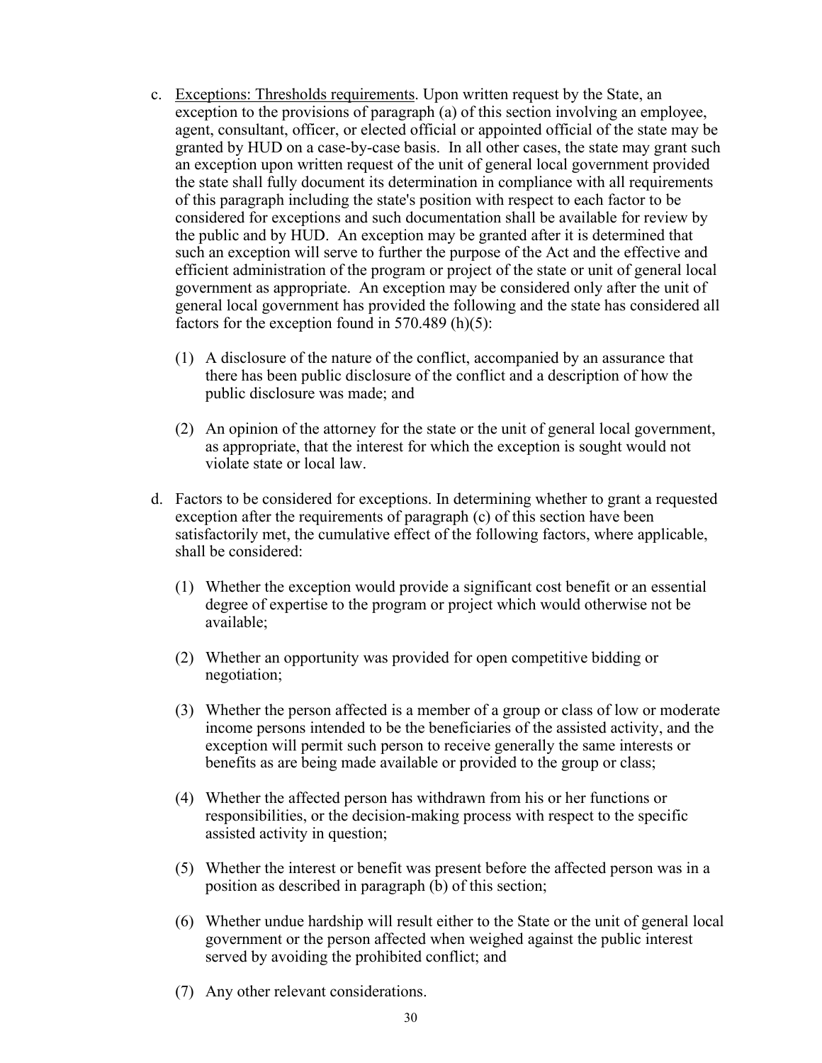c. <u>Exceptions: Thresholds requirements</u>. Upon written request by the State, an exception to the provisions of paragraph (a) of this section involving an employee, agent, consultant, officer, or elected official or appointed official of the state may be granted by HUD on a case-by-case basis. In all other cases, the state may grant such an exception upon written request of the unit of general local government provided the state shall fully document its determination in compliance with all requirements of this paragraph including the state's position with respect to each factor to be considered for exceptions and such documentation shall be available for review by the public and by HUD. An exception may be granted after it is determined that such an exception will serve to further the purpose of the Act and the effective and efficient administration of the program or project of the state or unit of general local government as appropriate. An exception may be considered only after the unit of general local government has provided the following and the state has considered all factors for the exception found in 570.489 (h)(5):

   (1) A disclosure of the nature of the conflict, accompanied by an assurance that there has been public disclosure of the conflict and a description of how the public disclosure was made; and

   (2) An opinion of the attorney for the state or the unit of general local government, as appropriate, that the interest for which the exception is sought would not violate state or local law.

d. Factors to be considered for exceptions. In determining whether to grant a requested exception after the requirements of paragraph (c) of this section have been satisfactorily met, the cumulative effect of the following factors, where applicable, shall be considered:

   (1) Whether the exception would provide a significant cost benefit or an essential degree of expertise to the program or project which would otherwise not be available;

   (2) Whether an opportunity was provided for open competitive bidding or negotiation;

   (3) Whether the person affected is a member of a group or class of low or moderate income persons intended to be the beneficiaries of the assisted activity, and the exception will permit such person to receive generally the same interests or benefits as are being made available or provided to the group or class;

   (4) Whether the affected person has withdrawn from his or her functions or responsibilities, or the decision-making process with respect to the specific assisted activity in question;

   (5) Whether the interest or benefit was present before the affected person was in a position as described in paragraph (b) of this section;

   (6) Whether undue hardship will result either to the State or the unit of general local government or the person affected when weighed against the public interest served by avoiding the prohibited conflict; and

   (7) Any other relevant considerations.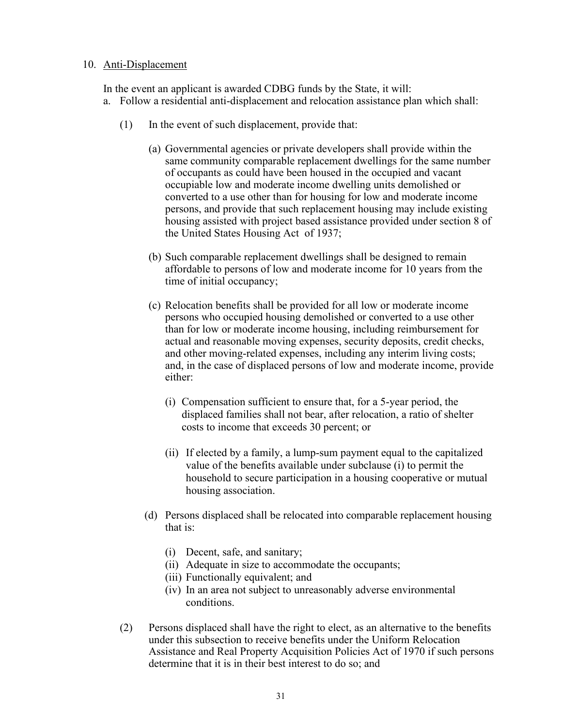10. Anti-Displacement

In the event an applicant is awarded CDBG funds by the State, it will:

a. Follow a residential anti-displacement and relocation assistance plan which shall:

   (1) In the event of such displacement, provide that:

      (a) Governmental agencies or private developers shall provide within the same community comparable replacement dwellings for the same number of occupants as could have been housed in the occupied and vacant occupiable low and moderate income dwelling units demolished or converted to a use other than for housing for low and moderate income persons, and provide that such replacement housing may include existing housing assisted with project based assistance provided under section 8 of the United States Housing Act of 1937;

      (b) Such comparable replacement dwellings shall be designed to remain affordable to persons of low and moderate income for 10 years from the time of initial occupancy;

      (c) Relocation benefits shall be provided for all low or moderate income persons who occupied housing demolished or converted to a use other than for low or moderate income housing, including reimbursement for actual and reasonable moving expenses, security deposits, credit checks, and other moving-related expenses, including any interim living costs; and, in the case of displaced persons of low and moderate income, provide either:

         (i) Compensation sufficient to ensure that, for a 5-year period, the displaced families shall not bear, after relocation, a ratio of shelter costs to income that exceeds 30 percent; or

         (ii) If elected by a family, a lump-sum payment equal to the capitalized value of the benefits available under subclause (i) to permit the household to secure participation in a housing cooperative or mutual housing association.

      (d) Persons displaced shall be relocated into comparable replacement housing that is:

         (i) Decent, safe, and sanitary;
         (ii) Adequate in size to accommodate the occupants;
         (iii) Functionally equivalent; and
         (iv) In an area not subject to unreasonably adverse environmental conditions.

   (2) Persons displaced shall have the right to elect, as an alternative to the benefits under this subsection to receive benefits under the Uniform Relocation Assistance and Real Property Acquisition Policies Act of 1970 if such persons determine that it is in their best interest to do so; and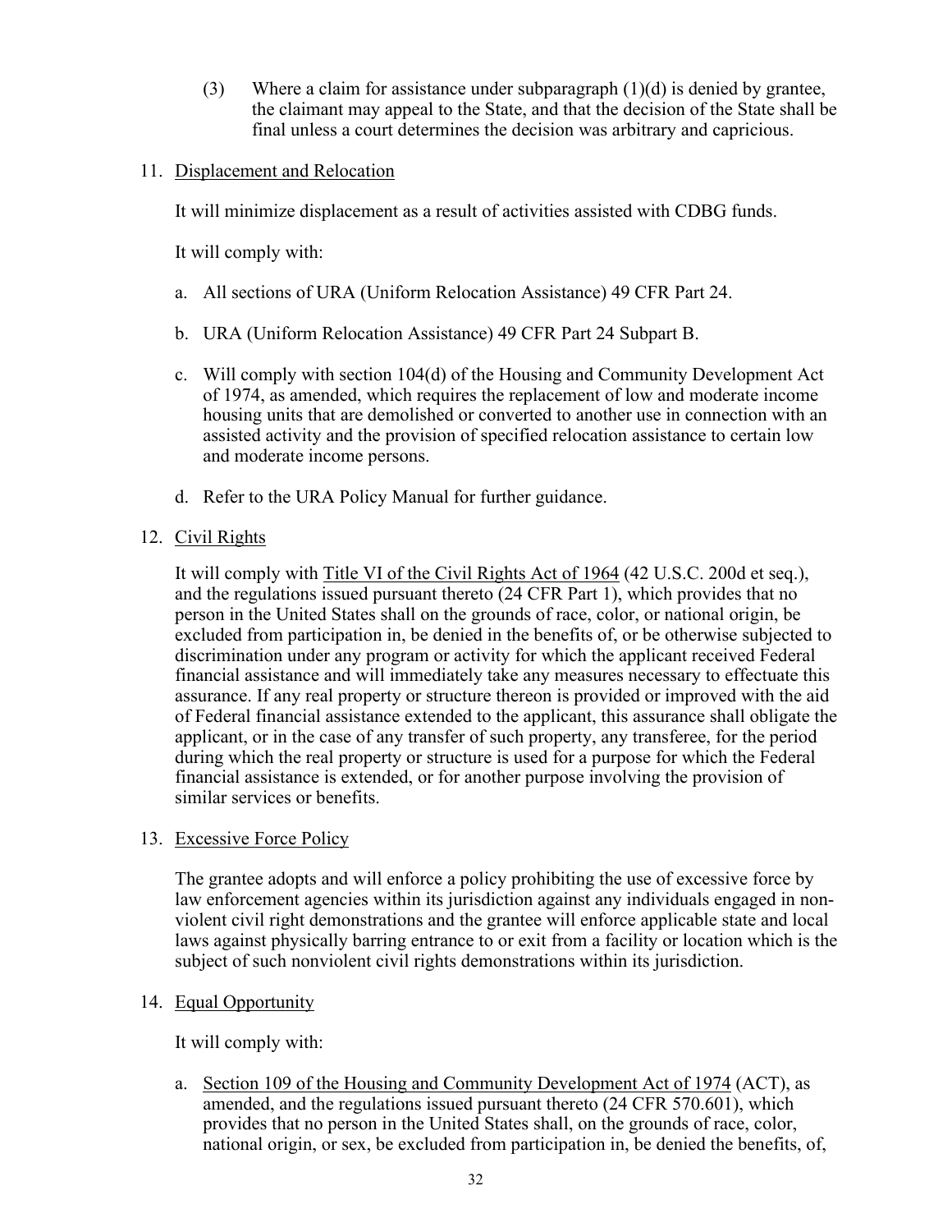(3) Where a claim for assistance under subparagraph (1)(d) is denied by grantee, the claimant may appeal to the State, and that the decision of the State shall be final unless a court determines the decision was arbitrary and capricious.

11. Displacement and Relocation

    It will minimize displacement as a result of activities assisted with CDBG funds.

    It will comply with:

    a. All sections of URA (Uniform Relocation Assistance) 49 CFR Part 24.

    b. URA (Uniform Relocation Assistance) 49 CFR Part 24 Subpart B.

    c. Will comply with section 104(d) of the Housing and Community Development Act of 1974, as amended, which requires the replacement of low and moderate income housing units that are demolished or converted to another use in connection with an assisted activity and the provision of specified relocation assistance to certain low and moderate income persons.

    d. Refer to the URA Policy Manual for further guidance.

12. Civil Rights

    It will comply with Title VI of the Civil Rights Act of 1964 (42 U.S.C. 200d et seq.), and the regulations issued pursuant thereto (24 CFR Part 1), which provides that no person in the United States shall on the grounds of race, color, or national origin, be excluded from participation in, be denied in the benefits of, or be otherwise subjected to discrimination under any program or activity for which the applicant received Federal financial assistance and will immediately take any measures necessary to effectuate this assurance. If any real property or structure thereon is provided or improved with the aid of Federal financial assistance extended to the applicant, this assurance shall obligate the applicant, or in the case of any transfer of such property, any transferee, for the period during which the real property or structure is used for a purpose for which the Federal financial assistance is extended, or for another purpose involving the provision of similar services or benefits.

13. Excessive Force Policy

    The grantee adopts and will enforce a policy prohibiting the use of excessive force by law enforcement agencies within its jurisdiction against any individuals engaged in non-violent civil right demonstrations and the grantee will enforce applicable state and local laws against physically barring entrance to or exit from a facility or location which is the subject of such nonviolent civil rights demonstrations within its jurisdiction.

14. Equal Opportunity

    It will comply with:

    a. Section 109 of the Housing and Community Development Act of 1974 (ACT), as amended, and the regulations issued pursuant thereto (24 CFR 570.601), which provides that no person in the United States shall, on the grounds of race, color, national origin, or sex, be excluded from participation in, be denied the benefits, of,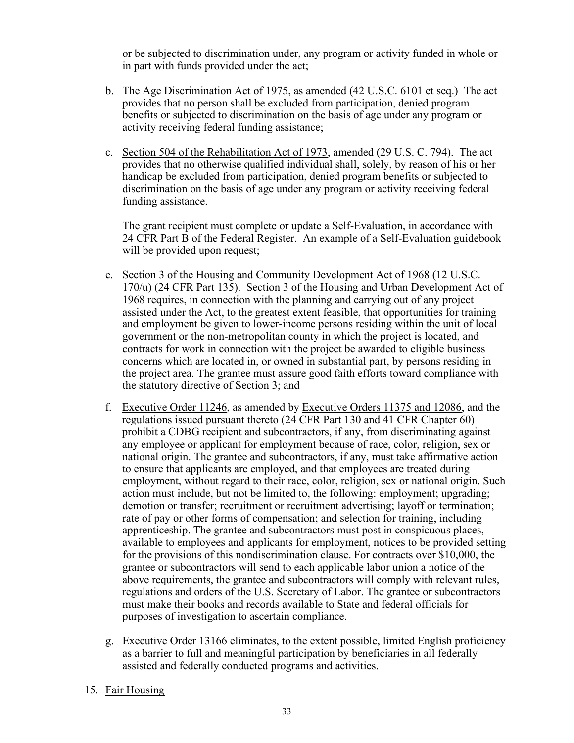or be subjected to discrimination under, any program or activity funded in whole or in part with funds provided under the act;

b. The Age Discrimination Act of 1975, as amended (42 U.S.C. 6101 et seq.) The act provides that no person shall be excluded from participation, denied program benefits or subjected to discrimination on the basis of age under any program or activity receiving federal funding assistance;

c. Section 504 of the Rehabilitation Act of 1973, amended (29 U.S. C. 794). The act provides that no otherwise qualified individual shall, solely, by reason of his or her handicap be excluded from participation, denied program benefits or subjected to discrimination on the basis of age under any program or activity receiving federal funding assistance.

   The grant recipient must complete or update a Self-Evaluation, in accordance with 24 CFR Part B of the Federal Register. An example of a Self-Evaluation guidebook will be provided upon request;

e. Section 3 of the Housing and Community Development Act of 1968 (12 U.S.C. 170/u) (24 CFR Part 135). Section 3 of the Housing and Urban Development Act of 1968 requires, in connection with the planning and carrying out of any project assisted under the Act, to the greatest extent feasible, that opportunities for training and employment be given to lower-income persons residing within the unit of local government or the non-metropolitan county in which the project is located, and contracts for work in connection with the project be awarded to eligible business concerns which are located in, or owned in substantial part, by persons residing in the project area. The grantee must assure good faith efforts toward compliance with the statutory directive of Section 3; and

f. Executive Order 11246, as amended by Executive Orders 11375 and 12086, and the regulations issued pursuant thereto (24 CFR Part 130 and 41 CFR Chapter 60) prohibit a CDBG recipient and subcontractors, if any, from discriminating against any employee or applicant for employment because of race, color, religion, sex or national origin. The grantee and subcontractors, if any, must take affirmative action to ensure that applicants are employed, and that employees are treated during employment, without regard to their race, color, religion, sex or national origin. Such action must include, but not be limited to, the following: employment; upgrading; demotion or transfer; recruitment or recruitment advertising; layoff or termination; rate of pay or other forms of compensation; and selection for training, including apprenticeship. The grantee and subcontractors must post in conspicuous places, available to employees and applicants for employment, notices to be provided setting for the provisions of this nondiscrimination clause. For contracts over $10,000, the grantee or subcontractors will send to each applicable labor union a notice of the above requirements, the grantee and subcontractors will comply with relevant rules, regulations and orders of the U.S. Secretary of Labor. The grantee or subcontractors must make their books and records available to State and federal officials for purposes of investigation to ascertain compliance.

g. Executive Order 13166 eliminates, to the extent possible, limited English proficiency as a barrier to full and meaningful participation by beneficiaries in all federally assisted and federally conducted programs and activities.

15. Fair Housing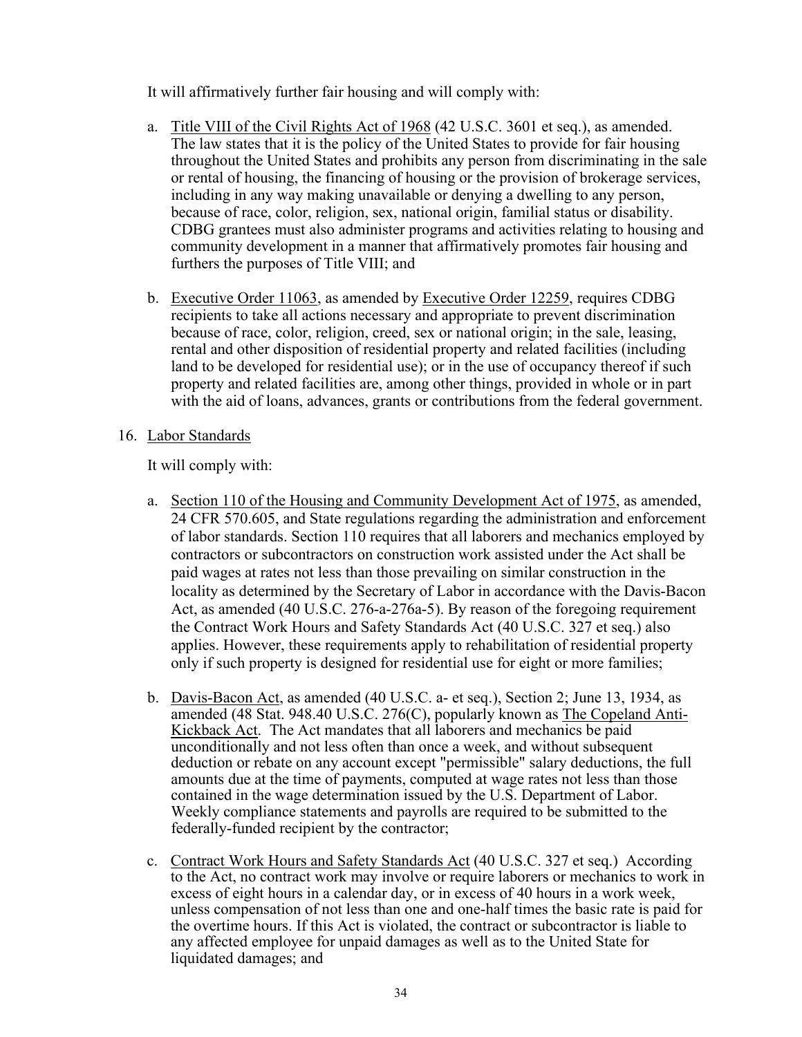It will affirmatively further fair housing and will comply with:

a. Title VIII of the Civil Rights Act of 1968 (42 U.S.C. 3601 et seq.), as amended. The law states that it is the policy of the United States to provide for fair housing throughout the United States and prohibits any person from discriminating in the sale or rental of housing, the financing of housing or the provision of brokerage services, including in any way making unavailable or denying a dwelling to any person, because of race, color, religion, sex, national origin, familial status or disability. CDBG grantees must also administer programs and activities relating to housing and community development in a manner that affirmatively promotes fair housing and furthers the purposes of Title VIII; and

b. Executive Order 11063, as amended by Executive Order 12259, requires CDBG recipients to take all actions necessary and appropriate to prevent discrimination because of race, color, religion, creed, sex or national origin; in the sale, leasing, rental and other disposition of residential property and related facilities (including land to be developed for residential use); or in the use of occupancy thereof if such property and related facilities are, among other things, provided in whole or in part with the aid of loans, advances, grants or contributions from the federal government.

16. Labor Standards

It will comply with:

a. Section 110 of the Housing and Community Development Act of 1975, as amended, 24 CFR 570.605, and State regulations regarding the administration and enforcement of labor standards. Section 110 requires that all laborers and mechanics employed by contractors or subcontractors on construction work assisted under the Act shall be paid wages at rates not less than those prevailing on similar construction in the locality as determined by the Secretary of Labor in accordance with the Davis-Bacon Act, as amended (40 U.S.C. 276-a-276a-5). By reason of the foregoing requirement the Contract Work Hours and Safety Standards Act (40 U.S.C. 327 et seq.) also applies. However, these requirements apply to rehabilitation of residential property only if such property is designed for residential use for eight or more families;

b. Davis-Bacon Act, as amended (40 U.S.C. a- et seq.), Section 2; June 13, 1934, as amended (48 Stat. 948.40 U.S.C. 276(C), popularly known as The Copeland Anti-Kickback Act. The Act mandates that all laborers and mechanics be paid unconditionally and not less often than once a week, and without subsequent deduction or rebate on any account except "permissible" salary deductions, the full amounts due at the time of payments, computed at wage rates not less than those contained in the wage determination issued by the U.S. Department of Labor. Weekly compliance statements and payrolls are required to be submitted to the federally-funded recipient by the contractor;

c. Contract Work Hours and Safety Standards Act (40 U.S.C. 327 et seq.) According to the Act, no contract work may involve or require laborers or mechanics to work in excess of eight hours in a calendar day, or in excess of 40 hours in a work week, unless compensation of not less than one and one-half times the basic rate is paid for the overtime hours. If this Act is violated, the contract or subcontractor is liable to any affected employee for unpaid damages as well as to the United State for liquidated damages; and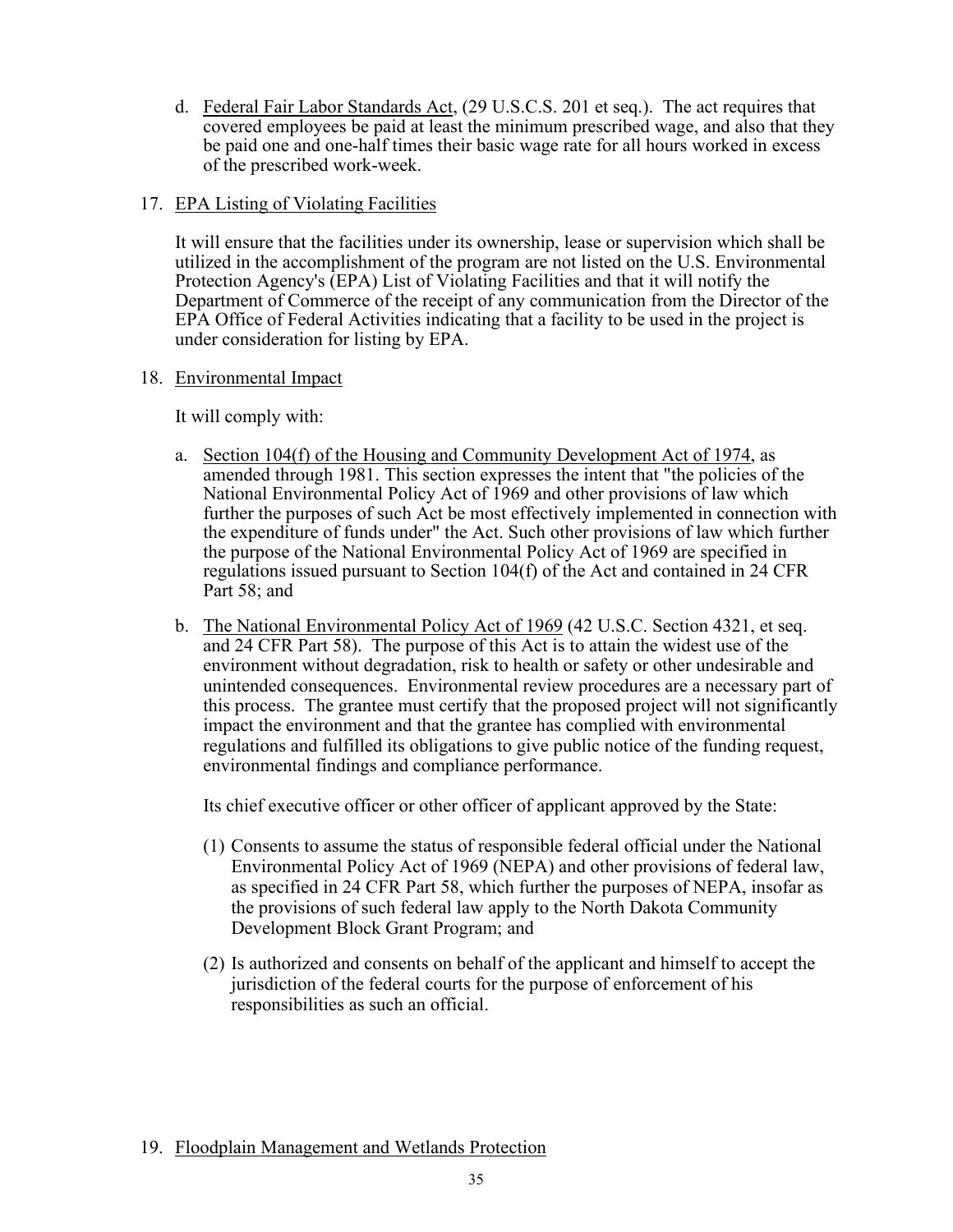d. <u>Federal Fair Labor Standards Act</u>, (29 U.S.C.S. 201 et seq.). The act requires that covered employees be paid at least the minimum prescribed wage, and also that they be paid one and one-half times their basic wage rate for all hours worked in excess of the prescribed work-week.

17. <u>EPA Listing of Violating Facilities</u>

It will ensure that the facilities under its ownership, lease or supervision which shall be utilized in the accomplishment of the program are not listed on the U.S. Environmental Protection Agency's (EPA) List of Violating Facilities and that it will notify the Department of Commerce of the receipt of any communication from the Director of the EPA Office of Federal Activities indicating that a facility to be used in the project is under consideration for listing by EPA.

18. <u>Environmental Impact</u>

It will comply with:

a. <u>Section 104(f) of the Housing and Community Development Act of 1974</u>, as amended through 1981. This section expresses the intent that "the policies of the National Environmental Policy Act of 1969 and other provisions of law which further the purposes of such Act be most effectively implemented in connection with the expenditure of funds under" the Act. Such other provisions of law which further the purpose of the National Environmental Policy Act of 1969 are specified in regulations issued pursuant to Section 104(f) of the Act and contained in 24 CFR Part 58; and

b. <u>The National Environmental Policy Act of 1969</u> (42 U.S.C. Section 4321, et seq. and 24 CFR Part 58). The purpose of this Act is to attain the widest use of the environment without degradation, risk to health or safety or other undesirable and unintended consequences. Environmental review procedures are a necessary part of this process. The grantee must certify that the proposed project will not significantly impact the environment and that the grantee has complied with environmental regulations and fulfilled its obligations to give public notice of the funding request, environmental findings and compliance performance.

Its chief executive officer or other officer of applicant approved by the State:

(1) Consents to assume the status of responsible federal official under the National Environmental Policy Act of 1969 (NEPA) and other provisions of federal law, as specified in 24 CFR Part 58, which further the purposes of NEPA, insofar as the provisions of such federal law apply to the North Dakota Community Development Block Grant Program; and

(2) Is authorized and consents on behalf of the applicant and himself to accept the jurisdiction of the federal courts for the purpose of enforcement of his responsibilities as such an official.

19. <u>Floodplain Management and Wetlands Protection</u>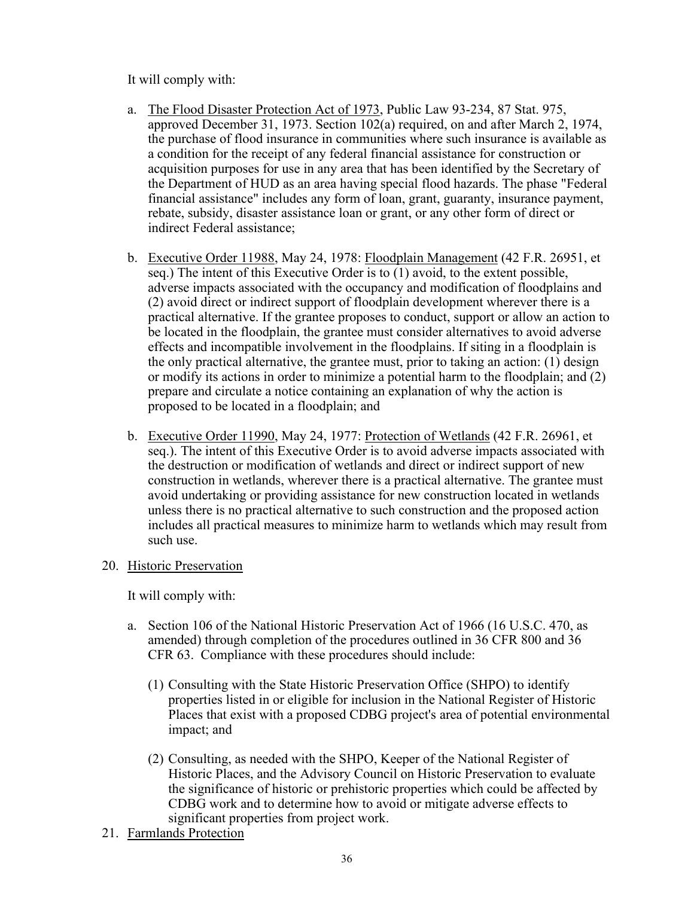It will comply with:

a. The Flood Disaster Protection Act of 1973, Public Law 93-234, 87 Stat. 975, approved December 31, 1973. Section 102(a) required, on and after March 2, 1974, the purchase of flood insurance in communities where such insurance is available as a condition for the receipt of any federal financial assistance for construction or acquisition purposes for use in any area that has been identified by the Secretary of the Department of HUD as an area having special flood hazards. The phase "Federal financial assistance" includes any form of loan, grant, guaranty, insurance payment, rebate, subsidy, disaster assistance loan or grant, or any other form of direct or indirect Federal assistance;

b. Executive Order 11988, May 24, 1978: Floodplain Management (42 F.R. 26951, et seq.) The intent of this Executive Order is to (1) avoid, to the extent possible, adverse impacts associated with the occupancy and modification of floodplains and (2) avoid direct or indirect support of floodplain development wherever there is a practical alternative. If the grantee proposes to conduct, support or allow an action to be located in the floodplain, the grantee must consider alternatives to avoid adverse effects and incompatible involvement in the floodplains. If siting in a floodplain is the only practical alternative, the grantee must, prior to taking an action: (1) design or modify its actions in order to minimize a potential harm to the floodplain; and (2) prepare and circulate a notice containing an explanation of why the action is proposed to be located in a floodplain; and

b. Executive Order 11990, May 24, 1977: Protection of Wetlands (42 F.R. 26961, et seq.). The intent of this Executive Order is to avoid adverse impacts associated with the destruction or modification of wetlands and direct or indirect support of new construction in wetlands, wherever there is a practical alternative. The grantee must avoid undertaking or providing assistance for new construction located in wetlands unless there is no practical alternative to such construction and the proposed action includes all practical measures to minimize harm to wetlands which may result from such use.

20. Historic Preservation

It will comply with:

a. Section 106 of the National Historic Preservation Act of 1966 (16 U.S.C. 470, as amended) through completion of the procedures outlined in 36 CFR 800 and 36 CFR 63. Compliance with these procedures should include:

(1) Consulting with the State Historic Preservation Office (SHPO) to identify properties listed in or eligible for inclusion in the National Register of Historic Places that exist with a proposed CDBG project's area of potential environmental impact; and

(2) Consulting, as needed with the SHPO, Keeper of the National Register of Historic Places, and the Advisory Council on Historic Preservation to evaluate the significance of historic or prehistoric properties which could be affected by CDBG work and to determine how to avoid or mitigate adverse effects to significant properties from project work.

21. Farmlands Protection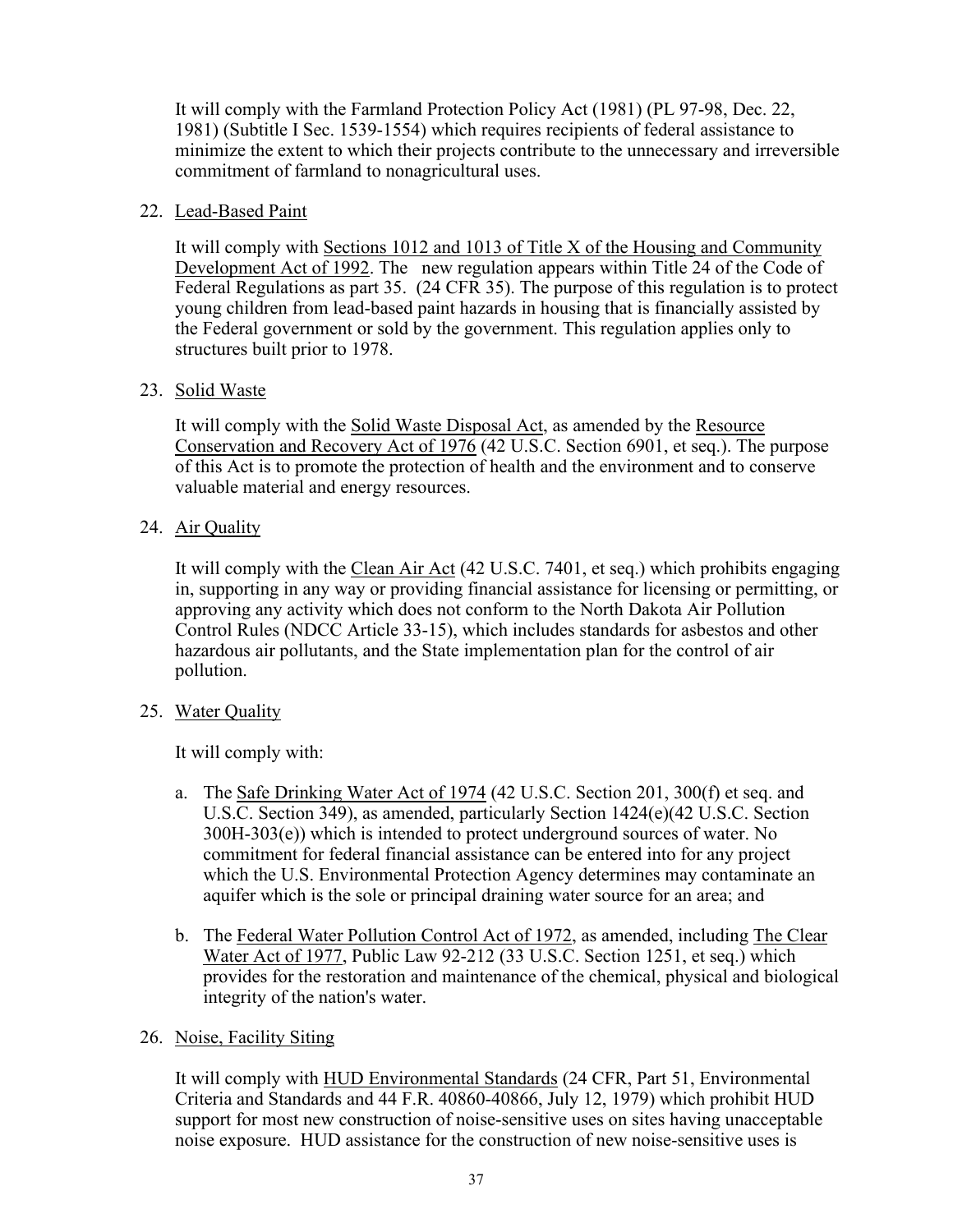It will comply with the Farmland Protection Policy Act (1981) (PL 97-98, Dec. 22, 1981) (Subtitle I Sec. 1539-1554) which requires recipients of federal assistance to minimize the extent to which their projects contribute to the unnecessary and irreversible commitment of farmland to nonagricultural uses.

22. Lead-Based Paint

    It will comply with Sections 1012 and 1013 of Title X of the Housing and Community Development Act of 1992. The new regulation appears within Title 24 of the Code of Federal Regulations as part 35. (24 CFR 35). The purpose of this regulation is to protect young children from lead-based paint hazards in housing that is financially assisted by the Federal government or sold by the government. This regulation applies only to structures built prior to 1978.

23. Solid Waste

    It will comply with the Solid Waste Disposal Act, as amended by the Resource Conservation and Recovery Act of 1976 (42 U.S.C. Section 6901, et seq.). The purpose of this Act is to promote the protection of health and the environment and to conserve valuable material and energy resources.

24. Air Quality

    It will comply with the Clean Air Act (42 U.S.C. 7401, et seq.) which prohibits engaging in, supporting in any way or providing financial assistance for licensing or permitting, or approving any activity which does not conform to the North Dakota Air Pollution Control Rules (NDCC Article 33-15), which includes standards for asbestos and other hazardous air pollutants, and the State implementation plan for the control of air pollution.

25. Water Quality

    It will comply with:

    a. The Safe Drinking Water Act of 1974 (42 U.S.C. Section 201, 300(f) et seq. and U.S.C. Section 349), as amended, particularly Section 1424(e)(42 U.S.C. Section 300H-303(e)) which is intended to protect underground sources of water. No commitment for federal financial assistance can be entered into for any project which the U.S. Environmental Protection Agency determines may contaminate an aquifer which is the sole or principal draining water source for an area; and

    b. The Federal Water Pollution Control Act of 1972, as amended, including The Clear Water Act of 1977, Public Law 92-212 (33 U.S.C. Section 1251, et seq.) which provides for the restoration and maintenance of the chemical, physical and biological integrity of the nation's water.

26. Noise, Facility Siting

    It will comply with HUD Environmental Standards (24 CFR, Part 51, Environmental Criteria and Standards and 44 F.R. 40860-40866, July 12, 1979) which prohibit HUD support for most new construction of noise-sensitive uses on sites having unacceptable noise exposure. HUD assistance for the construction of new noise-sensitive uses is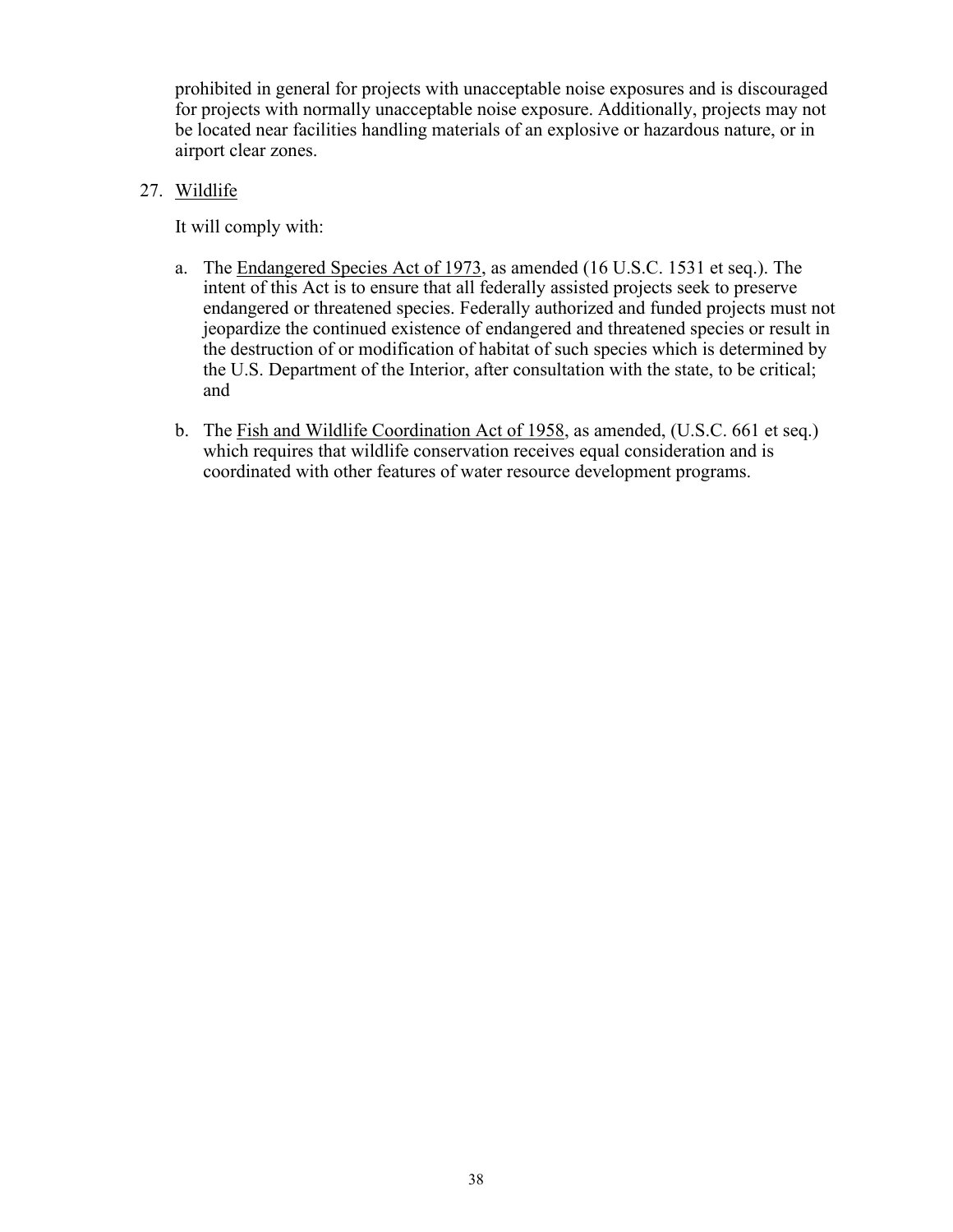prohibited in general for projects with unacceptable noise exposures and is discouraged for projects with normally unacceptable noise exposure. Additionally, projects may not be located near facilities handling materials of an explosive or hazardous nature, or in airport clear zones.

27. Wildlife

    It will comply with:

    a. The Endangered Species Act of 1973, as amended (16 U.S.C. 1531 et seq.). The intent of this Act is to ensure that all federally assisted projects seek to preserve endangered or threatened species. Federally authorized and funded projects must not jeopardize the continued existence of endangered and threatened species or result in the destruction of or modification of habitat of such species which is determined by the U.S. Department of the Interior, after consultation with the state, to be critical; and

    b. The Fish and Wildlife Coordination Act of 1958, as amended, (U.S.C. 661 et seq.) which requires that wildlife conservation receives equal consideration and is coordinated with other features of water resource development programs.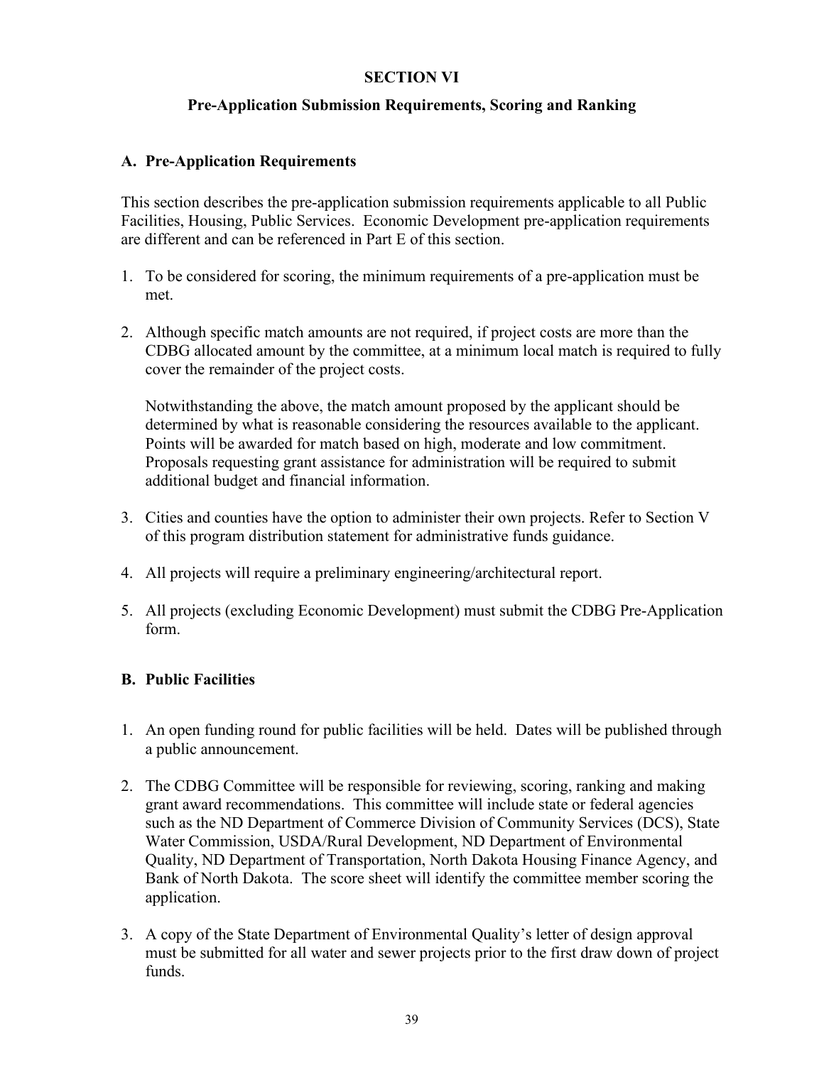# SECTION VI

## Pre-Application Submission Requirements, Scoring and Ranking

### A. Pre-Application Requirements

This section describes the pre-application submission requirements applicable to all Public Facilities, Housing, Public Services. Economic Development pre-application requirements are different and can be referenced in Part E of this section.

1. To be considered for scoring, the minimum requirements of a pre-application must be met.

2. Although specific match amounts are not required, if project costs are more than the CDBG allocated amount by the committee, at a minimum local match is required to fully cover the remainder of the project costs.

   Notwithstanding the above, the match amount proposed by the applicant should be determined by what is reasonable considering the resources available to the applicant. Points will be awarded for match based on high, moderate and low commitment. Proposals requesting grant assistance for administration will be required to submit additional budget and financial information.

3. Cities and counties have the option to administer their own projects. Refer to Section V of this program distribution statement for administrative funds guidance.

4. All projects will require a preliminary engineering/architectural report.

5. All projects (excluding Economic Development) must submit the CDBG Pre-Application form.

### B. Public Facilities

1. An open funding round for public facilities will be held. Dates will be published through a public announcement.

2. The CDBG Committee will be responsible for reviewing, scoring, ranking and making grant award recommendations. This committee will include state or federal agencies such as the ND Department of Commerce Division of Community Services (DCS), State Water Commission, USDA/Rural Development, ND Department of Environmental Quality, ND Department of Transportation, North Dakota Housing Finance Agency, and Bank of North Dakota. The score sheet will identify the committee member scoring the application.

3. A copy of the State Department of Environmental Quality's letter of design approval must be submitted for all water and sewer projects prior to the first draw down of project funds.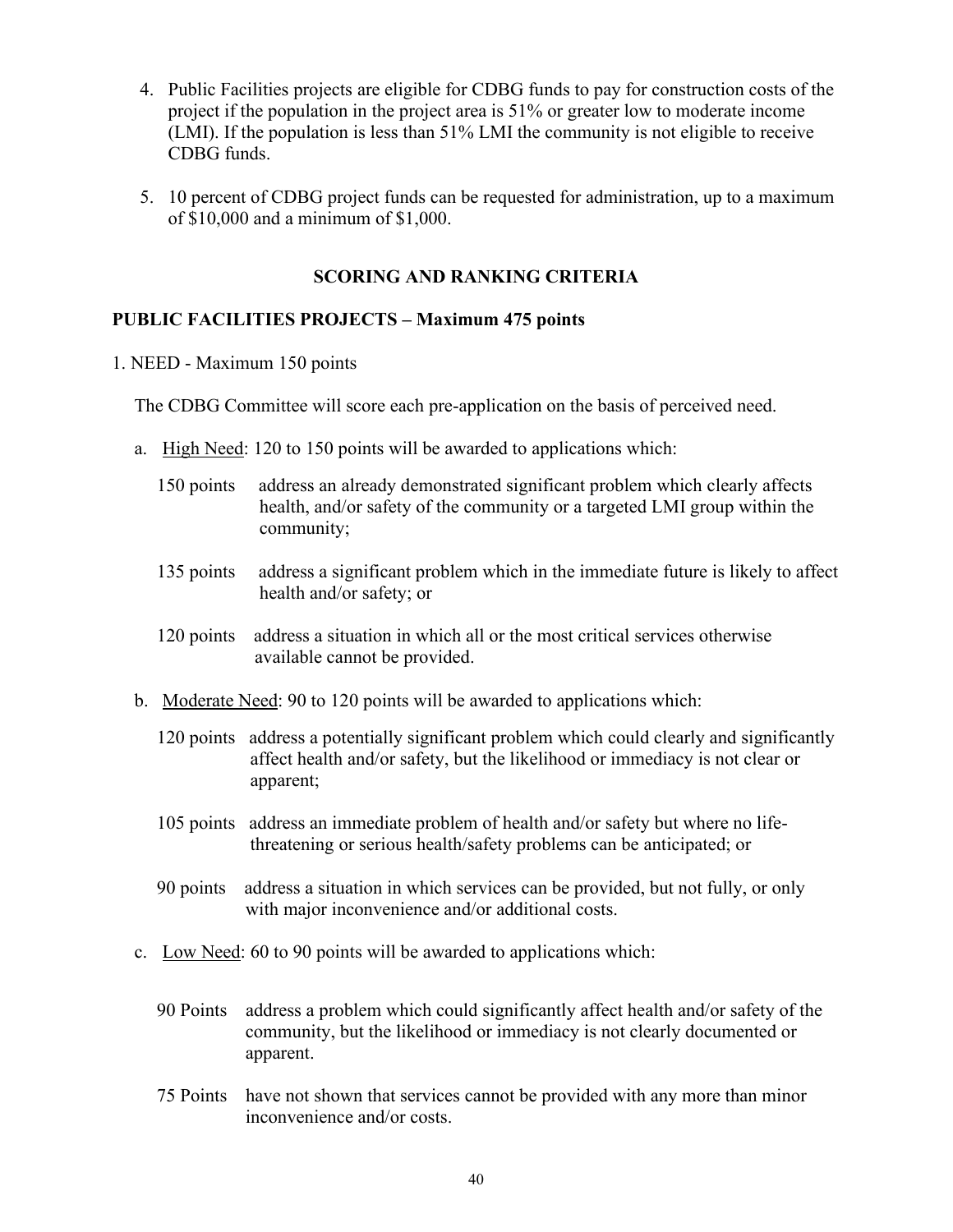4. Public Facilities projects are eligible for CDBG funds to pay for construction costs of the project if the population in the project area is 51% or greater low to moderate income (LMI). If the population is less than 51% LMI the community is not eligible to receive CDBG funds.

5. 10 percent of CDBG project funds can be requested for administration, up to a maximum of $10,000 and a minimum of $1,000.

## SCORING AND RANKING CRITERIA

### PUBLIC FACILITIES PROJECTS – Maximum 475 points

1. NEED - Maximum 150 points

The CDBG Committee will score each pre-application on the basis of perceived need.

a. <u>High Need</u>: 120 to 150 points will be awarded to applications which:

150 points address an already demonstrated significant problem which clearly affects health, and/or safety of the community or a targeted LMI group within the community;

135 points address a significant problem which in the immediate future is likely to affect health and/or safety; or

120 points address a situation in which all or the most critical services otherwise available cannot be provided.

b. <u>Moderate Need</u>: 90 to 120 points will be awarded to applications which:

120 points address a potentially significant problem which could clearly and significantly affect health and/or safety, but the likelihood or immediacy is not clear or apparent;

105 points address an immediate problem of health and/or safety but where no life-threatening or serious health/safety problems can be anticipated; or

90 points address a situation in which services can be provided, but not fully, or only with major inconvenience and/or additional costs.

c. <u>Low Need</u>: 60 to 90 points will be awarded to applications which:

90 Points address a problem which could significantly affect health and/or safety of the community, but the likelihood or immediacy is not clearly documented or apparent.

75 Points have not shown that services cannot be provided with any more than minor inconvenience and/or costs.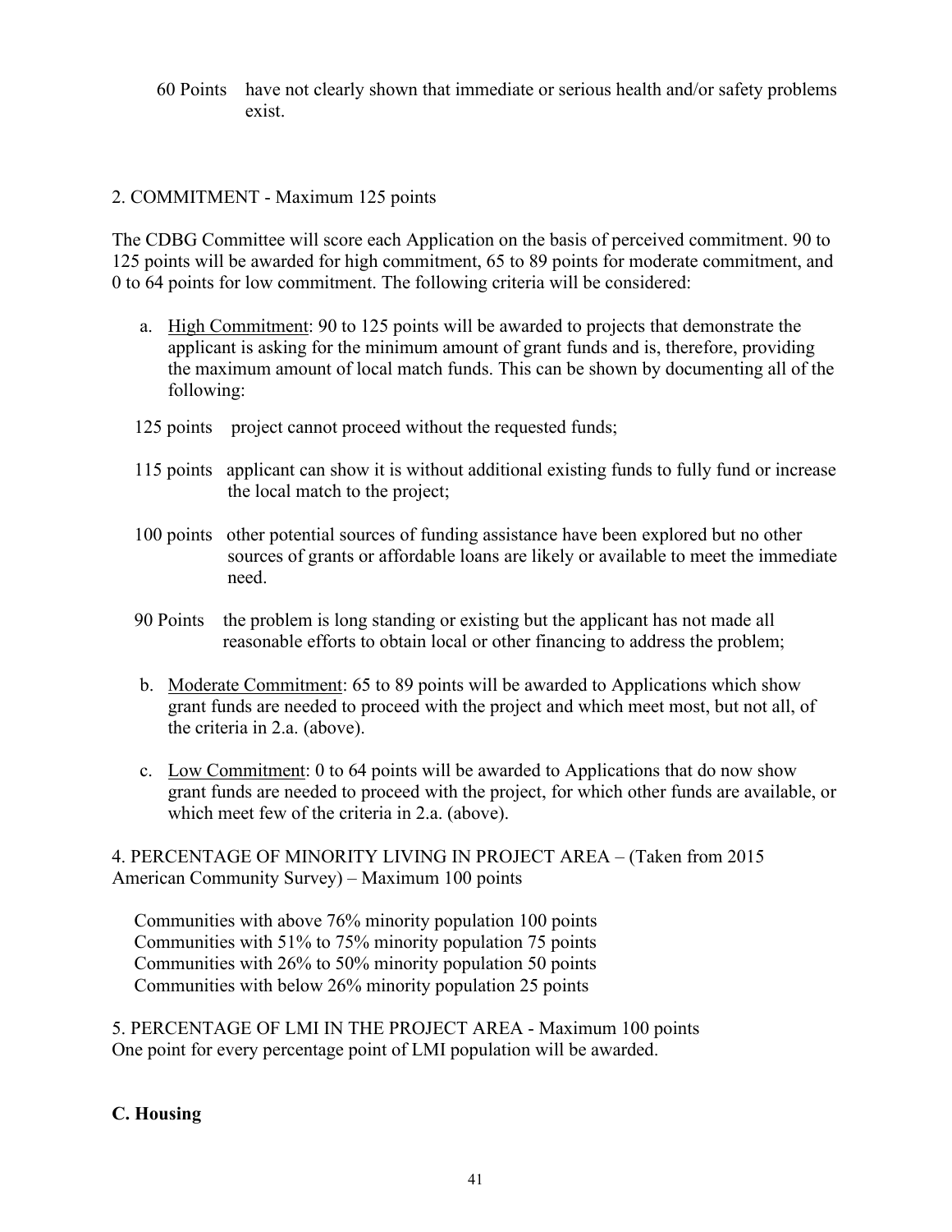60 Points have not clearly shown that immediate or serious health and/or safety problems exist.

2. COMMITMENT - Maximum 125 points

The CDBG Committee will score each Application on the basis of perceived commitment. 90 to 125 points will be awarded for high commitment, 65 to 89 points for moderate commitment, and 0 to 64 points for low commitment. The following criteria will be considered:

a. High Commitment: 90 to 125 points will be awarded to projects that demonstrate the applicant is asking for the minimum amount of grant funds and is, therefore, providing the maximum amount of local match funds. This can be shown by documenting all of the following:

125 points project cannot proceed without the requested funds;

115 points applicant can show it is without additional existing funds to fully fund or increase the local match to the project;

100 points other potential sources of funding assistance have been explored but no other sources of grants or affordable loans are likely or available to meet the immediate need.

90 Points the problem is long standing or existing but the applicant has not made all reasonable efforts to obtain local or other financing to address the problem;

b. Moderate Commitment: 65 to 89 points will be awarded to Applications which show grant funds are needed to proceed with the project and which meet most, but not all, of the criteria in 2.a. (above).

c. Low Commitment: 0 to 64 points will be awarded to Applications that do now show grant funds are needed to proceed with the project, for which other funds are available, or which meet few of the criteria in 2.a. (above).

4. PERCENTAGE OF MINORITY LIVING IN PROJECT AREA – (Taken from 2015 American Community Survey) – Maximum 100 points

Communities with above 76% minority population 100 points
Communities with 51% to 75% minority population 75 points
Communities with 26% to 50% minority population 50 points
Communities with below 26% minority population 25 points

5. PERCENTAGE OF LMI IN THE PROJECT AREA - Maximum 100 points
One point for every percentage point of LMI population will be awarded.

**C. Housing**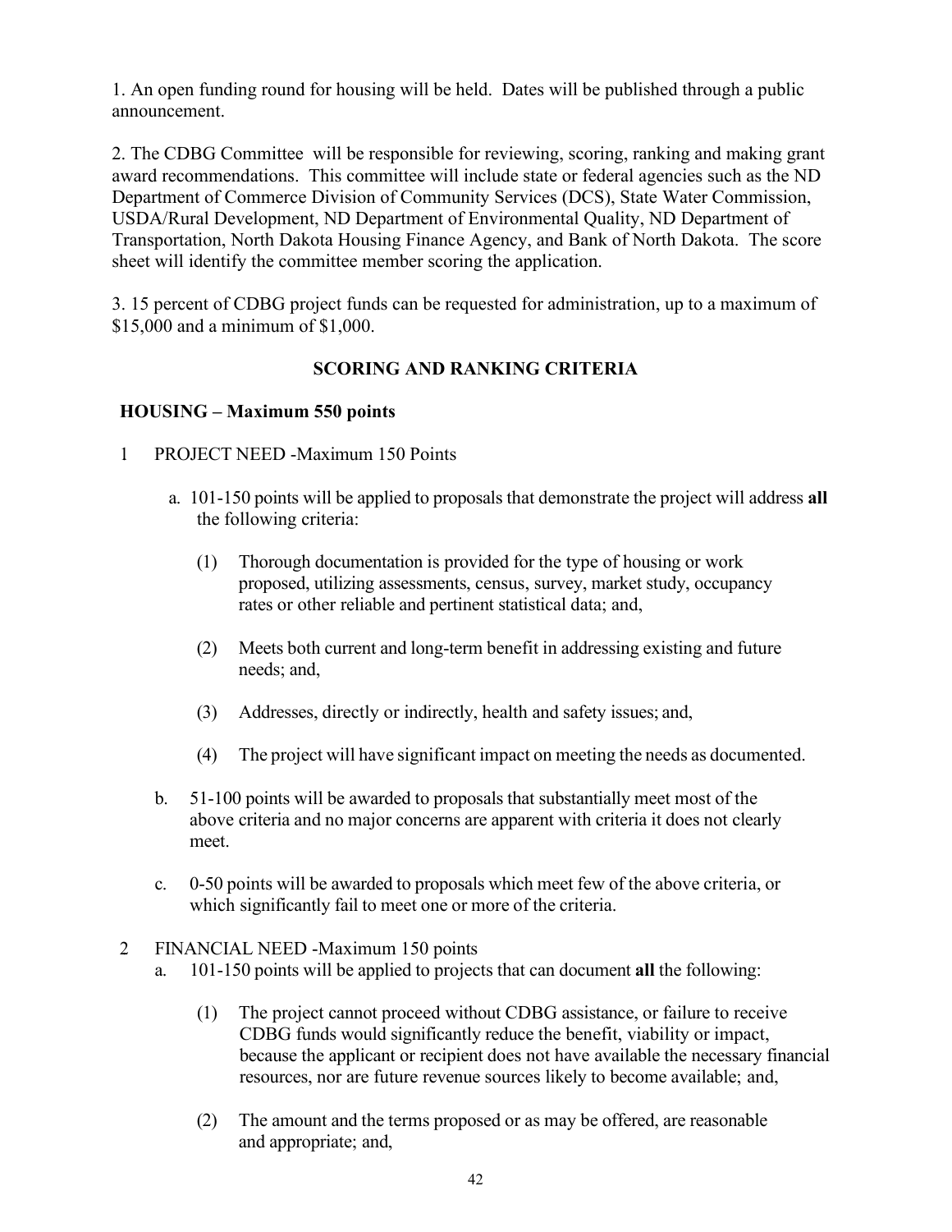1. An open funding round for housing will be held. Dates will be published through a public announcement.

2. The CDBG Committee will be responsible for reviewing, scoring, ranking and making grant award recommendations. This committee will include state or federal agencies such as the ND Department of Commerce Division of Community Services (DCS), State Water Commission, USDA/Rural Development, ND Department of Environmental Quality, ND Department of Transportation, North Dakota Housing Finance Agency, and Bank of North Dakota. The score sheet will identify the committee member scoring the application.

3. 15 percent of CDBG project funds can be requested for administration, up to a maximum of $15,000 and a minimum of $1,000.

## SCORING AND RANKING CRITERIA

### HOUSING – Maximum 550 points

1 PROJECT NEED -Maximum 150 Points

a. 101-150 points will be applied to proposals that demonstrate the project will address **all** the following criteria:

(1) Thorough documentation is provided for the type of housing or work proposed, utilizing assessments, census, survey, market study, occupancy rates or other reliable and pertinent statistical data; and,

(2) Meets both current and long-term benefit in addressing existing and future needs; and,

(3) Addresses, directly or indirectly, health and safety issues; and,

(4) The project will have significant impact on meeting the needs as documented.

b. 51-100 points will be awarded to proposals that substantially meet most of the above criteria and no major concerns are apparent with criteria it does not clearly meet.

c. 0-50 points will be awarded to proposals which meet few of the above criteria, or which significantly fail to meet one or more of the criteria.

2 FINANCIAL NEED -Maximum 150 points

a. 101-150 points will be applied to projects that can document **all** the following:

(1) The project cannot proceed without CDBG assistance, or failure to receive CDBG funds would significantly reduce the benefit, viability or impact, because the applicant or recipient does not have available the necessary financial resources, nor are future revenue sources likely to become available; and,

(2) The amount and the terms proposed or as may be offered, are reasonable and appropriate; and,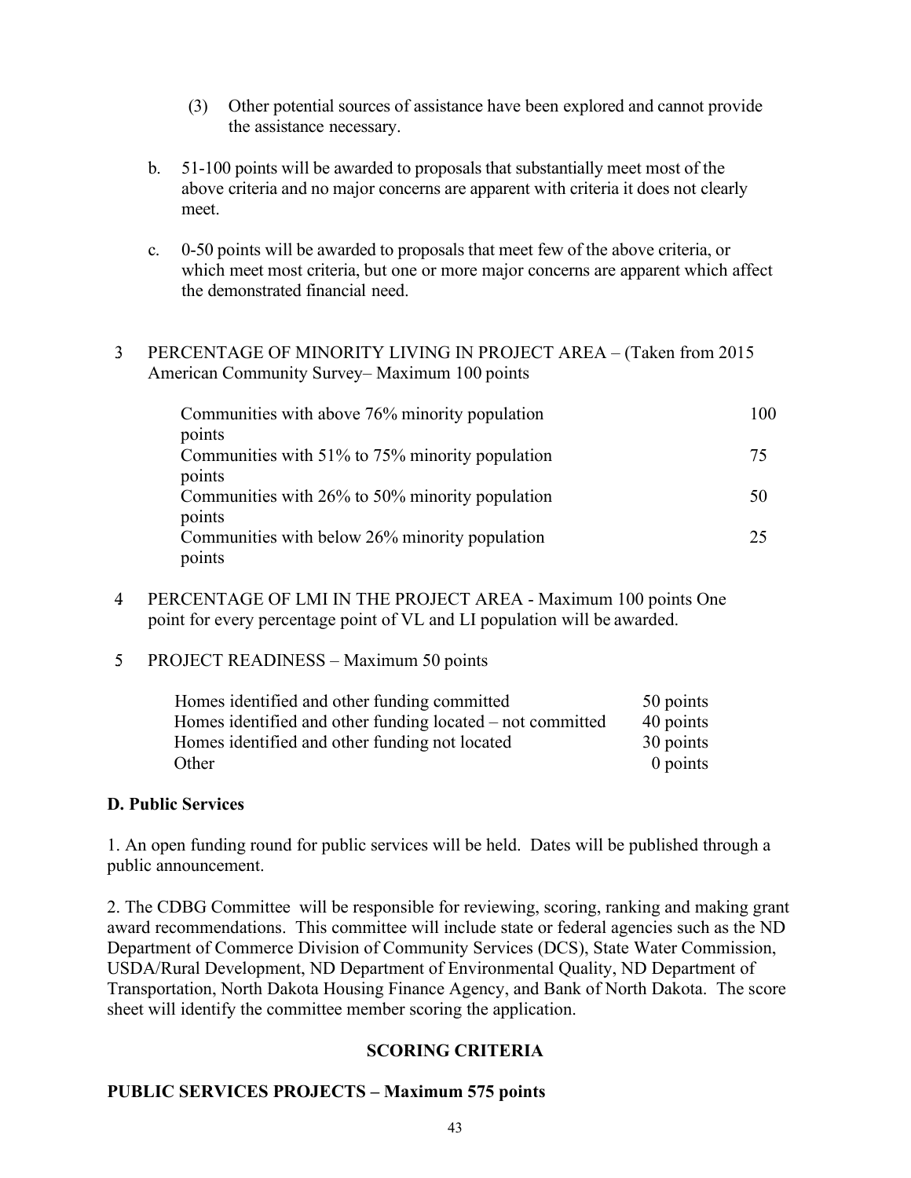(3) Other potential sources of assistance have been explored and cannot provide the assistance necessary.

b. 51-100 points will be awarded to proposals that substantially meet most of the above criteria and no major concerns are apparent with criteria it does not clearly meet.

c. 0-50 points will be awarded to proposals that meet few of the above criteria, or which meet most criteria, but one or more major concerns are apparent which affect the demonstrated financial need.

3 PERCENTAGE OF MINORITY LIVING IN PROJECT AREA – (Taken from 2015 American Community Survey– Maximum 100 points

| | |
|---|---|
| Communities with above 76% minority population | 100 points |
| Communities with 51% to 75% minority population | 75 points |
| Communities with 26% to 50% minority population | 50 points |
| Communities with below 26% minority population | 25 points |

4 PERCENTAGE OF LMI IN THE PROJECT AREA - Maximum 100 points One point for every percentage point of VL and LI population will be awarded.

5 PROJECT READINESS – Maximum 50 points

| | |
|---|---|
| Homes identified and other funding committed | 50 points |
| Homes identified and other funding located – not committed | 40 points |
| Homes identified and other funding not located | 30 points |
| Other | 0 points |

**D. Public Services**

1. An open funding round for public services will be held. Dates will be published through a public announcement.

2. The CDBG Committee will be responsible for reviewing, scoring, ranking and making grant award recommendations. This committee will include state or federal agencies such as the ND Department of Commerce Division of Community Services (DCS), State Water Commission, USDA/Rural Development, ND Department of Environmental Quality, ND Department of Transportation, North Dakota Housing Finance Agency, and Bank of North Dakota. The score sheet will identify the committee member scoring the application.

**SCORING CRITERIA**

**PUBLIC SERVICES PROJECTS – Maximum 575 points**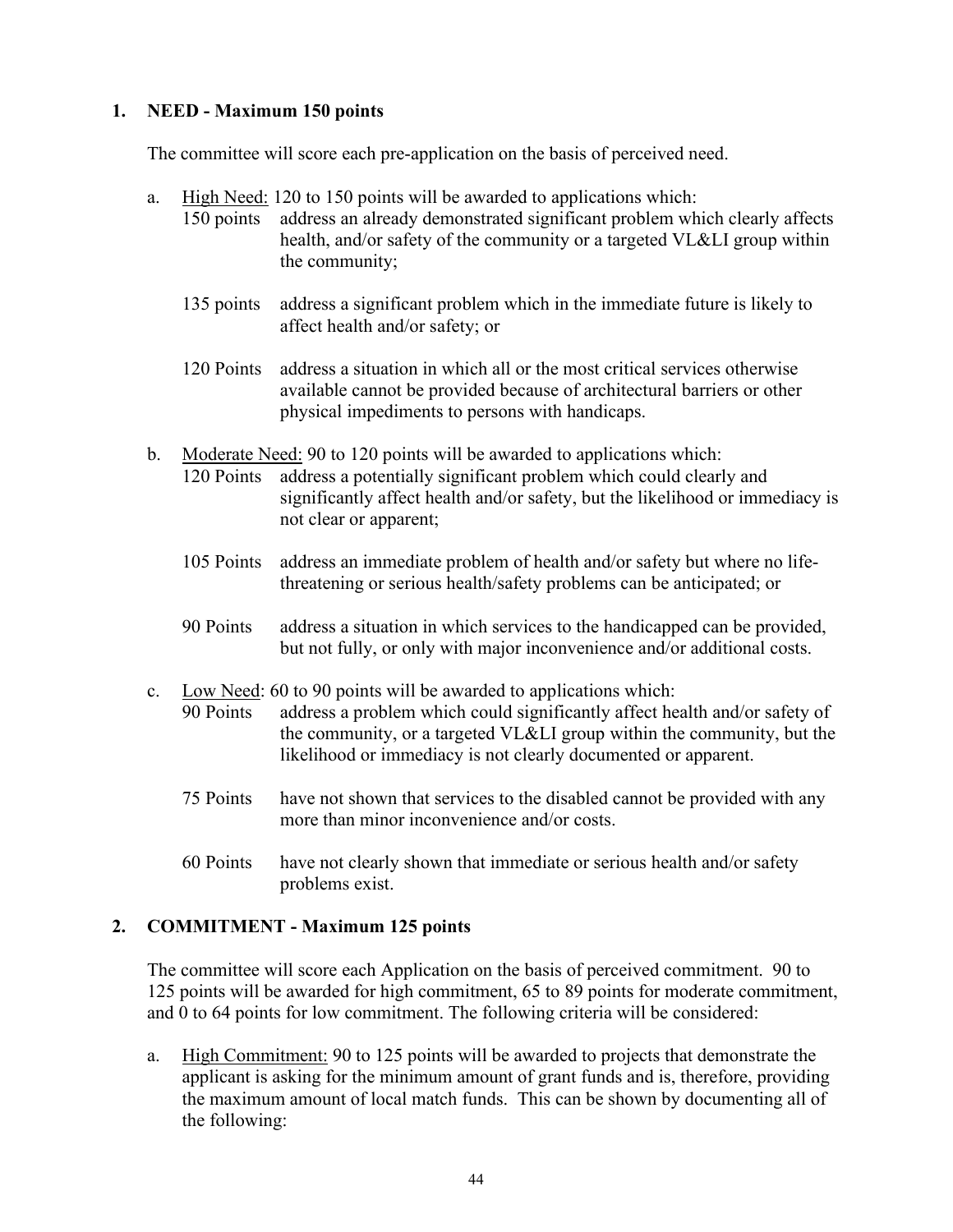## 1. NEED - Maximum 150 points

The committee will score each pre-application on the basis of perceived need.

a. <u>High Need:</u> 120 to 150 points will be awarded to applications which:

   150 points — address an already demonstrated significant problem which clearly affects health, and/or safety of the community or a targeted VL&LI group within the community;

   135 points — address a significant problem which in the immediate future is likely to affect health and/or safety; or

   120 Points — address a situation in which all or the most critical services otherwise available cannot be provided because of architectural barriers or other physical impediments to persons with handicaps.

b. <u>Moderate Need:</u> 90 to 120 points will be awarded to applications which:

   120 Points — address a potentially significant problem which could clearly and significantly affect health and/or safety, but the likelihood or immediacy is not clear or apparent;

   105 Points — address an immediate problem of health and/or safety but where no life-threatening or serious health/safety problems can be anticipated; or

   90 Points — address a situation in which services to the handicapped can be provided, but not fully, or only with major inconvenience and/or additional costs.

c. <u>Low Need</u>: 60 to 90 points will be awarded to applications which:

   90 Points — address a problem which could significantly affect health and/or safety of the community, or a targeted VL&LI group within the community, but the likelihood or immediacy is not clearly documented or apparent.

   75 Points — have not shown that services to the disabled cannot be provided with any more than minor inconvenience and/or costs.

   60 Points — have not clearly shown that immediate or serious health and/or safety problems exist.

## 2. COMMITMENT - Maximum 125 points

The committee will score each Application on the basis of perceived commitment. 90 to 125 points will be awarded for high commitment, 65 to 89 points for moderate commitment, and 0 to 64 points for low commitment. The following criteria will be considered:

a. <u>High Commitment:</u> 90 to 125 points will be awarded to projects that demonstrate the applicant is asking for the minimum amount of grant funds and is, therefore, providing the maximum amount of local match funds. This can be shown by documenting all of the following: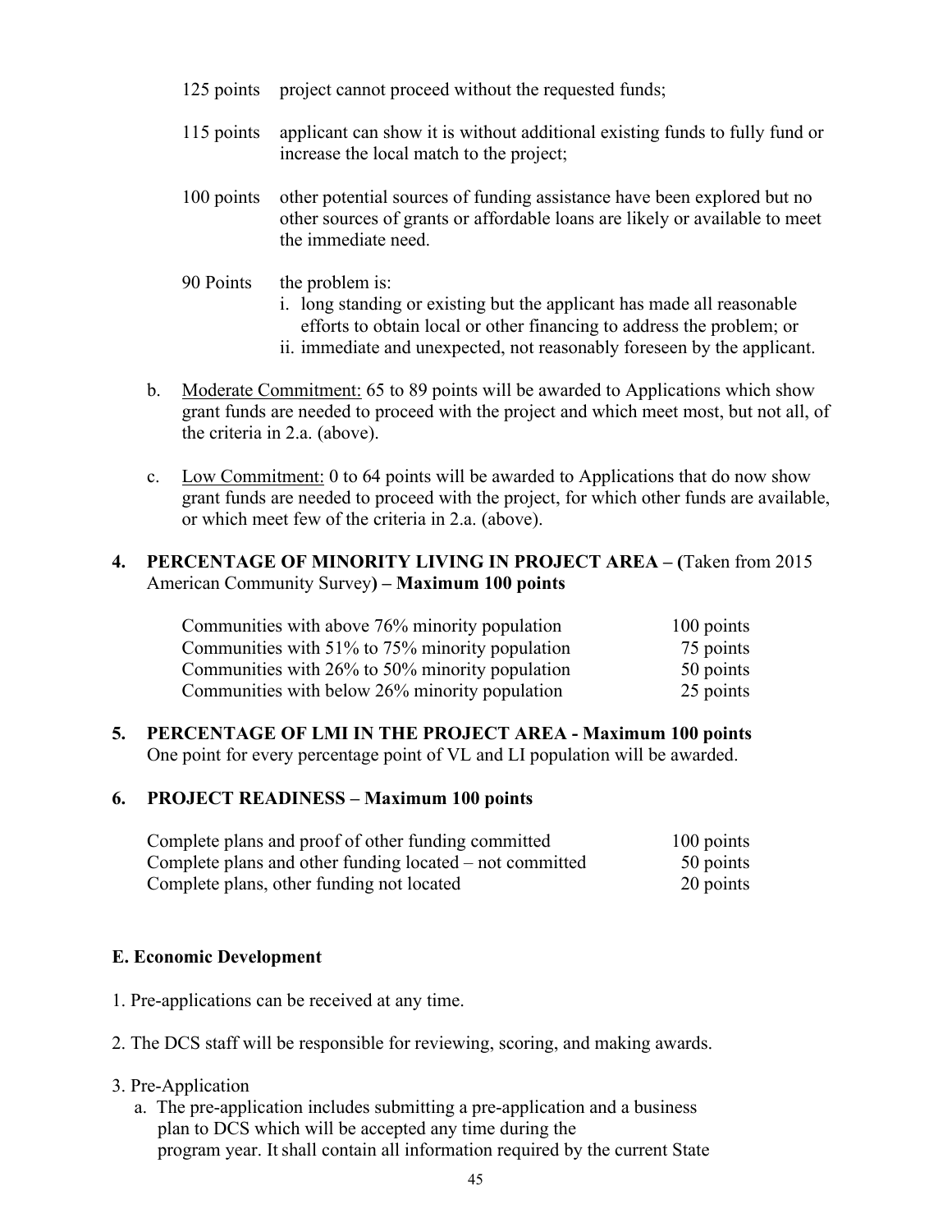| | |
|---|---|
| 125 points | project cannot proceed without the requested funds; |
| 115 points | applicant can show it is without additional existing funds to fully fund or increase the local match to the project; |
| 100 points | other potential sources of funding assistance have been explored but no other sources of grants or affordable loans are likely or available to meet the immediate need. |
| 90 Points | the problem is:<br>i. long standing or existing but the applicant has made all reasonable efforts to obtain local or other financing to address the problem; or<br>ii. immediate and unexpected, not reasonably foreseen by the applicant. |

b. Moderate Commitment: 65 to 89 points will be awarded to Applications which show grant funds are needed to proceed with the project and which meet most, but not all, of the criteria in 2.a. (above).

c. Low Commitment: 0 to 64 points will be awarded to Applications that do now show grant funds are needed to proceed with the project, for which other funds are available, or which meet few of the criteria in 2.a. (above).

**4. PERCENTAGE OF MINORITY LIVING IN PROJECT AREA – (**Taken from 2015 American Community Survey**) – Maximum 100 points**

| | |
|---|---|
| Communities with above 76% minority population | 100 points |
| Communities with 51% to 75% minority population | 75 points |
| Communities with 26% to 50% minority population | 50 points |
| Communities with below 26% minority population | 25 points |

**5. PERCENTAGE OF LMI IN THE PROJECT AREA - Maximum 100 points**
One point for every percentage point of VL and LI population will be awarded.

**6. PROJECT READINESS – Maximum 100 points**

| | |
|---|---|
| Complete plans and proof of other funding committed | 100 points |
| Complete plans and other funding located – not committed | 50 points |
| Complete plans, other funding not located | 20 points |

**E. Economic Development**

1. Pre-applications can be received at any time.

2. The DCS staff will be responsible for reviewing, scoring, and making awards.

3. Pre-Application
   a. The pre-application includes submitting a pre-application and a business plan to DCS which will be accepted any time during the program year. It shall contain all information required by the current State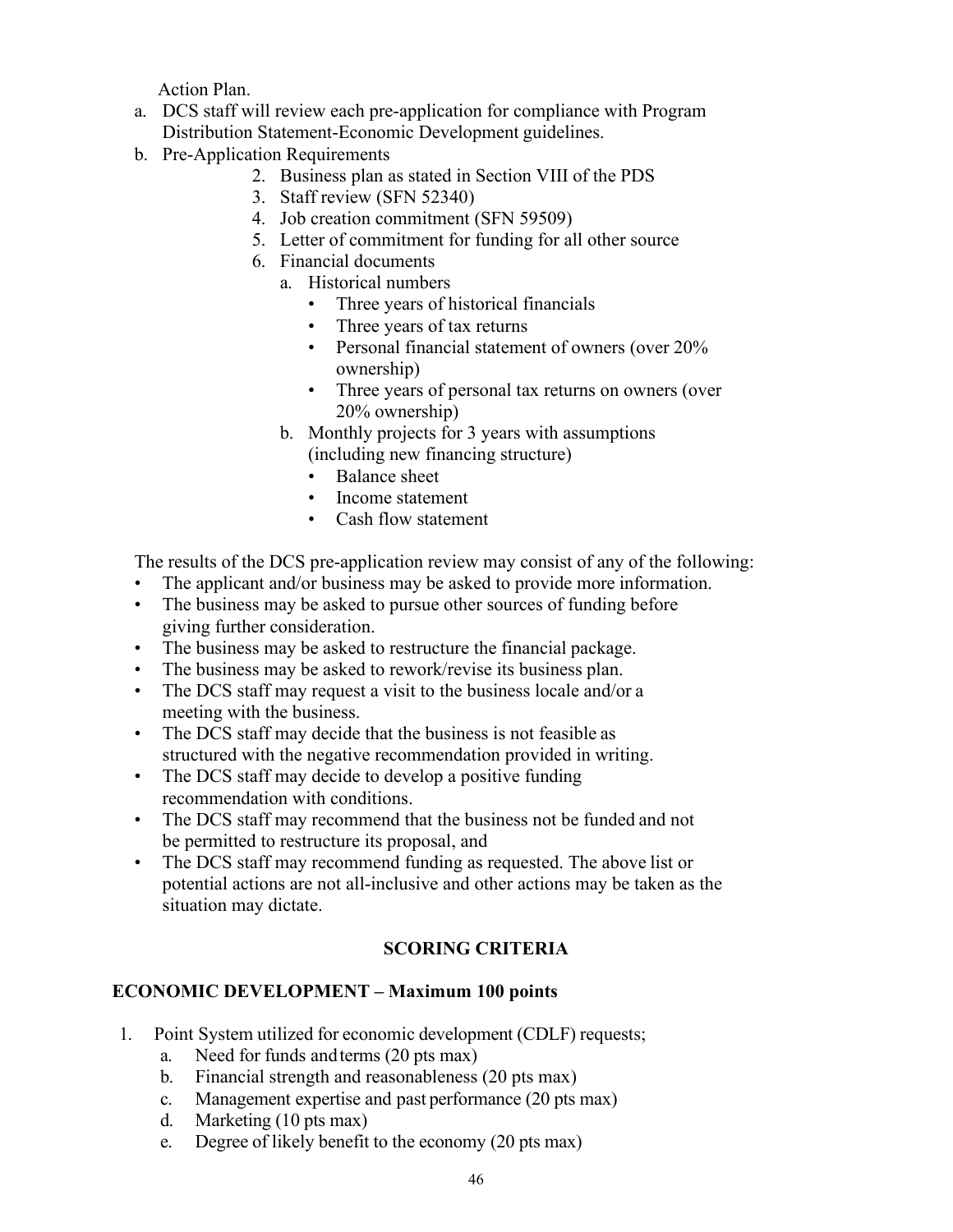Action Plan.

a. DCS staff will review each pre-application for compliance with Program Distribution Statement-Economic Development guidelines.
b. Pre-Application Requirements
    2. Business plan as stated in Section VIII of the PDS
    3. Staff review (SFN 52340)
    4. Job creation commitment (SFN 59509)
    5. Letter of commitment for funding for all other source
    6. Financial documents
        a. Historical numbers
            - Three years of historical financials
            - Three years of tax returns
            - Personal financial statement of owners (over 20% ownership)
            - Three years of personal tax returns on owners (over 20% ownership)
        b. Monthly projects for 3 years with assumptions (including new financing structure)
            - Balance sheet
            - Income statement
            - Cash flow statement

The results of the DCS pre-application review may consist of any of the following:

- The applicant and/or business may be asked to provide more information.
- The business may be asked to pursue other sources of funding before giving further consideration.
- The business may be asked to restructure the financial package.
- The business may be asked to rework/revise its business plan.
- The DCS staff may request a visit to the business locale and/or a meeting with the business.
- The DCS staff may decide that the business is not feasible as structured with the negative recommendation provided in writing.
- The DCS staff may decide to develop a positive funding recommendation with conditions.
- The DCS staff may recommend that the business not be funded and not be permitted to restructure its proposal, and
- The DCS staff may recommend funding as requested. The above list or potential actions are not all-inclusive and other actions may be taken as the situation may dictate.

## SCORING CRITERIA

### ECONOMIC DEVELOPMENT – Maximum 100 points

1. Point System utilized for economic development (CDLF) requests;
    a. Need for funds and terms (20 pts max)
    b. Financial strength and reasonableness (20 pts max)
    c. Management expertise and past performance (20 pts max)
    d. Marketing (10 pts max)
    e. Degree of likely benefit to the economy (20 pts max)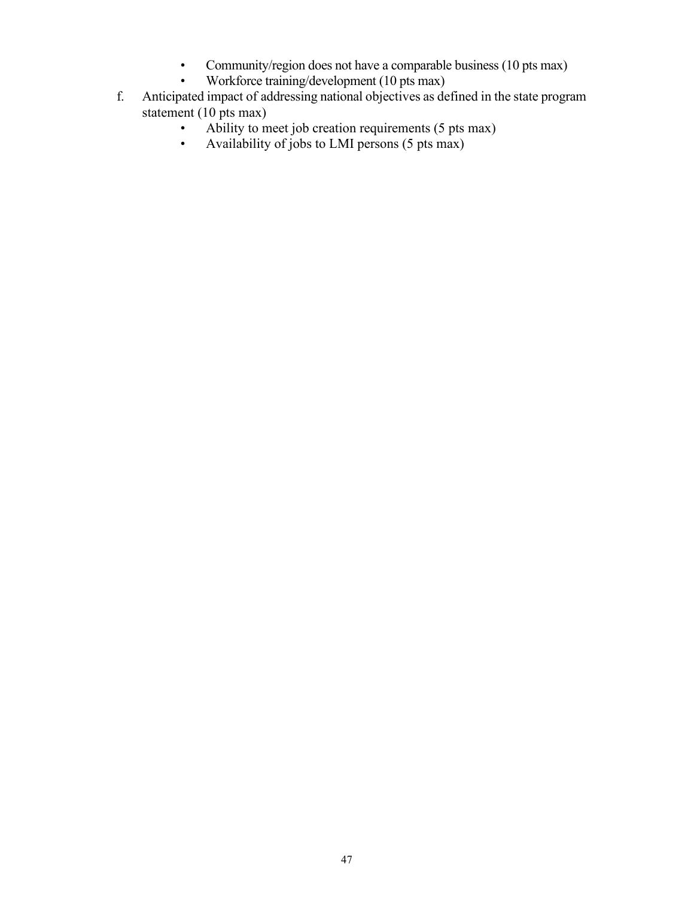- Community/region does not have a comparable business (10 pts max)
  - Workforce training/development (10 pts max)

f. Anticipated impact of addressing national objectives as defined in the state program statement (10 pts max)
  - Ability to meet job creation requirements (5 pts max)
  - Availability of jobs to LMI persons (5 pts max)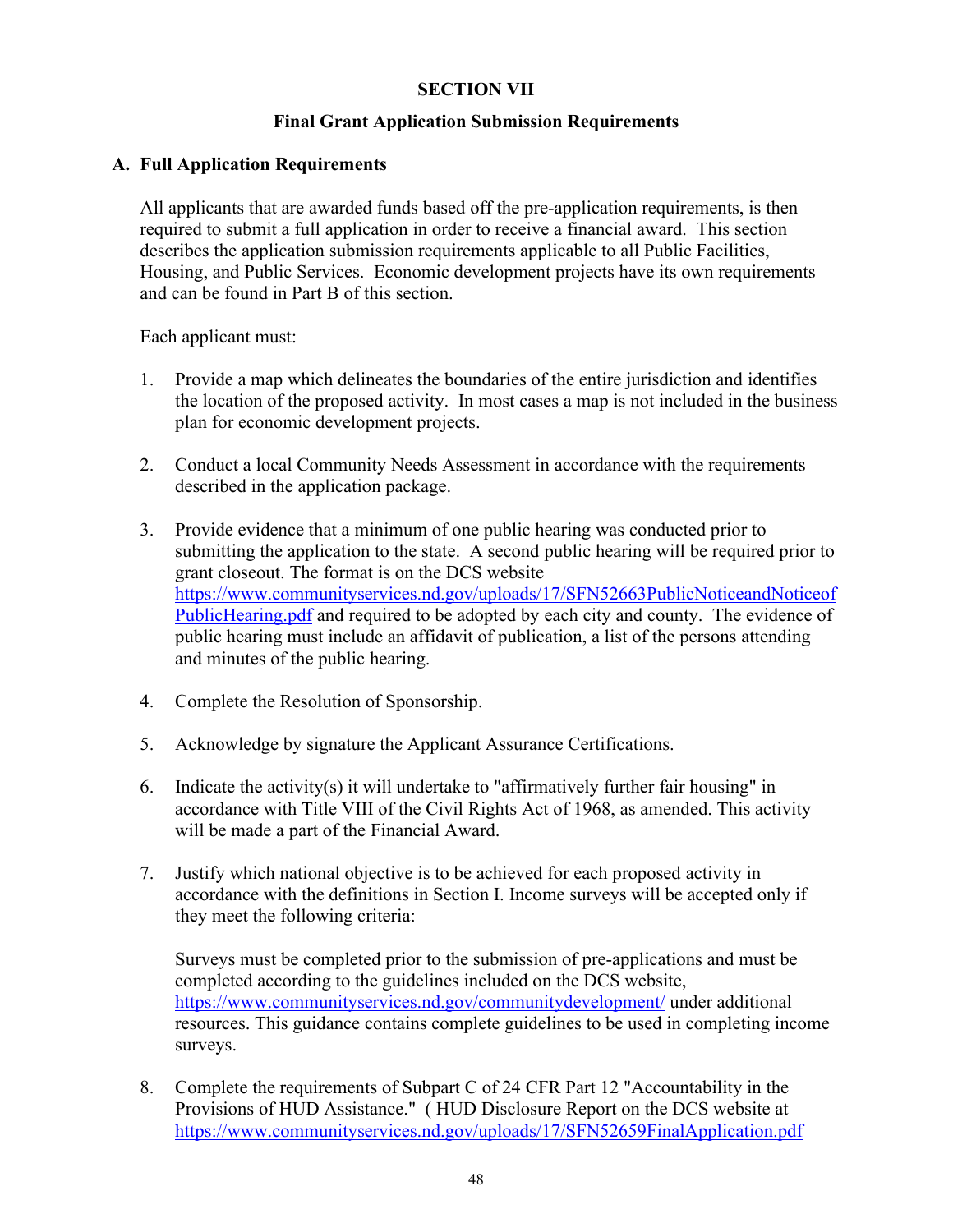## SECTION VII

### Final Grant Application Submission Requirements

**A. Full Application Requirements**

All applicants that are awarded funds based off the pre-application requirements, is then required to submit a full application in order to receive a financial award. This section describes the application submission requirements applicable to all Public Facilities, Housing, and Public Services. Economic development projects have its own requirements and can be found in Part B of this section.

Each applicant must:

1. Provide a map which delineates the boundaries of the entire jurisdiction and identifies the location of the proposed activity. In most cases a map is not included in the business plan for economic development projects.

2. Conduct a local Community Needs Assessment in accordance with the requirements described in the application package.

3. Provide evidence that a minimum of one public hearing was conducted prior to submitting the application to the state. A second public hearing will be required prior to grant closeout. The format is on the DCS website https://www.communityservices.nd.gov/uploads/17/SFN52663PublicNoticeandNoticeofPublicHearing.pdf and required to be adopted by each city and county. The evidence of public hearing must include an affidavit of publication, a list of the persons attending and minutes of the public hearing.

4. Complete the Resolution of Sponsorship.

5. Acknowledge by signature the Applicant Assurance Certifications.

6. Indicate the activity(s) it will undertake to "affirmatively further fair housing" in accordance with Title VIII of the Civil Rights Act of 1968, as amended. This activity will be made a part of the Financial Award.

7. Justify which national objective is to be achieved for each proposed activity in accordance with the definitions in Section I. Income surveys will be accepted only if they meet the following criteria:

   Surveys must be completed prior to the submission of pre-applications and must be completed according to the guidelines included on the DCS website, https://www.communityservices.nd.gov/communitydevelopment/ under additional resources. This guidance contains complete guidelines to be used in completing income surveys.

8. Complete the requirements of Subpart C of 24 CFR Part 12 "Accountability in the Provisions of HUD Assistance." ( HUD Disclosure Report on the DCS website at https://www.communityservices.nd.gov/uploads/17/SFN52659FinalApplication.pdf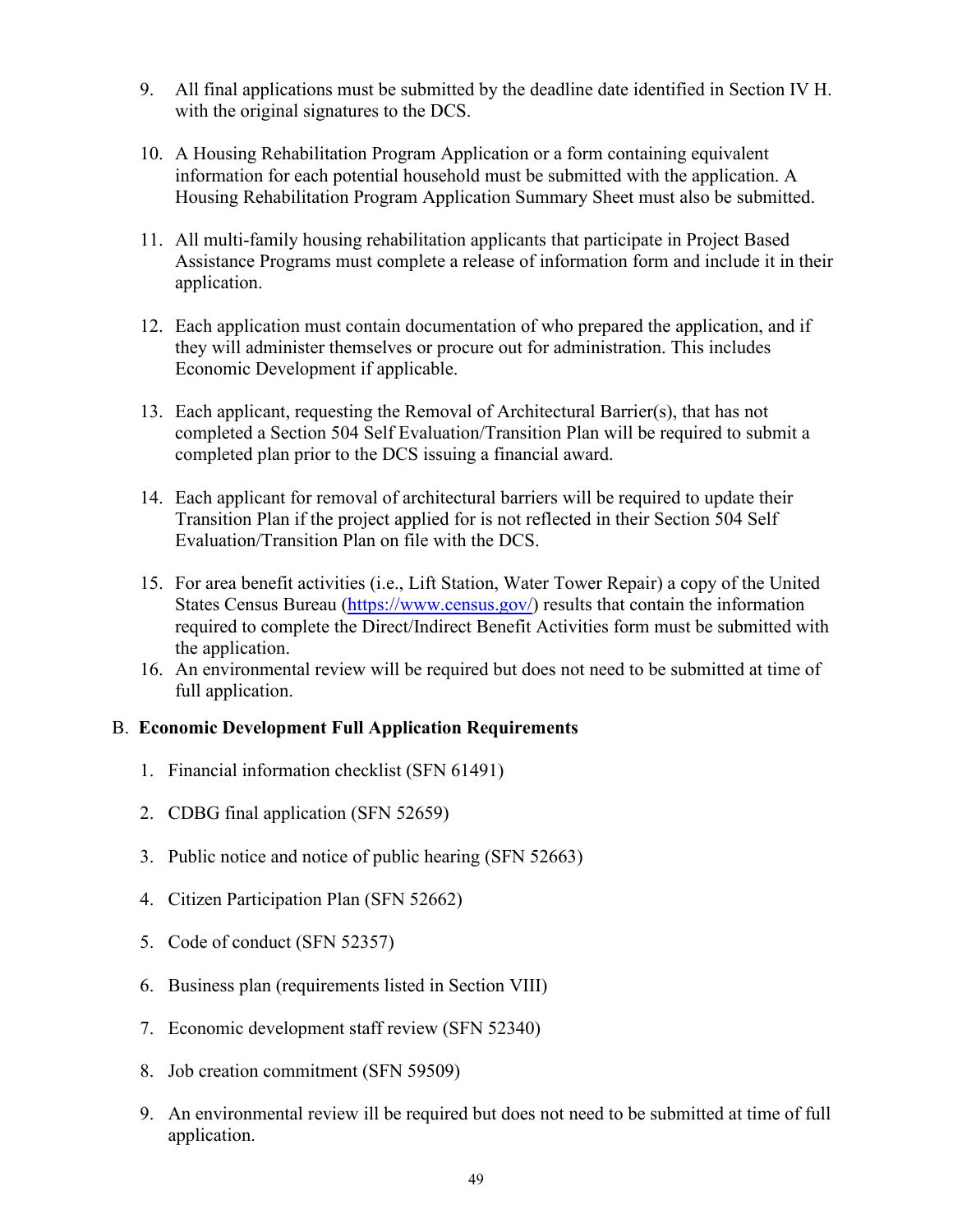9. All final applications must be submitted by the deadline date identified in Section IV H. with the original signatures to the DCS.

10. A Housing Rehabilitation Program Application or a form containing equivalent information for each potential household must be submitted with the application. A Housing Rehabilitation Program Application Summary Sheet must also be submitted.

11. All multi-family housing rehabilitation applicants that participate in Project Based Assistance Programs must complete a release of information form and include it in their application.

12. Each application must contain documentation of who prepared the application, and if they will administer themselves or procure out for administration. This includes Economic Development if applicable.

13. Each applicant, requesting the Removal of Architectural Barrier(s), that has not completed a Section 504 Self Evaluation/Transition Plan will be required to submit a completed plan prior to the DCS issuing a financial award.

14. Each applicant for removal of architectural barriers will be required to update their Transition Plan if the project applied for is not reflected in their Section 504 Self Evaluation/Transition Plan on file with the DCS.

15. For area benefit activities (i.e., Lift Station, Water Tower Repair) a copy of the United States Census Bureau (https://www.census.gov/) results that contain the information required to complete the Direct/Indirect Benefit Activities form must be submitted with the application.
16. An environmental review will be required but does not need to be submitted at time of full application.

B. **Economic Development Full Application Requirements**

1. Financial information checklist (SFN 61491)

2. CDBG final application (SFN 52659)

3. Public notice and notice of public hearing (SFN 52663)

4. Citizen Participation Plan (SFN 52662)

5. Code of conduct (SFN 52357)

6. Business plan (requirements listed in Section VIII)

7. Economic development staff review (SFN 52340)

8. Job creation commitment (SFN 59509)

9. An environmental review ill be required but does not need to be submitted at time of full application.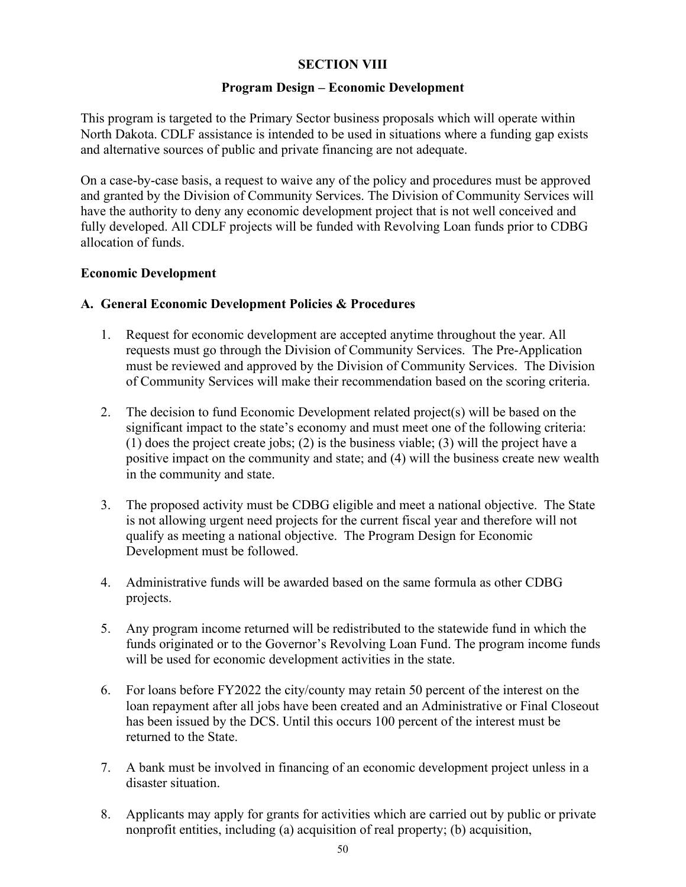# SECTION VIII

## Program Design – Economic Development

This program is targeted to the Primary Sector business proposals which will operate within North Dakota. CDLF assistance is intended to be used in situations where a funding gap exists and alternative sources of public and private financing are not adequate.

On a case-by-case basis, a request to waive any of the policy and procedures must be approved and granted by the Division of Community Services. The Division of Community Services will have the authority to deny any economic development project that is not well conceived and fully developed. All CDLF projects will be funded with Revolving Loan funds prior to CDBG allocation of funds.

### Economic Development

### A. General Economic Development Policies & Procedures

1. Request for economic development are accepted anytime throughout the year. All requests must go through the Division of Community Services. The Pre-Application must be reviewed and approved by the Division of Community Services. The Division of Community Services will make their recommendation based on the scoring criteria.

2. The decision to fund Economic Development related project(s) will be based on the significant impact to the state's economy and must meet one of the following criteria: (1) does the project create jobs; (2) is the business viable; (3) will the project have a positive impact on the community and state; and (4) will the business create new wealth in the community and state.

3. The proposed activity must be CDBG eligible and meet a national objective. The State is not allowing urgent need projects for the current fiscal year and therefore will not qualify as meeting a national objective. The Program Design for Economic Development must be followed.

4. Administrative funds will be awarded based on the same formula as other CDBG projects.

5. Any program income returned will be redistributed to the statewide fund in which the funds originated or to the Governor's Revolving Loan Fund. The program income funds will be used for economic development activities in the state.

6. For loans before FY2022 the city/county may retain 50 percent of the interest on the loan repayment after all jobs have been created and an Administrative or Final Closeout has been issued by the DCS. Until this occurs 100 percent of the interest must be returned to the State.

7. A bank must be involved in financing of an economic development project unless in a disaster situation.

8. Applicants may apply for grants for activities which are carried out by public or private nonprofit entities, including (a) acquisition of real property; (b) acquisition,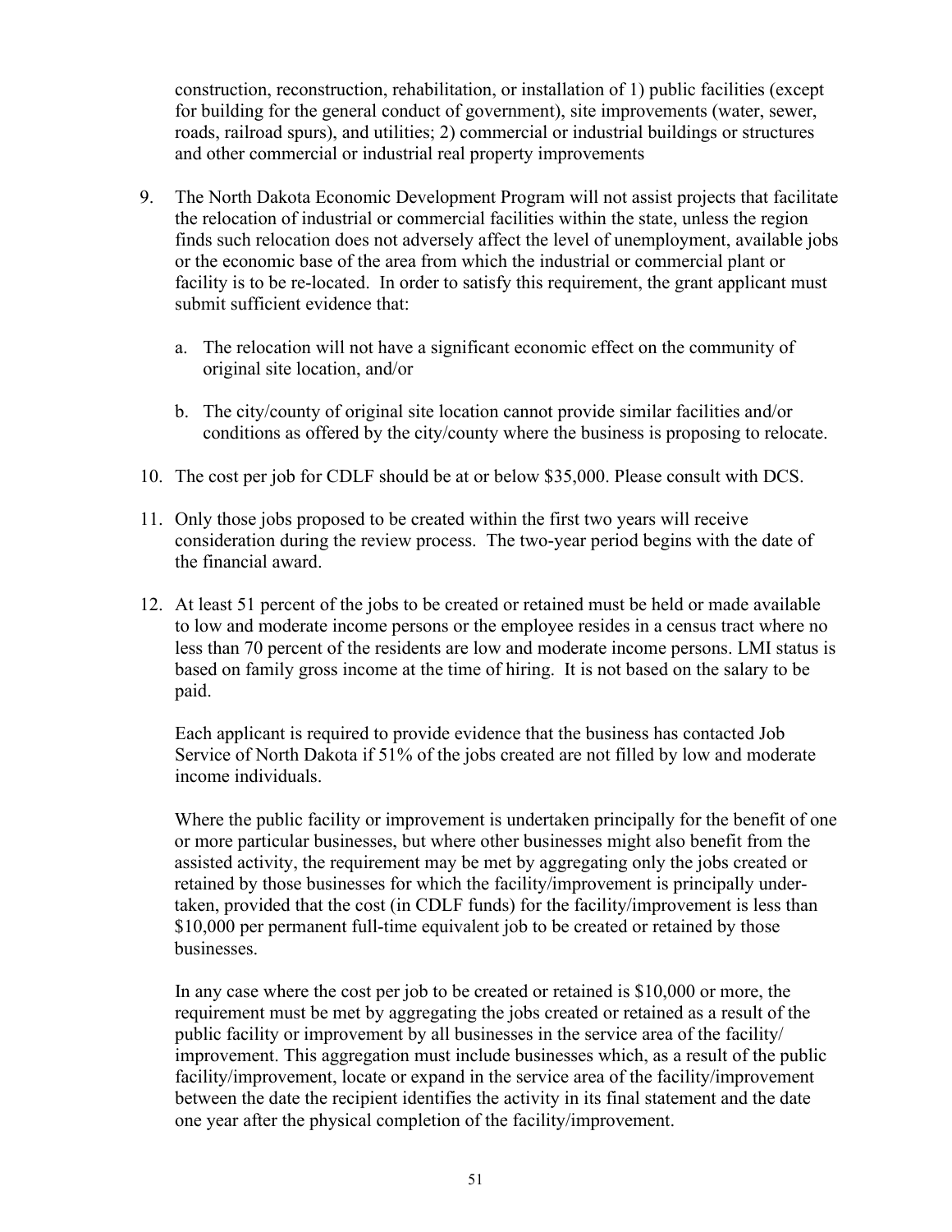construction, reconstruction, rehabilitation, or installation of 1) public facilities (except for building for the general conduct of government), site improvements (water, sewer, roads, railroad spurs), and utilities; 2) commercial or industrial buildings or structures and other commercial or industrial real property improvements

9. The North Dakota Economic Development Program will not assist projects that facilitate the relocation of industrial or commercial facilities within the state, unless the region finds such relocation does not adversely affect the level of unemployment, available jobs or the economic base of the area from which the industrial or commercial plant or facility is to be re-located. In order to satisfy this requirement, the grant applicant must submit sufficient evidence that:

   a. The relocation will not have a significant economic effect on the community of original site location, and/or

   b. The city/county of original site location cannot provide similar facilities and/or conditions as offered by the city/county where the business is proposing to relocate.

10. The cost per job for CDLF should be at or below $35,000. Please consult with DCS.

11. Only those jobs proposed to be created within the first two years will receive consideration during the review process. The two-year period begins with the date of the financial award.

12. At least 51 percent of the jobs to be created or retained must be held or made available to low and moderate income persons or the employee resides in a census tract where no less than 70 percent of the residents are low and moderate income persons. LMI status is based on family gross income at the time of hiring. It is not based on the salary to be paid.

    Each applicant is required to provide evidence that the business has contacted Job Service of North Dakota if 51% of the jobs created are not filled by low and moderate income individuals.

    Where the public facility or improvement is undertaken principally for the benefit of one or more particular businesses, but where other businesses might also benefit from the assisted activity, the requirement may be met by aggregating only the jobs created or retained by those businesses for which the facility/improvement is principally under-taken, provided that the cost (in CDLF funds) for the facility/improvement is less than $10,000 per permanent full-time equivalent job to be created or retained by those businesses.

    In any case where the cost per job to be created or retained is $10,000 or more, the requirement must be met by aggregating the jobs created or retained as a result of the public facility or improvement by all businesses in the service area of the facility/ improvement. This aggregation must include businesses which, as a result of the public facility/improvement, locate or expand in the service area of the facility/improvement between the date the recipient identifies the activity in its final statement and the date one year after the physical completion of the facility/improvement.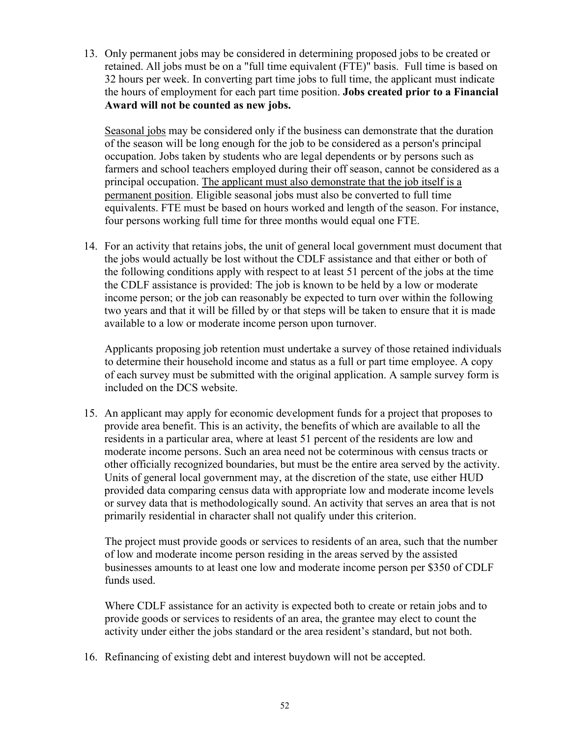13. Only permanent jobs may be considered in determining proposed jobs to be created or retained. All jobs must be on a "full time equivalent (FTE)" basis. Full time is based on 32 hours per week. In converting part time jobs to full time, the applicant must indicate the hours of employment for each part time position. **Jobs created prior to a Financial Award will not be counted as new jobs.**

    Seasonal jobs may be considered only if the business can demonstrate that the duration of the season will be long enough for the job to be considered as a person's principal occupation. Jobs taken by students who are legal dependents or by persons such as farmers and school teachers employed during their off season, cannot be considered as a principal occupation. The applicant must also demonstrate that the job itself is a permanent position. Eligible seasonal jobs must also be converted to full time equivalents. FTE must be based on hours worked and length of the season. For instance, four persons working full time for three months would equal one FTE.

14. For an activity that retains jobs, the unit of general local government must document that the jobs would actually be lost without the CDLF assistance and that either or both of the following conditions apply with respect to at least 51 percent of the jobs at the time the CDLF assistance is provided: The job is known to be held by a low or moderate income person; or the job can reasonably be expected to turn over within the following two years and that it will be filled by or that steps will be taken to ensure that it is made available to a low or moderate income person upon turnover.

    Applicants proposing job retention must undertake a survey of those retained individuals to determine their household income and status as a full or part time employee. A copy of each survey must be submitted with the original application. A sample survey form is included on the DCS website.

15. An applicant may apply for economic development funds for a project that proposes to provide area benefit. This is an activity, the benefits of which are available to all the residents in a particular area, where at least 51 percent of the residents are low and moderate income persons. Such an area need not be coterminous with census tracts or other officially recognized boundaries, but must be the entire area served by the activity. Units of general local government may, at the discretion of the state, use either HUD provided data comparing census data with appropriate low and moderate income levels or survey data that is methodologically sound. An activity that serves an area that is not primarily residential in character shall not qualify under this criterion.

    The project must provide goods or services to residents of an area, such that the number of low and moderate income person residing in the areas served by the assisted businesses amounts to at least one low and moderate income person per $350 of CDLF funds used.

    Where CDLF assistance for an activity is expected both to create or retain jobs and to provide goods or services to residents of an area, the grantee may elect to count the activity under either the jobs standard or the area resident's standard, but not both.

16. Refinancing of existing debt and interest buydown will not be accepted.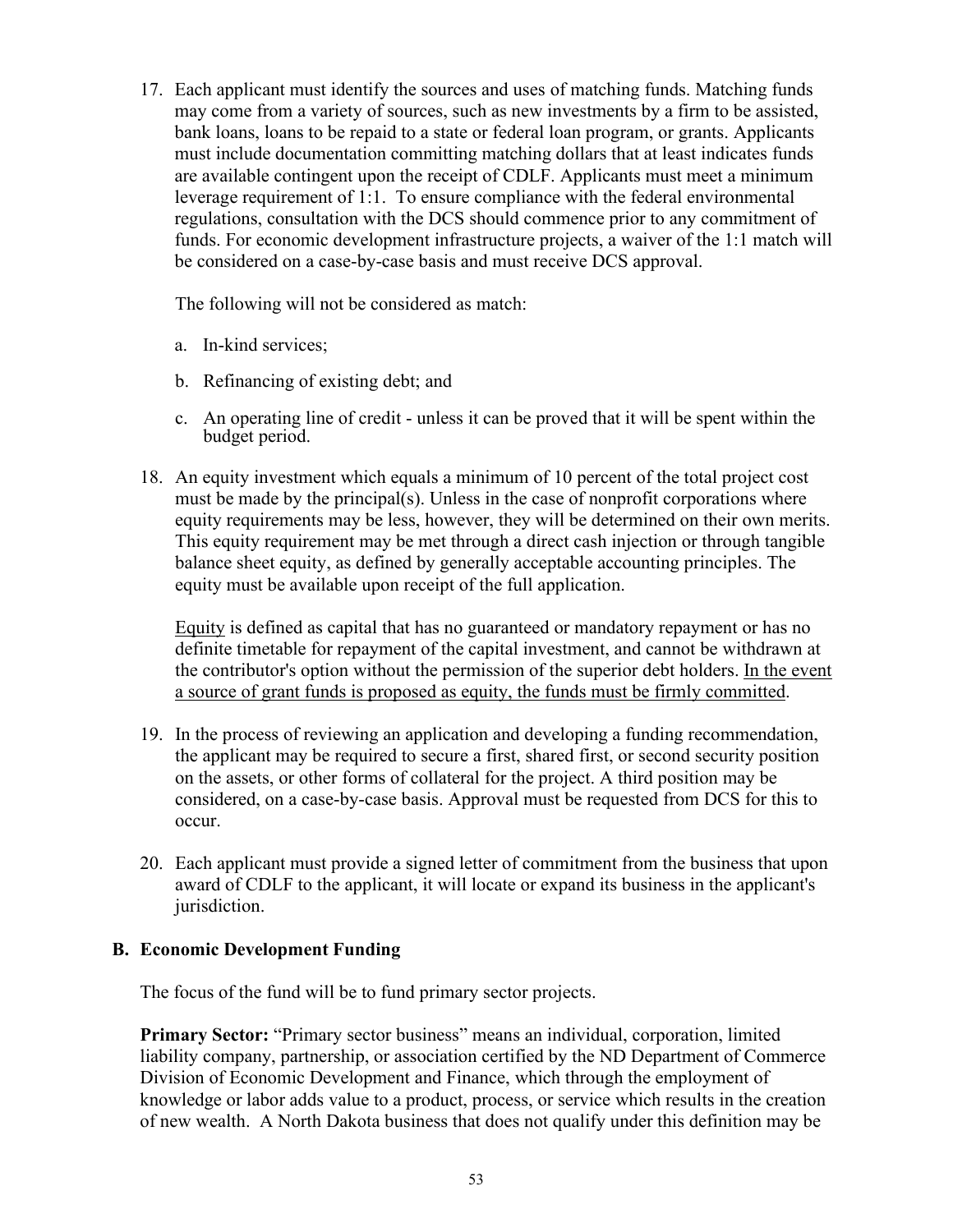17. Each applicant must identify the sources and uses of matching funds. Matching funds may come from a variety of sources, such as new investments by a firm to be assisted, bank loans, loans to be repaid to a state or federal loan program, or grants. Applicants must include documentation committing matching dollars that at least indicates funds are available contingent upon the receipt of CDLF. Applicants must meet a minimum leverage requirement of 1:1. To ensure compliance with the federal environmental regulations, consultation with the DCS should commence prior to any commitment of funds. For economic development infrastructure projects, a waiver of the 1:1 match will be considered on a case-by-case basis and must receive DCS approval.

    The following will not be considered as match:

    a. In-kind services;

    b. Refinancing of existing debt; and

    c. An operating line of credit - unless it can be proved that it will be spent within the budget period.

18. An equity investment which equals a minimum of 10 percent of the total project cost must be made by the principal(s). Unless in the case of nonprofit corporations where equity requirements may be less, however, they will be determined on their own merits. This equity requirement may be met through a direct cash injection or through tangible balance sheet equity, as defined by generally acceptable accounting principles. The equity must be available upon receipt of the full application.

    <u>Equity</u> is defined as capital that has no guaranteed or mandatory repayment or has no definite timetable for repayment of the capital investment, and cannot be withdrawn at the contributor's option without the permission of the superior debt holders. <u>In the event a source of grant funds is proposed as equity, the funds must be firmly committed</u>.

19. In the process of reviewing an application and developing a funding recommendation, the applicant may be required to secure a first, shared first, or second security position on the assets, or other forms of collateral for the project. A third position may be considered, on a case-by-case basis. Approval must be requested from DCS for this to occur.

20. Each applicant must provide a signed letter of commitment from the business that upon award of CDLF to the applicant, it will locate or expand its business in the applicant's jurisdiction.

## B. Economic Development Funding

The focus of the fund will be to fund primary sector projects.

**Primary Sector:** "Primary sector business" means an individual, corporation, limited liability company, partnership, or association certified by the ND Department of Commerce Division of Economic Development and Finance, which through the employment of knowledge or labor adds value to a product, process, or service which results in the creation of new wealth. A North Dakota business that does not qualify under this definition may be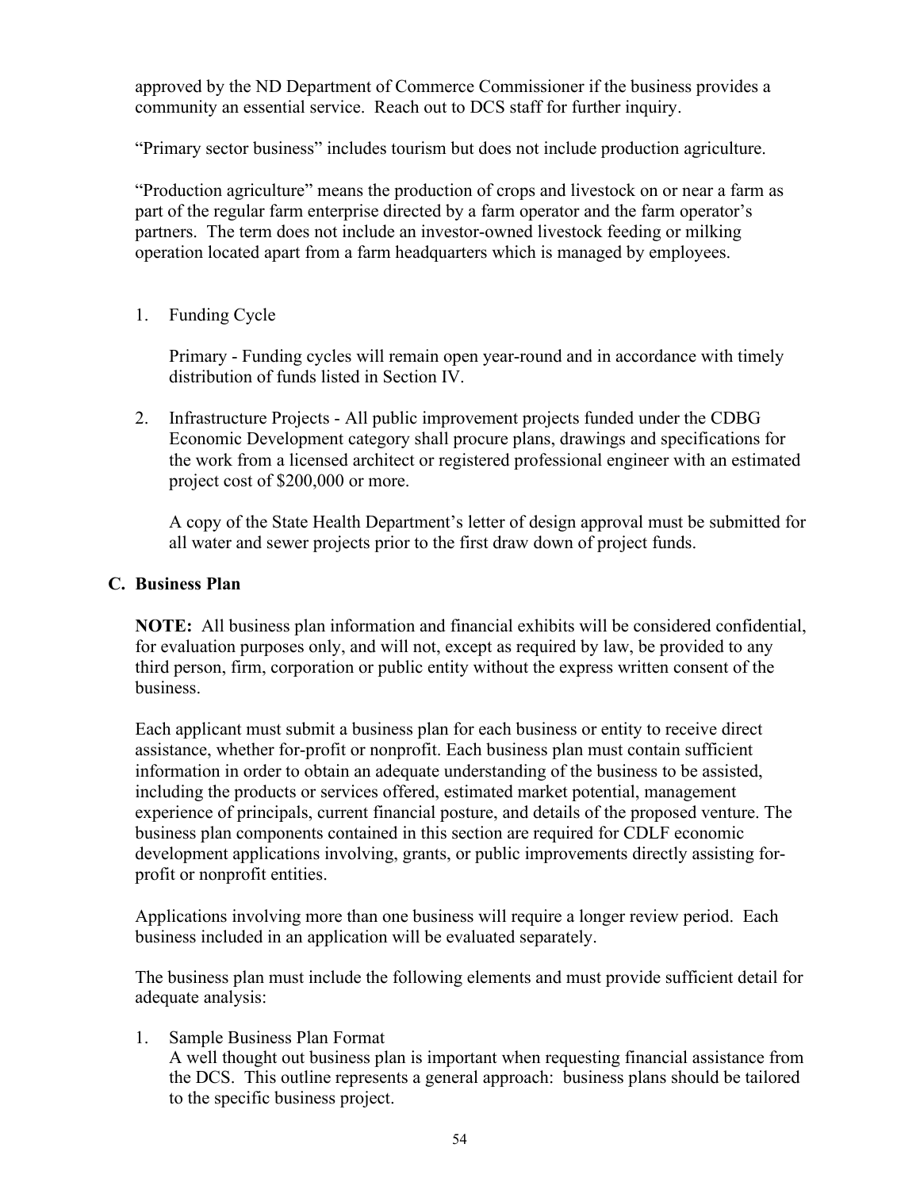approved by the ND Department of Commerce Commissioner if the business provides a community an essential service. Reach out to DCS staff for further inquiry.

"Primary sector business" includes tourism but does not include production agriculture.

"Production agriculture" means the production of crops and livestock on or near a farm as part of the regular farm enterprise directed by a farm operator and the farm operator's partners. The term does not include an investor-owned livestock feeding or milking operation located apart from a farm headquarters which is managed by employees.

1. Funding Cycle

   Primary - Funding cycles will remain open year-round and in accordance with timely distribution of funds listed in Section IV.

2. Infrastructure Projects - All public improvement projects funded under the CDBG Economic Development category shall procure plans, drawings and specifications for the work from a licensed architect or registered professional engineer with an estimated project cost of $200,000 or more.

   A copy of the State Health Department's letter of design approval must be submitted for all water and sewer projects prior to the first draw down of project funds.

### C. Business Plan

**NOTE:** All business plan information and financial exhibits will be considered confidential, for evaluation purposes only, and will not, except as required by law, be provided to any third person, firm, corporation or public entity without the express written consent of the business.

Each applicant must submit a business plan for each business or entity to receive direct assistance, whether for-profit or nonprofit. Each business plan must contain sufficient information in order to obtain an adequate understanding of the business to be assisted, including the products or services offered, estimated market potential, management experience of principals, current financial posture, and details of the proposed venture. The business plan components contained in this section are required for CDLF economic development applications involving, grants, or public improvements directly assisting for-profit or nonprofit entities.

Applications involving more than one business will require a longer review period. Each business included in an application will be evaluated separately.

The business plan must include the following elements and must provide sufficient detail for adequate analysis:

1. Sample Business Plan Format
   A well thought out business plan is important when requesting financial assistance from the DCS. This outline represents a general approach: business plans should be tailored to the specific business project.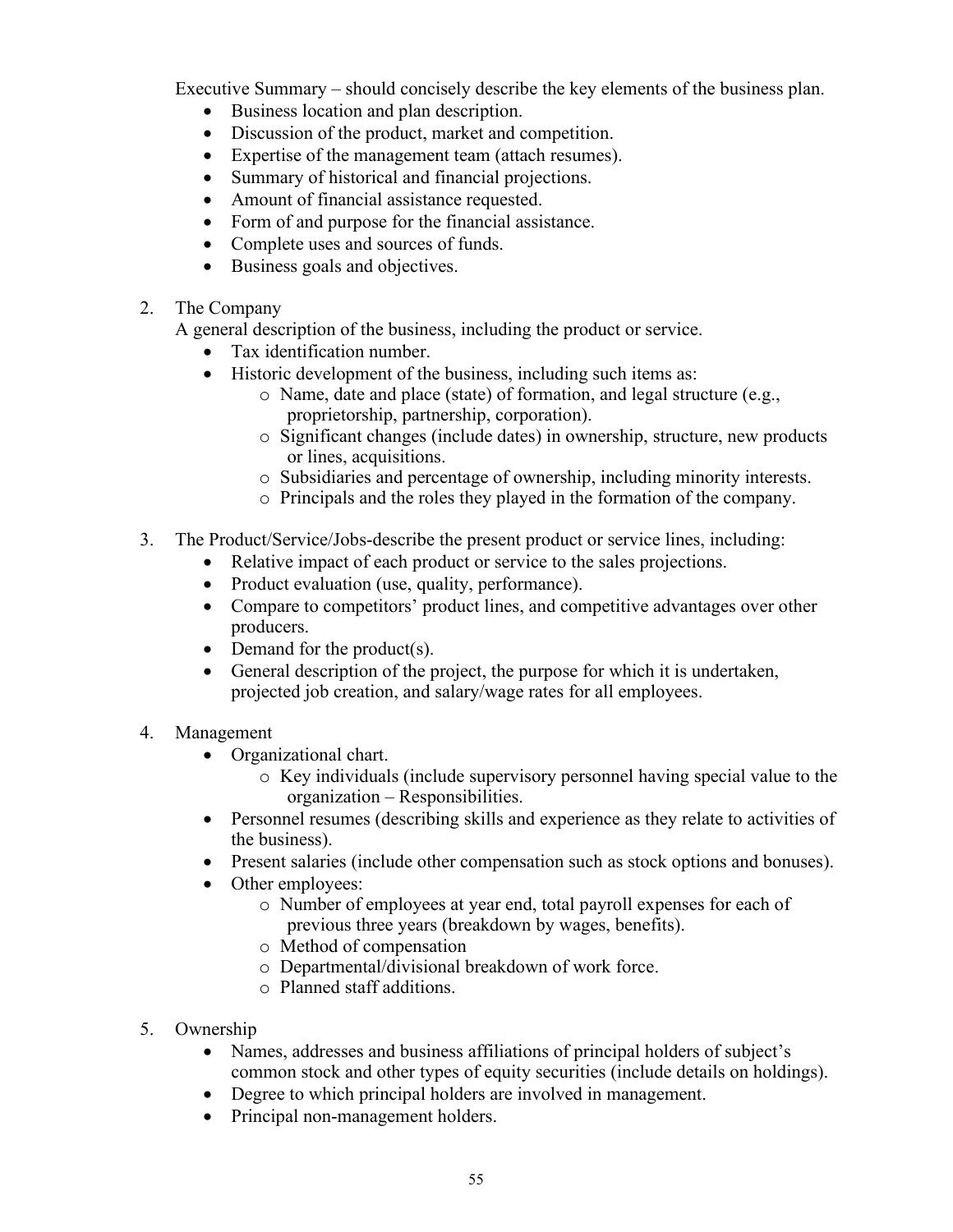Executive Summary – should concisely describe the key elements of the business plan.

- Business location and plan description.
- Discussion of the product, market and competition.
- Expertise of the management team (attach resumes).
- Summary of historical and financial projections.
- Amount of financial assistance requested.
- Form of and purpose for the financial assistance.
- Complete uses and sources of funds.
- Business goals and objectives.

2. The Company

   A general description of the business, including the product or service.

   - Tax identification number.
   - Historic development of the business, including such items as:
     - Name, date and place (state) of formation, and legal structure (e.g., proprietorship, partnership, corporation).
     - Significant changes (include dates) in ownership, structure, new products or lines, acquisitions.
     - Subsidiaries and percentage of ownership, including minority interests.
     - Principals and the roles they played in the formation of the company.

3. The Product/Service/Jobs-describe the present product or service lines, including:
   - Relative impact of each product or service to the sales projections.
   - Product evaluation (use, quality, performance).
   - Compare to competitors' product lines, and competitive advantages over other producers.
   - Demand for the product(s).
   - General description of the project, the purpose for which it is undertaken, projected job creation, and salary/wage rates for all employees.

4. Management
   - Organizational chart.
     - Key individuals (include supervisory personnel having special value to the organization – Responsibilities.
   - Personnel resumes (describing skills and experience as they relate to activities of the business).
   - Present salaries (include other compensation such as stock options and bonuses).
   - Other employees:
     - Number of employees at year end, total payroll expenses for each of previous three years (breakdown by wages, benefits).
     - Method of compensation
     - Departmental/divisional breakdown of work force.
     - Planned staff additions.

5. Ownership
   - Names, addresses and business affiliations of principal holders of subject's common stock and other types of equity securities (include details on holdings).
   - Degree to which principal holders are involved in management.
   - Principal non-management holders.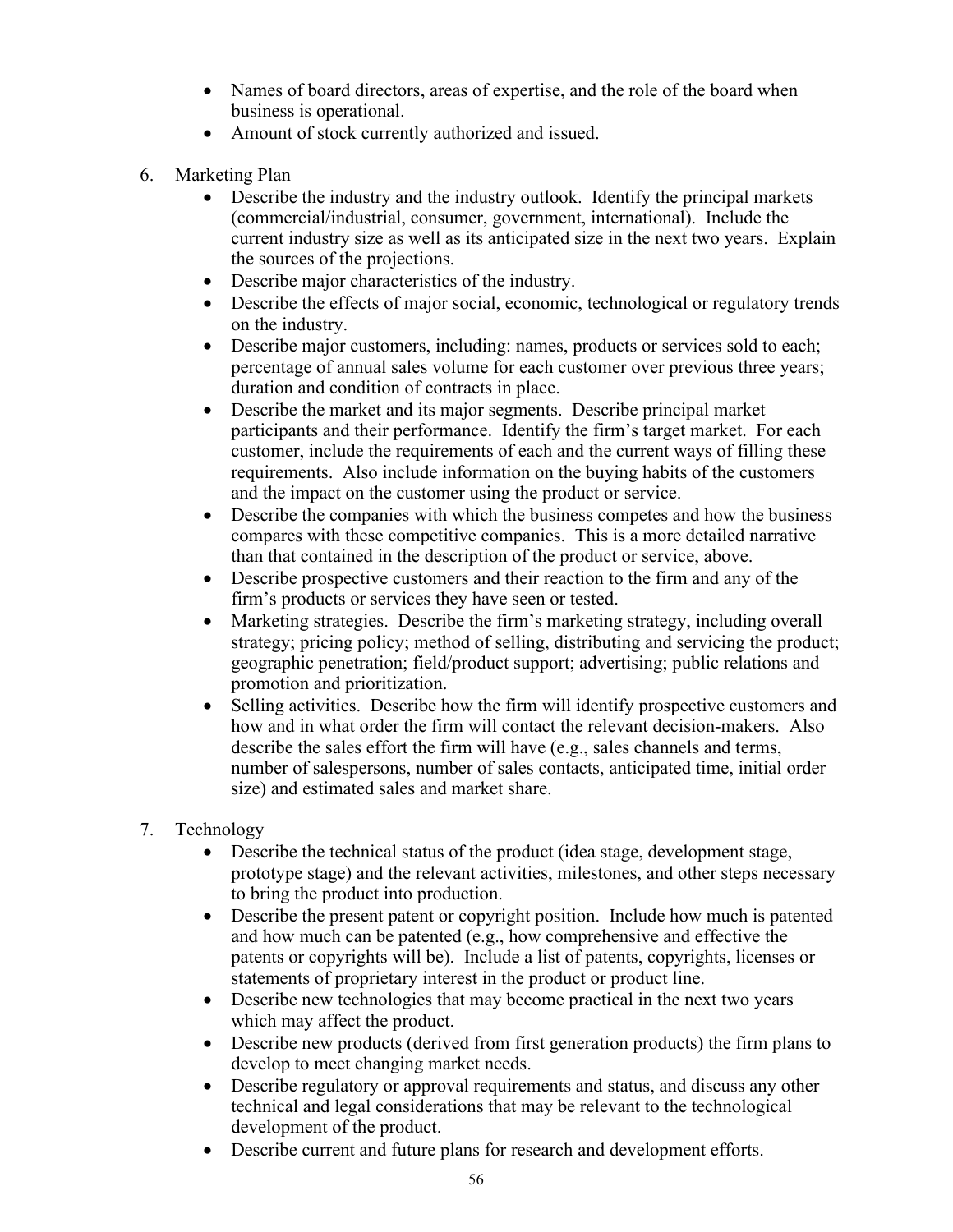- Names of board directors, areas of expertise, and the role of the board when business is operational.
- Amount of stock currently authorized and issued.

6. Marketing Plan
   - Describe the industry and the industry outlook. Identify the principal markets (commercial/industrial, consumer, government, international). Include the current industry size as well as its anticipated size in the next two years. Explain the sources of the projections.
   - Describe major characteristics of the industry.
   - Describe the effects of major social, economic, technological or regulatory trends on the industry.
   - Describe major customers, including: names, products or services sold to each; percentage of annual sales volume for each customer over previous three years; duration and condition of contracts in place.
   - Describe the market and its major segments. Describe principal market participants and their performance. Identify the firm's target market. For each customer, include the requirements of each and the current ways of filling these requirements. Also include information on the buying habits of the customers and the impact on the customer using the product or service.
   - Describe the companies with which the business competes and how the business compares with these competitive companies. This is a more detailed narrative than that contained in the description of the product or service, above.
   - Describe prospective customers and their reaction to the firm and any of the firm's products or services they have seen or tested.
   - Marketing strategies. Describe the firm's marketing strategy, including overall strategy; pricing policy; method of selling, distributing and servicing the product; geographic penetration; field/product support; advertising; public relations and promotion and prioritization.
   - Selling activities. Describe how the firm will identify prospective customers and how and in what order the firm will contact the relevant decision-makers. Also describe the sales effort the firm will have (e.g., sales channels and terms, number of salespersons, number of sales contacts, anticipated time, initial order size) and estimated sales and market share.

7. Technology
   - Describe the technical status of the product (idea stage, development stage, prototype stage) and the relevant activities, milestones, and other steps necessary to bring the product into production.
   - Describe the present patent or copyright position. Include how much is patented and how much can be patented (e.g., how comprehensive and effective the patents or copyrights will be). Include a list of patents, copyrights, licenses or statements of proprietary interest in the product or product line.
   - Describe new technologies that may become practical in the next two years which may affect the product.
   - Describe new products (derived from first generation products) the firm plans to develop to meet changing market needs.
   - Describe regulatory or approval requirements and status, and discuss any other technical and legal considerations that may be relevant to the technological development of the product.
   - Describe current and future plans for research and development efforts.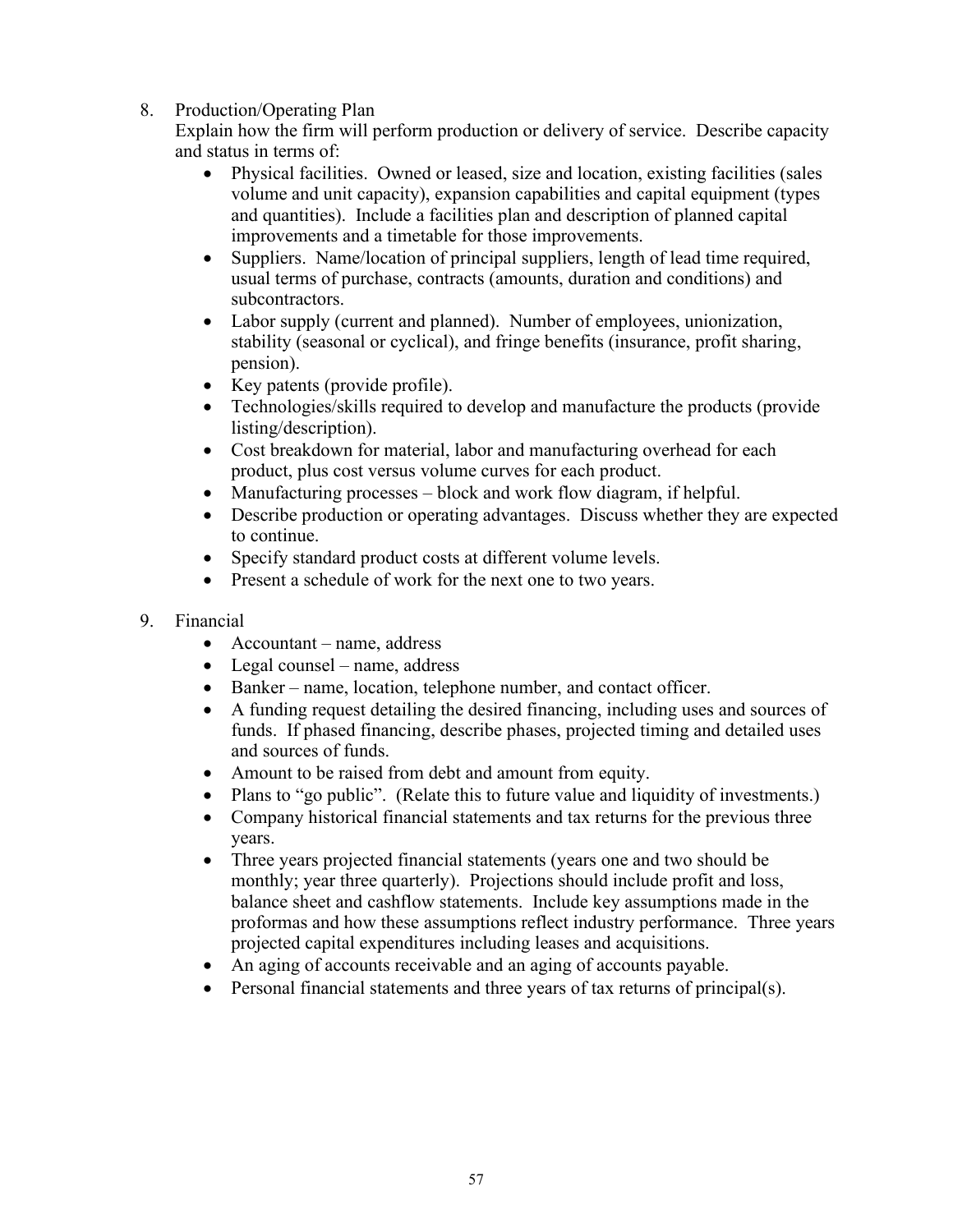8. Production/Operating Plan
   Explain how the firm will perform production or delivery of service. Describe capacity and status in terms of:
   - Physical facilities. Owned or leased, size and location, existing facilities (sales volume and unit capacity), expansion capabilities and capital equipment (types and quantities). Include a facilities plan and description of planned capital improvements and a timetable for those improvements.
   - Suppliers. Name/location of principal suppliers, length of lead time required, usual terms of purchase, contracts (amounts, duration and conditions) and subcontractors.
   - Labor supply (current and planned). Number of employees, unionization, stability (seasonal or cyclical), and fringe benefits (insurance, profit sharing, pension).
   - Key patents (provide profile).
   - Technologies/skills required to develop and manufacture the products (provide listing/description).
   - Cost breakdown for material, labor and manufacturing overhead for each product, plus cost versus volume curves for each product.
   - Manufacturing processes – block and work flow diagram, if helpful.
   - Describe production or operating advantages. Discuss whether they are expected to continue.
   - Specify standard product costs at different volume levels.
   - Present a schedule of work for the next one to two years.

9. Financial
   - Accountant – name, address
   - Legal counsel – name, address
   - Banker – name, location, telephone number, and contact officer.
   - A funding request detailing the desired financing, including uses and sources of funds. If phased financing, describe phases, projected timing and detailed uses and sources of funds.
   - Amount to be raised from debt and amount from equity.
   - Plans to "go public". (Relate this to future value and liquidity of investments.)
   - Company historical financial statements and tax returns for the previous three years.
   - Three years projected financial statements (years one and two should be monthly; year three quarterly). Projections should include profit and loss, balance sheet and cashflow statements. Include key assumptions made in the proformas and how these assumptions reflect industry performance. Three years projected capital expenditures including leases and acquisitions.
   - An aging of accounts receivable and an aging of accounts payable.
   - Personal financial statements and three years of tax returns of principal(s).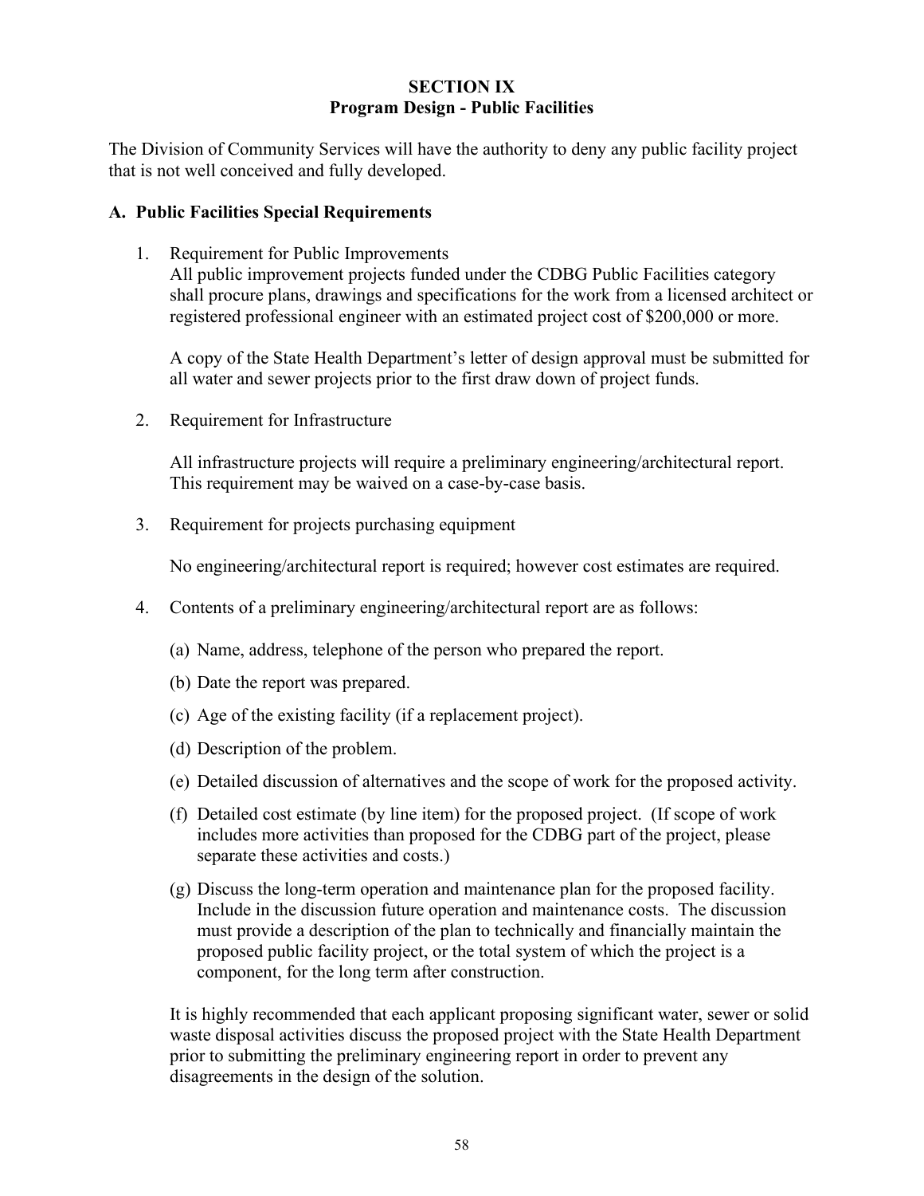# SECTION IX
## Program Design - Public Facilities

The Division of Community Services will have the authority to deny any public facility project that is not well conceived and fully developed.

### A. Public Facilities Special Requirements

1. Requirement for Public Improvements
   All public improvement projects funded under the CDBG Public Facilities category shall procure plans, drawings and specifications for the work from a licensed architect or registered professional engineer with an estimated project cost of $200,000 or more.

   A copy of the State Health Department's letter of design approval must be submitted for all water and sewer projects prior to the first draw down of project funds.

2. Requirement for Infrastructure

   All infrastructure projects will require a preliminary engineering/architectural report. This requirement may be waived on a case-by-case basis.

3. Requirement for projects purchasing equipment

   No engineering/architectural report is required; however cost estimates are required.

4. Contents of a preliminary engineering/architectural report are as follows:

   (a) Name, address, telephone of the person who prepared the report.

   (b) Date the report was prepared.

   (c) Age of the existing facility (if a replacement project).

   (d) Description of the problem.

   (e) Detailed discussion of alternatives and the scope of work for the proposed activity.

   (f) Detailed cost estimate (by line item) for the proposed project. (If scope of work includes more activities than proposed for the CDBG part of the project, please separate these activities and costs.)

   (g) Discuss the long-term operation and maintenance plan for the proposed facility. Include in the discussion future operation and maintenance costs. The discussion must provide a description of the plan to technically and financially maintain the proposed public facility project, or the total system of which the project is a component, for the long term after construction.

   It is highly recommended that each applicant proposing significant water, sewer or solid waste disposal activities discuss the proposed project with the State Health Department prior to submitting the preliminary engineering report in order to prevent any disagreements in the design of the solution.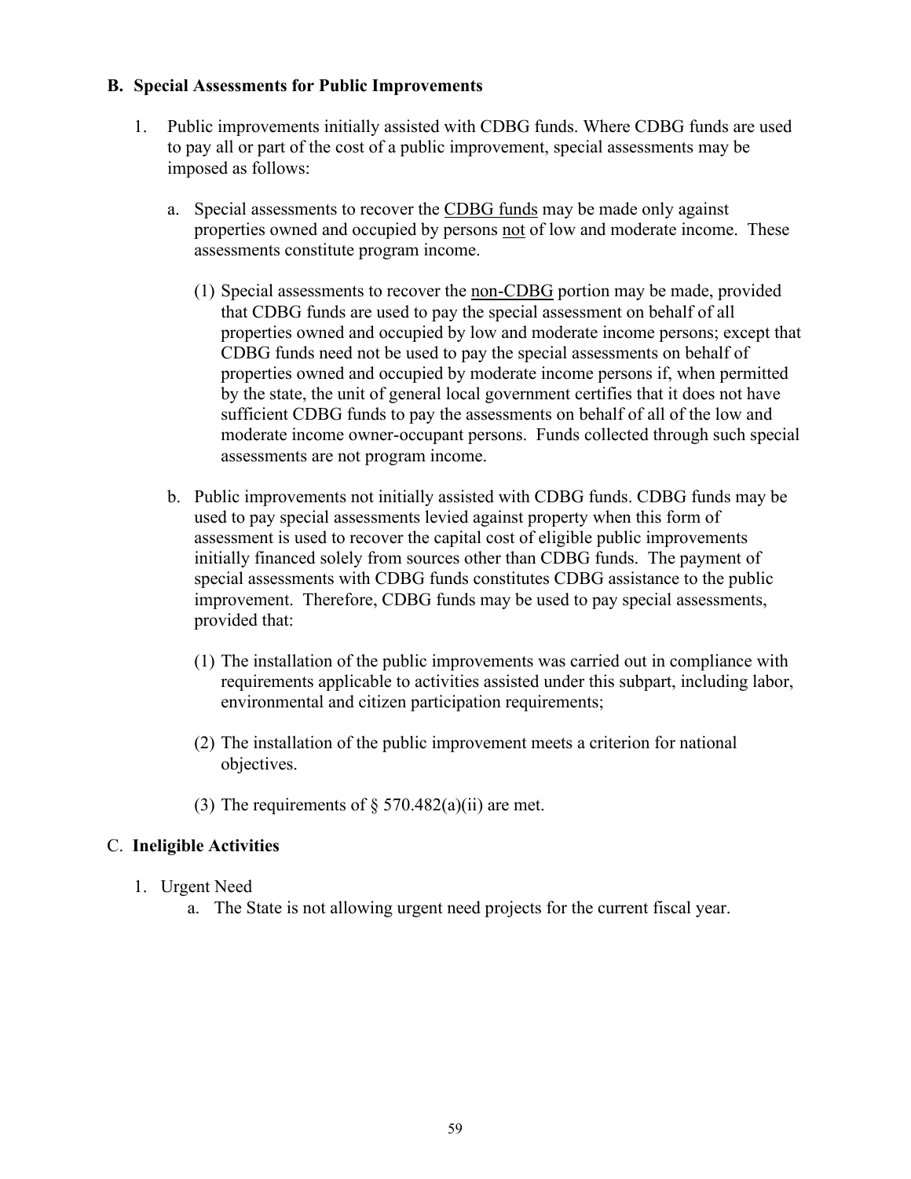**B. Special Assessments for Public Improvements**

1. Public improvements initially assisted with CDBG funds. Where CDBG funds are used to pay all or part of the cost of a public improvement, special assessments may be imposed as follows:

   a. Special assessments to recover the <u>CDBG funds</u> may be made only against properties owned and occupied by persons <u>not</u> of low and moderate income. These assessments constitute program income.

      (1) Special assessments to recover the <u>non-CDBG</u> portion may be made, provided that CDBG funds are used to pay the special assessment on behalf of all properties owned and occupied by low and moderate income persons; except that CDBG funds need not be used to pay the special assessments on behalf of properties owned and occupied by moderate income persons if, when permitted by the state, the unit of general local government certifies that it does not have sufficient CDBG funds to pay the assessments on behalf of all of the low and moderate income owner-occupant persons. Funds collected through such special assessments are not program income.

   b. Public improvements not initially assisted with CDBG funds. CDBG funds may be used to pay special assessments levied against property when this form of assessment is used to recover the capital cost of eligible public improvements initially financed solely from sources other than CDBG funds. The payment of special assessments with CDBG funds constitutes CDBG assistance to the public improvement. Therefore, CDBG funds may be used to pay special assessments, provided that:

      (1) The installation of the public improvements was carried out in compliance with requirements applicable to activities assisted under this subpart, including labor, environmental and citizen participation requirements;

      (2) The installation of the public improvement meets a criterion for national objectives.

      (3) The requirements of § 570.482(a)(ii) are met.

C. **Ineligible Activities**

1. Urgent Need
   a. The State is not allowing urgent need projects for the current fiscal year.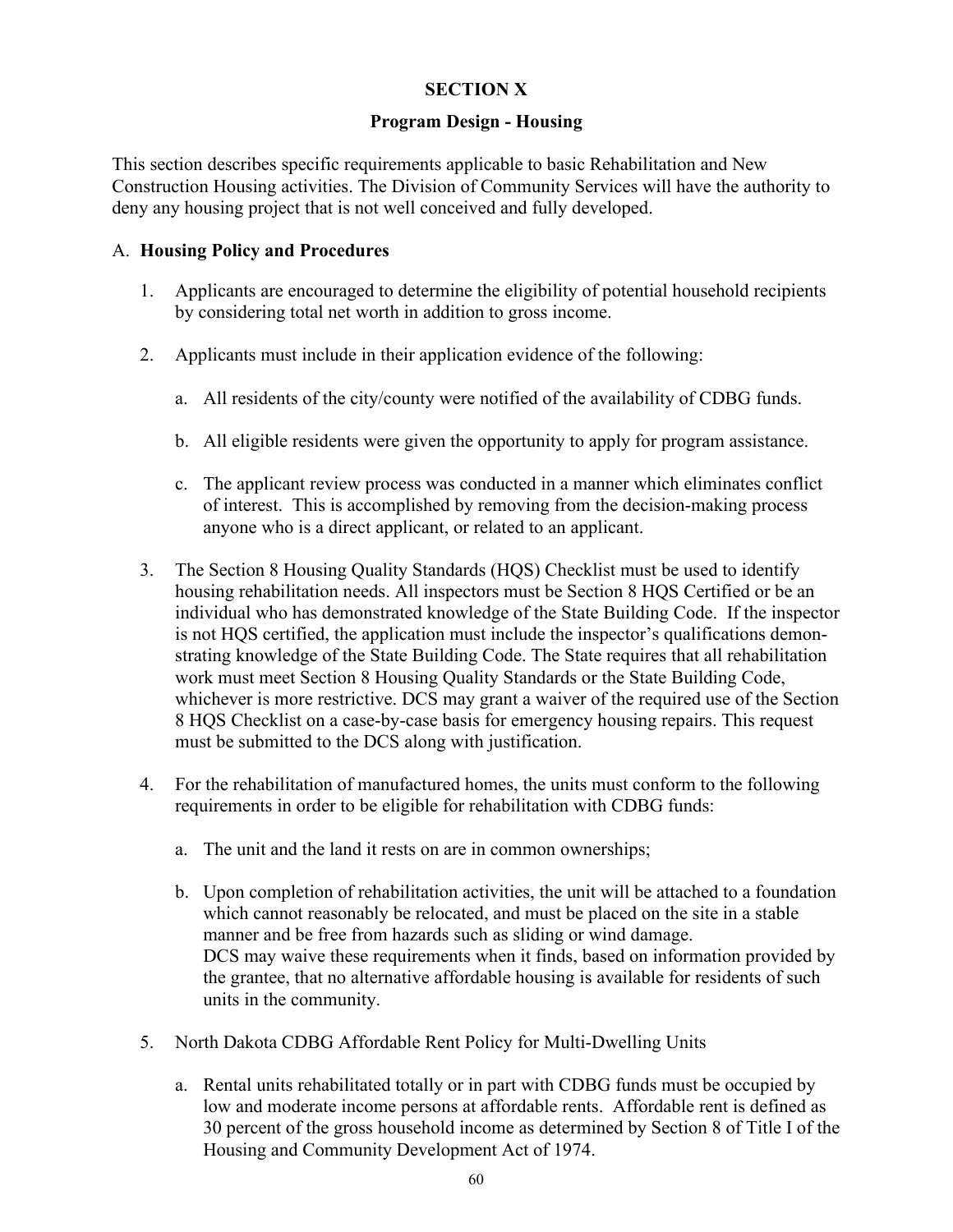# SECTION X

## Program Design - Housing

This section describes specific requirements applicable to basic Rehabilitation and New Construction Housing activities. The Division of Community Services will have the authority to deny any housing project that is not well conceived and fully developed.

### A. Housing Policy and Procedures

1. Applicants are encouraged to determine the eligibility of potential household recipients by considering total net worth in addition to gross income.

2. Applicants must include in their application evidence of the following:

   a. All residents of the city/county were notified of the availability of CDBG funds.

   b. All eligible residents were given the opportunity to apply for program assistance.

   c. The applicant review process was conducted in a manner which eliminates conflict of interest. This is accomplished by removing from the decision-making process anyone who is a direct applicant, or related to an applicant.

3. The Section 8 Housing Quality Standards (HQS) Checklist must be used to identify housing rehabilitation needs. All inspectors must be Section 8 HQS Certified or be an individual who has demonstrated knowledge of the State Building Code. If the inspector is not HQS certified, the application must include the inspector's qualifications demonstrating knowledge of the State Building Code. The State requires that all rehabilitation work must meet Section 8 Housing Quality Standards or the State Building Code, whichever is more restrictive. DCS may grant a waiver of the required use of the Section 8 HQS Checklist on a case-by-case basis for emergency housing repairs. This request must be submitted to the DCS along with justification.

4. For the rehabilitation of manufactured homes, the units must conform to the following requirements in order to be eligible for rehabilitation with CDBG funds:

   a. The unit and the land it rests on are in common ownerships;

   b. Upon completion of rehabilitation activities, the unit will be attached to a foundation which cannot reasonably be relocated, and must be placed on the site in a stable manner and be free from hazards such as sliding or wind damage.
   DCS may waive these requirements when it finds, based on information provided by the grantee, that no alternative affordable housing is available for residents of such units in the community.

5. North Dakota CDBG Affordable Rent Policy for Multi-Dwelling Units

   a. Rental units rehabilitated totally or in part with CDBG funds must be occupied by low and moderate income persons at affordable rents. Affordable rent is defined as 30 percent of the gross household income as determined by Section 8 of Title I of the Housing and Community Development Act of 1974.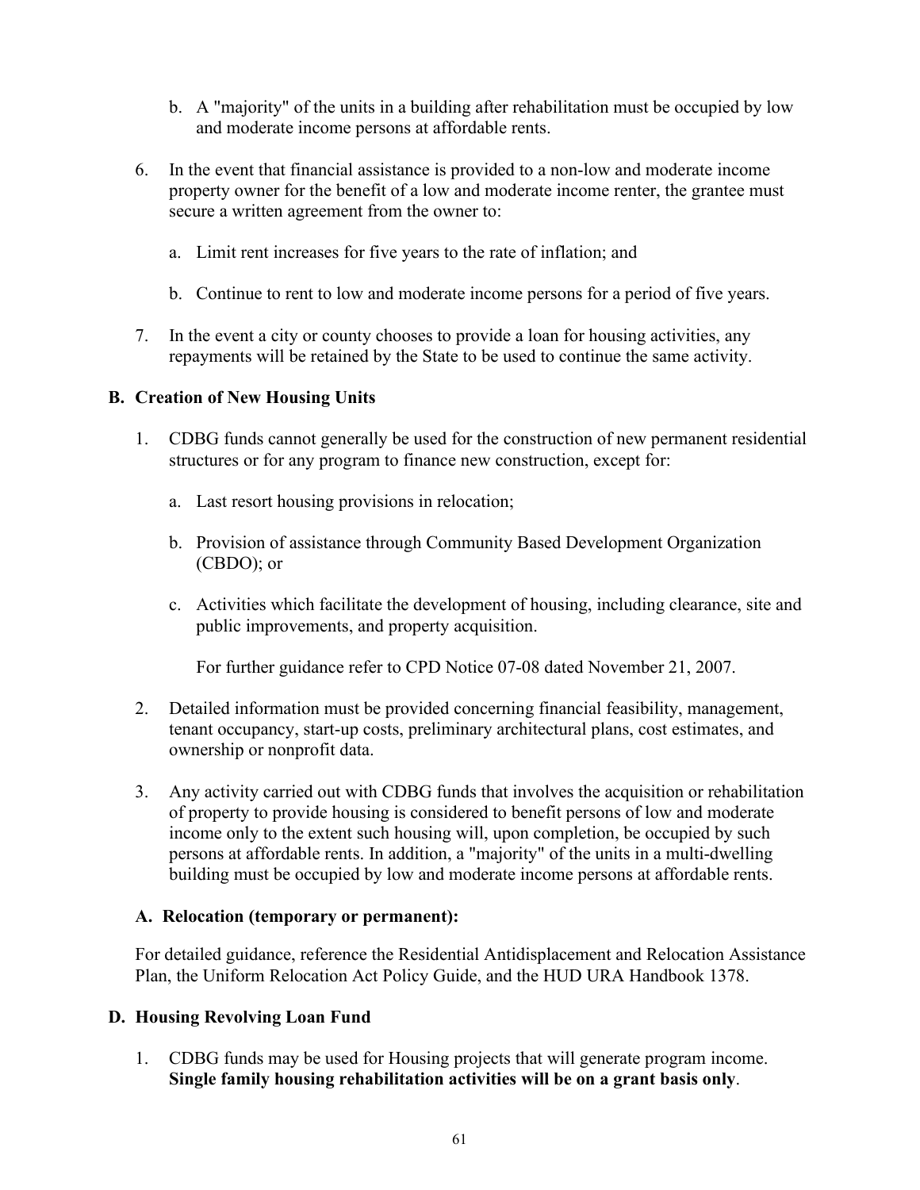b. A "majority" of the units in a building after rehabilitation must be occupied by low and moderate income persons at affordable rents.

6. In the event that financial assistance is provided to a non-low and moderate income property owner for the benefit of a low and moderate income renter, the grantee must secure a written agreement from the owner to:

   a. Limit rent increases for five years to the rate of inflation; and

   b. Continue to rent to low and moderate income persons for a period of five years.

7. In the event a city or county chooses to provide a loan for housing activities, any repayments will be retained by the State to be used to continue the same activity.

**B. Creation of New Housing Units**

1. CDBG funds cannot generally be used for the construction of new permanent residential structures or for any program to finance new construction, except for:

   a. Last resort housing provisions in relocation;

   b. Provision of assistance through Community Based Development Organization (CBDO); or

   c. Activities which facilitate the development of housing, including clearance, site and public improvements, and property acquisition.

   For further guidance refer to CPD Notice 07-08 dated November 21, 2007.

2. Detailed information must be provided concerning financial feasibility, management, tenant occupancy, start-up costs, preliminary architectural plans, cost estimates, and ownership or nonprofit data.

3. Any activity carried out with CDBG funds that involves the acquisition or rehabilitation of property to provide housing is considered to benefit persons of low and moderate income only to the extent such housing will, upon completion, be occupied by such persons at affordable rents. In addition, a "majority" of the units in a multi-dwelling building must be occupied by low and moderate income persons at affordable rents.

**A. Relocation (temporary or permanent):**

For detailed guidance, reference the Residential Antidisplacement and Relocation Assistance Plan, the Uniform Relocation Act Policy Guide, and the HUD URA Handbook 1378.

**D. Housing Revolving Loan Fund**

1. CDBG funds may be used for Housing projects that will generate program income. **Single family housing rehabilitation activities will be on a grant basis only**.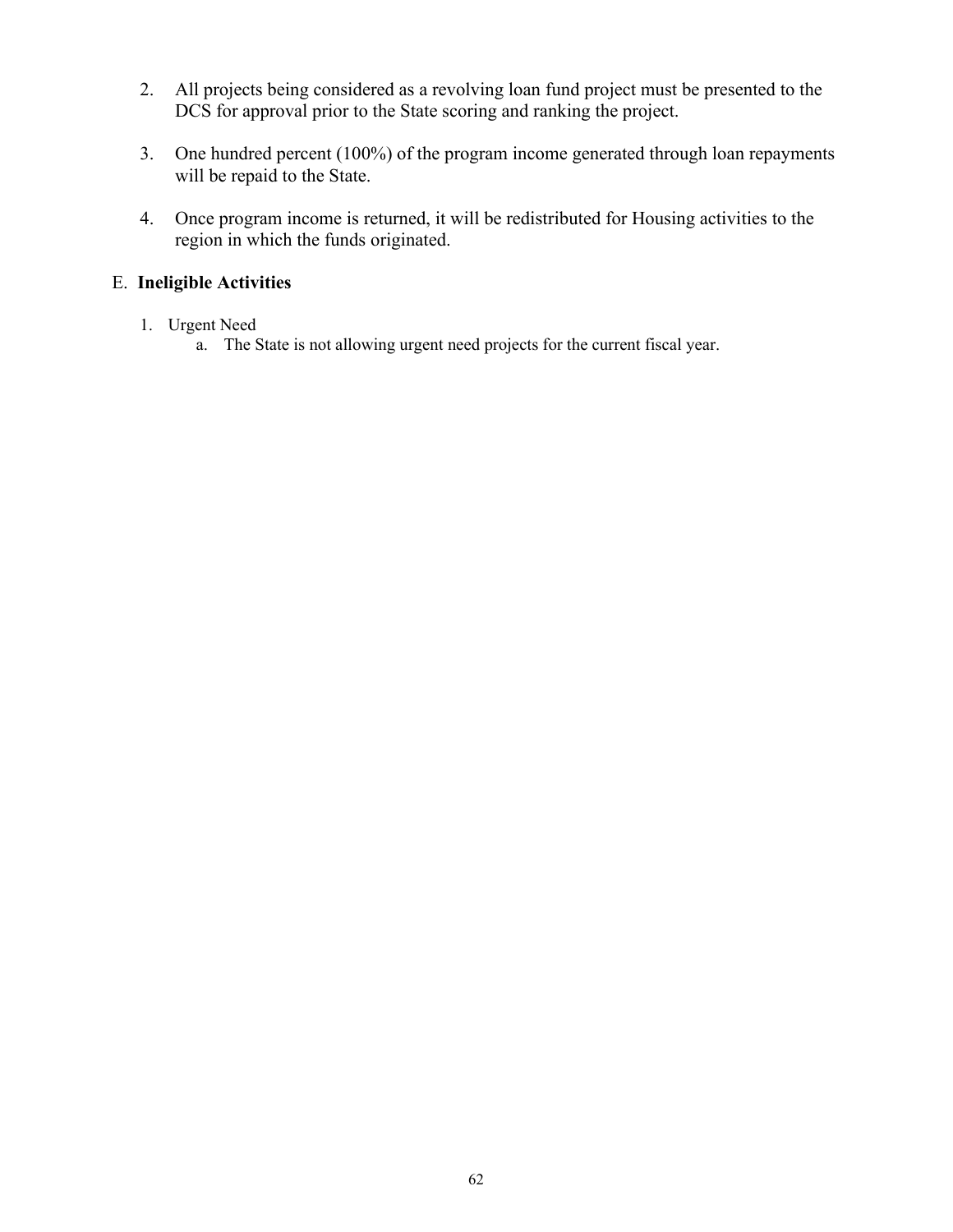2. All projects being considered as a revolving loan fund project must be presented to the DCS for approval prior to the State scoring and ranking the project.

3. One hundred percent (100%) of the program income generated through loan repayments will be repaid to the State.

4. Once program income is returned, it will be redistributed for Housing activities to the region in which the funds originated.

E. **Ineligible Activities**

1. Urgent Need
   a. The State is not allowing urgent need projects for the current fiscal year.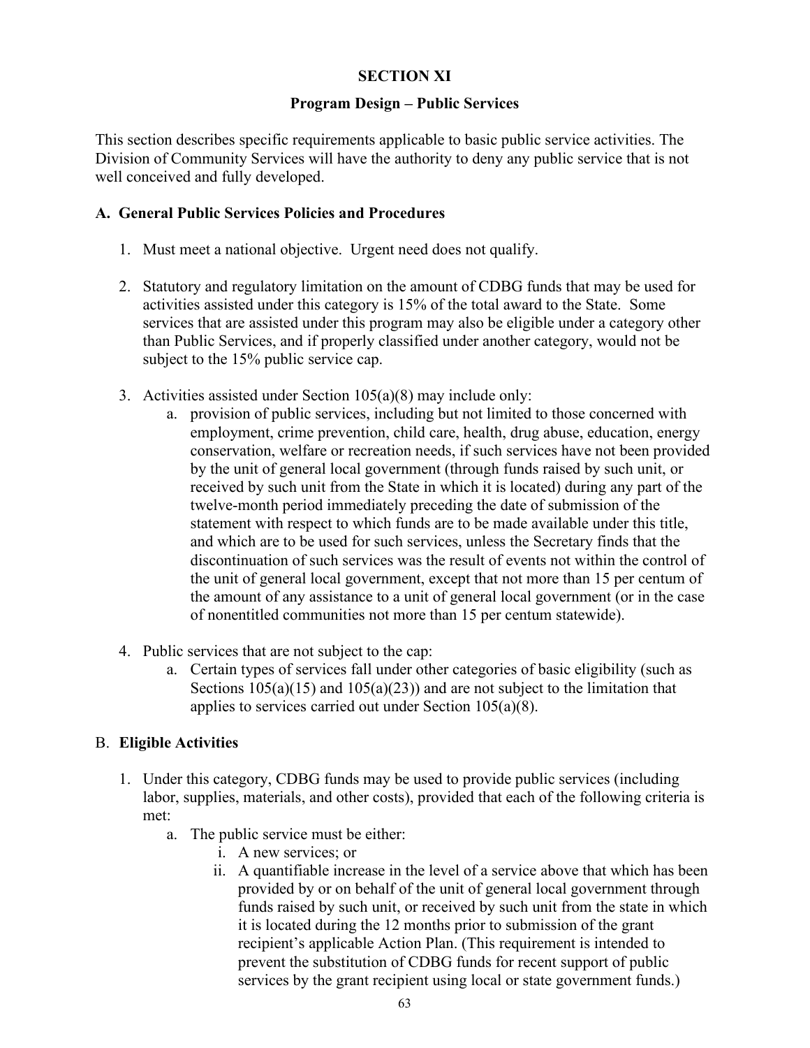# SECTION XI

## Program Design – Public Services

This section describes specific requirements applicable to basic public service activities. The Division of Community Services will have the authority to deny any public service that is not well conceived and fully developed.

### A. General Public Services Policies and Procedures

1. Must meet a national objective. Urgent need does not qualify.

2. Statutory and regulatory limitation on the amount of CDBG funds that may be used for activities assisted under this category is 15% of the total award to the State. Some services that are assisted under this program may also be eligible under a category other than Public Services, and if properly classified under another category, would not be subject to the 15% public service cap.

3. Activities assisted under Section 105(a)(8) may include only:
   a. provision of public services, including but not limited to those concerned with employment, crime prevention, child care, health, drug abuse, education, energy conservation, welfare or recreation needs, if such services have not been provided by the unit of general local government (through funds raised by such unit, or received by such unit from the State in which it is located) during any part of the twelve-month period immediately preceding the date of submission of the statement with respect to which funds are to be made available under this title, and which are to be used for such services, unless the Secretary finds that the discontinuation of such services was the result of events not within the control of the unit of general local government, except that not more than 15 per centum of the amount of any assistance to a unit of general local government (or in the case of nonentitled communities not more than 15 per centum statewide).

4. Public services that are not subject to the cap:
   a. Certain types of services fall under other categories of basic eligibility (such as Sections 105(a)(15) and 105(a)(23)) and are not subject to the limitation that applies to services carried out under Section 105(a)(8).

### B. Eligible Activities

1. Under this category, CDBG funds may be used to provide public services (including labor, supplies, materials, and other costs), provided that each of the following criteria is met:
   a. The public service must be either:
      i. A new services; or
      ii. A quantifiable increase in the level of a service above that which has been provided by or on behalf of the unit of general local government through funds raised by such unit, or received by such unit from the state in which it is located during the 12 months prior to submission of the grant recipient's applicable Action Plan. (This requirement is intended to prevent the substitution of CDBG funds for recent support of public services by the grant recipient using local or state government funds.)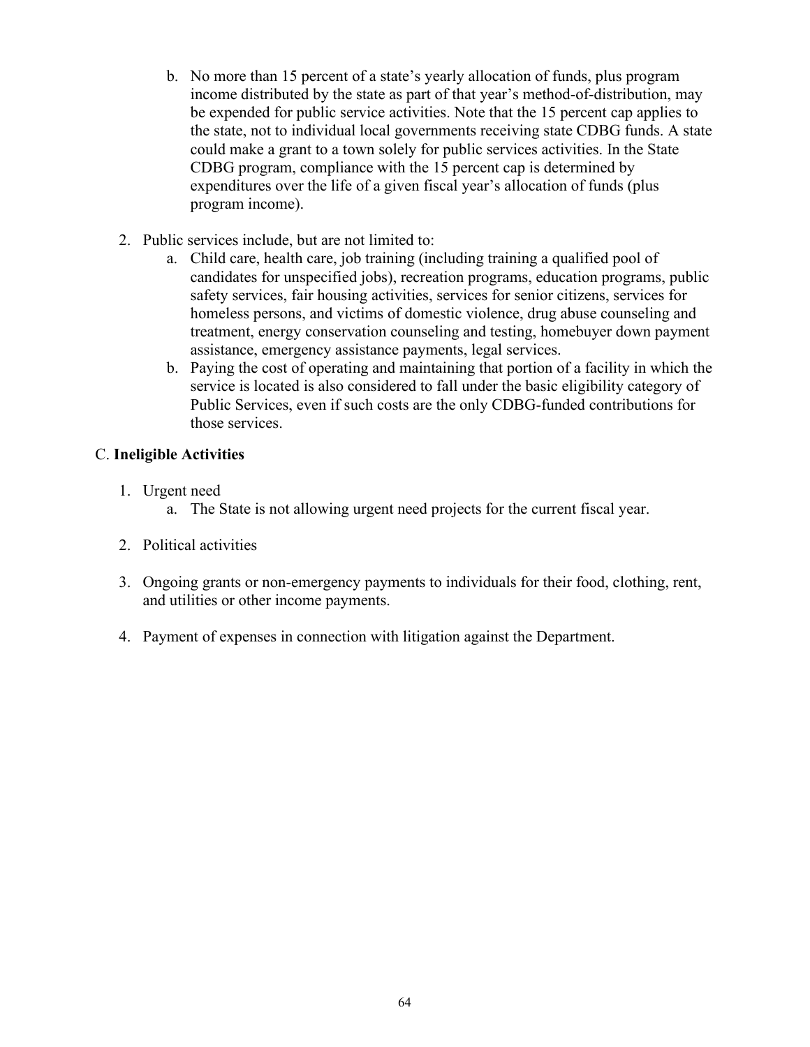b. No more than 15 percent of a state's yearly allocation of funds, plus program income distributed by the state as part of that year's method-of-distribution, may be expended for public service activities. Note that the 15 percent cap applies to the state, not to individual local governments receiving state CDBG funds. A state could make a grant to a town solely for public services activities. In the State CDBG program, compliance with the 15 percent cap is determined by expenditures over the life of a given fiscal year's allocation of funds (plus program income).

2. Public services include, but are not limited to:
   a. Child care, health care, job training (including training a qualified pool of candidates for unspecified jobs), recreation programs, education programs, public safety services, fair housing activities, services for senior citizens, services for homeless persons, and victims of domestic violence, drug abuse counseling and treatment, energy conservation counseling and testing, homebuyer down payment assistance, emergency assistance payments, legal services.
   b. Paying the cost of operating and maintaining that portion of a facility in which the service is located is also considered to fall under the basic eligibility category of Public Services, even if such costs are the only CDBG-funded contributions for those services.

C. **Ineligible Activities**

1. Urgent need
   a. The State is not allowing urgent need projects for the current fiscal year.

2. Political activities

3. Ongoing grants or non-emergency payments to individuals for their food, clothing, rent, and utilities or other income payments.

4. Payment of expenses in connection with litigation against the Department.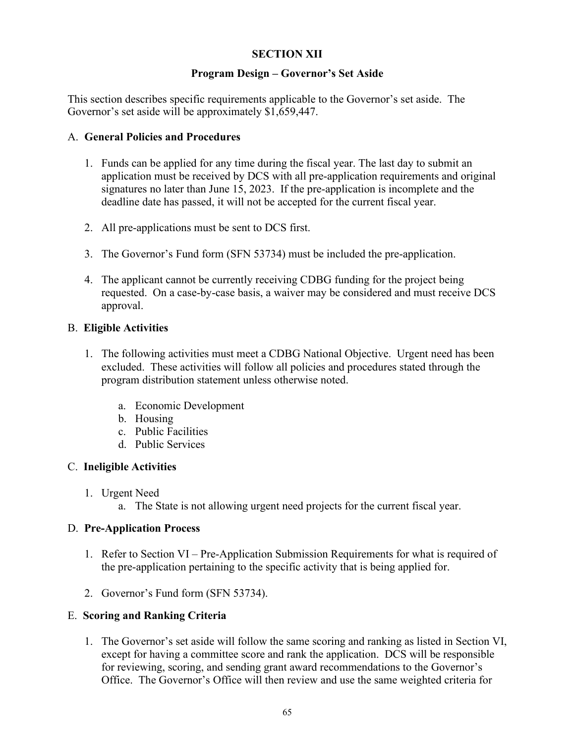# SECTION XII

## Program Design – Governor's Set Aside

This section describes specific requirements applicable to the Governor's set aside. The Governor's set aside will be approximately $1,659,447.

A. **General Policies and Procedures**

1. Funds can be applied for any time during the fiscal year. The last day to submit an application must be received by DCS with all pre-application requirements and original signatures no later than June 15, 2023. If the pre-application is incomplete and the deadline date has passed, it will not be accepted for the current fiscal year.

2. All pre-applications must be sent to DCS first.

3. The Governor's Fund form (SFN 53734) must be included the pre-application.

4. The applicant cannot be currently receiving CDBG funding for the project being requested. On a case-by-case basis, a waiver may be considered and must receive DCS approval.

B. **Eligible Activities**

1. The following activities must meet a CDBG National Objective. Urgent need has been excluded. These activities will follow all policies and procedures stated through the program distribution statement unless otherwise noted.

   a. Economic Development
   b. Housing
   c. Public Facilities
   d. Public Services

C. **Ineligible Activities**

1. Urgent Need
   a. The State is not allowing urgent need projects for the current fiscal year.

D. **Pre-Application Process**

1. Refer to Section VI – Pre-Application Submission Requirements for what is required of the pre-application pertaining to the specific activity that is being applied for.

2. Governor's Fund form (SFN 53734).

E. **Scoring and Ranking Criteria**

1. The Governor's set aside will follow the same scoring and ranking as listed in Section VI, except for having a committee score and rank the application. DCS will be responsible for reviewing, scoring, and sending grant award recommendations to the Governor's Office. The Governor's Office will then review and use the same weighted criteria for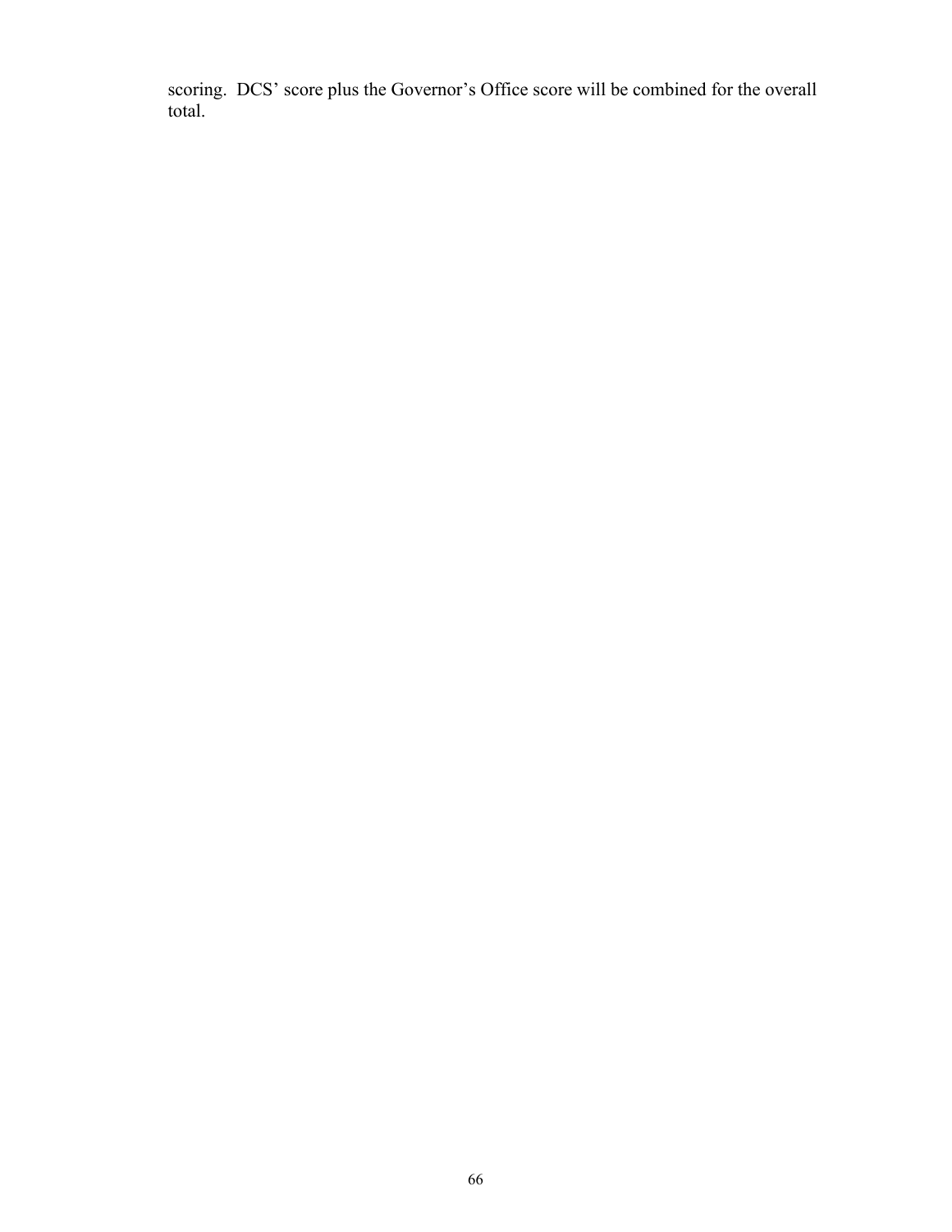scoring.  DCS' score plus the Governor's Office score will be combined for the overall total.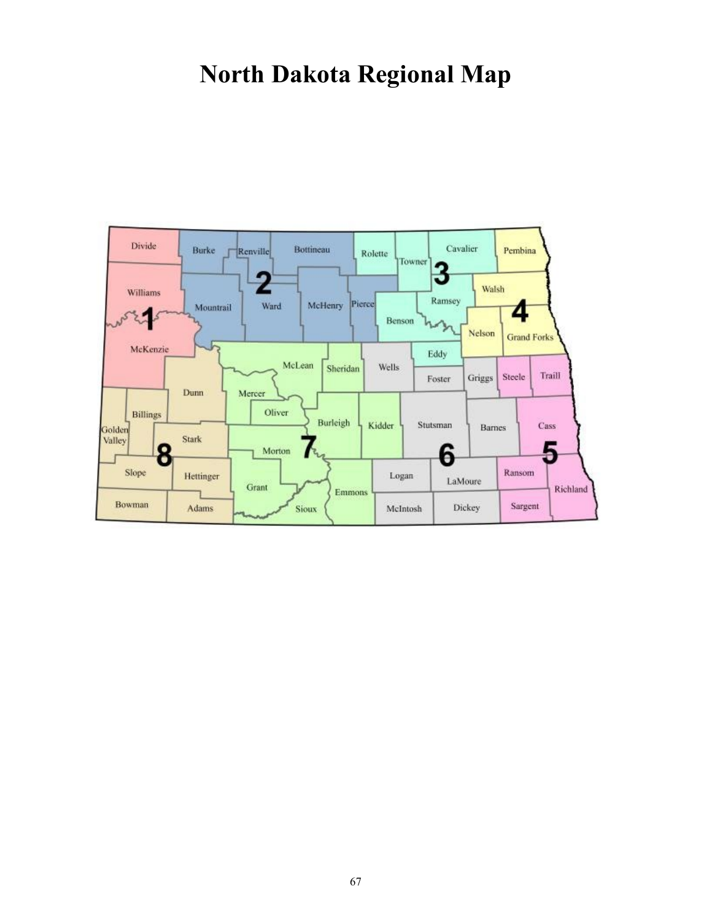# North Dakota Regional Map

Divide
Burke
Renville
Bottineau
Rolette
Towner
Cavalier
Pembina
Williams
2
3
Walsh
Mountrail
Ward
McHenry
Pierce
Ramsey
1
Benson
4
Nelson
Grand Forks
McKenzie
Eddy
McLean
Sheridan
Wells
Foster
Griggs
Steele
Traill
Dunn
Mercer
Oliver
Billings
Burleigh
Kidder
Stutsman
Barnes
Cass
Golden Valley
Stark
8
Morton
7
6
5
Slope
Hettinger
Logan
LaMoure
Ransom
Grant
Emmons
Richland
Bowman
Adams
Sioux
McIntosh
Dickey
Sargent